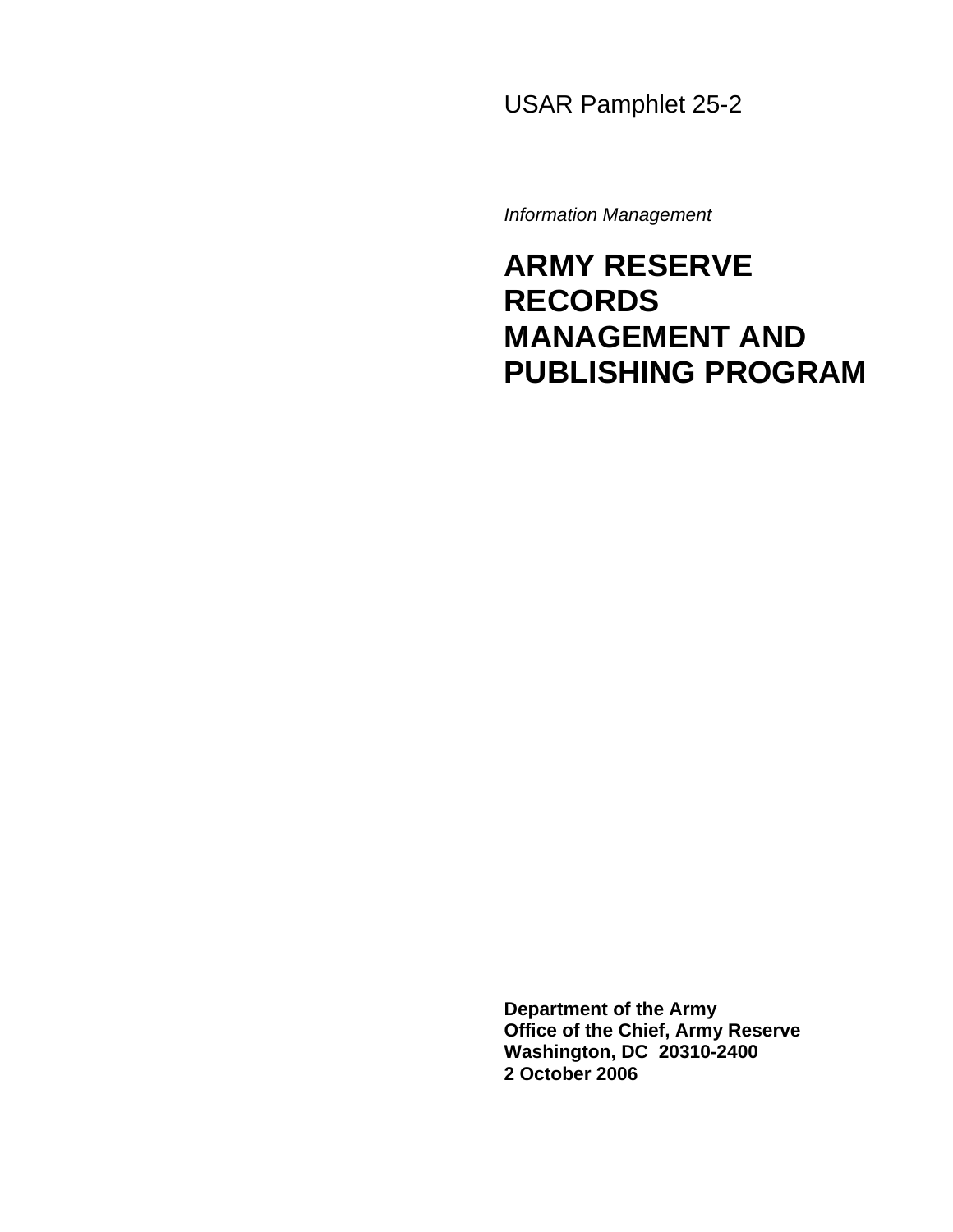USAR Pamphlet 25-2

*Information Management*

# ARMY RESERVE RECORDS MANAGEMENT AND PUBLISHING PROGRAM

**Department of the Army**
**Office of the Chief, Army Reserve**
**Washington, DC 20310-2400**
**2 October 2006**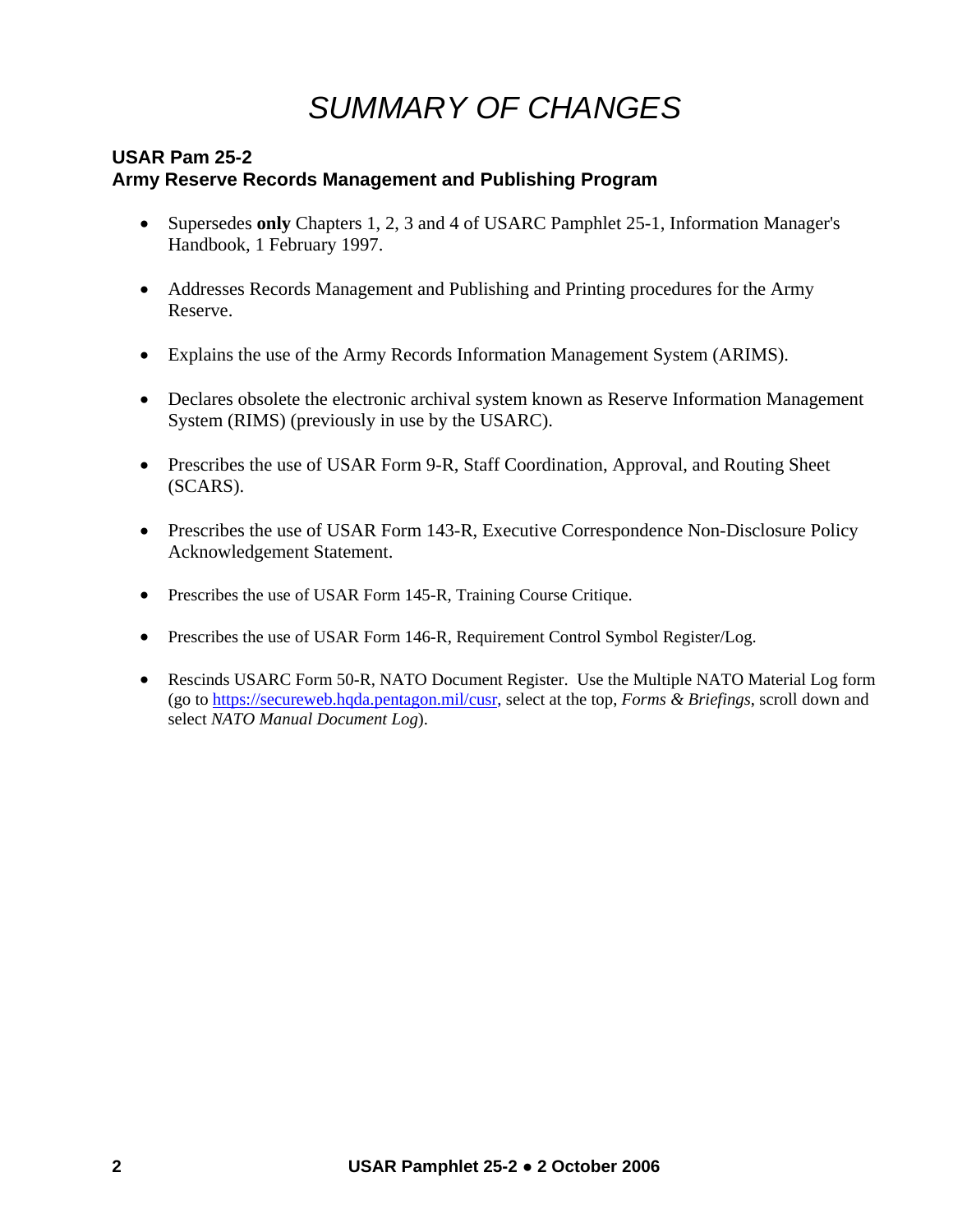# *SUMMARY OF CHANGES*

**USAR Pam 25-2**
**Army Reserve Records Management and Publishing Program**

- Supersedes **only** Chapters 1, 2, 3 and 4 of USARC Pamphlet 25-1, Information Manager's Handbook, 1 February 1997.
- Addresses Records Management and Publishing and Printing procedures for the Army Reserve.
- Explains the use of the Army Records Information Management System (ARIMS).
- Declares obsolete the electronic archival system known as Reserve Information Management System (RIMS) (previously in use by the USARC).
- Prescribes the use of USAR Form 9-R, Staff Coordination, Approval, and Routing Sheet (SCARS).
- Prescribes the use of USAR Form 143-R, Executive Correspondence Non-Disclosure Policy Acknowledgement Statement.
- Prescribes the use of USAR Form 145-R, Training Course Critique.
- Prescribes the use of USAR Form 146-R, Requirement Control Symbol Register/Log.
- Rescinds USARC Form 50-R, NATO Document Register. Use the Multiple NATO Material Log form (go to https://secureweb.hqda.pentagon.mil/cusr, select at the top, *Forms & Briefings*, scroll down and select *NATO Manual Document Log*).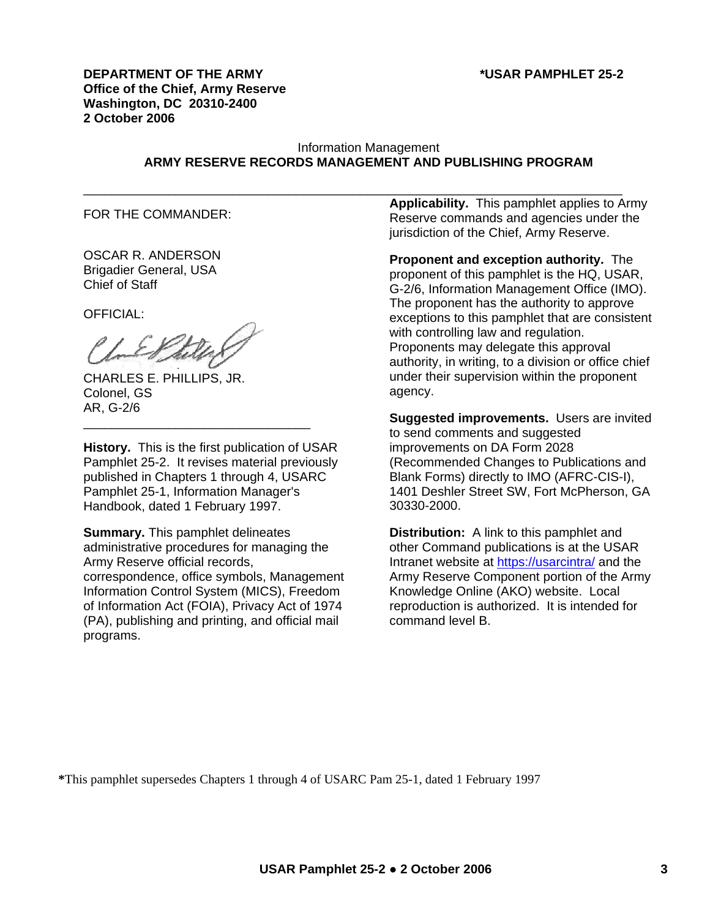**DEPARTMENT OF THE ARMY**
**Office of the Chief, Army Reserve**
**Washington, DC 20310-2400**
**2 October 2006**

**\*USAR PAMPHLET 25-2**

Information Management

# ARMY RESERVE RECORDS MANAGEMENT AND PUBLISHING PROGRAM

---

FOR THE COMMANDER:

OSCAR R. ANDERSON
Brigadier General, USA
Chief of Staff

OFFICIAL:

CHARLES E. PHILLIPS, JR.
Colonel, GS
AR, G-2/6

---

**History.** This is the first publication of USAR Pamphlet 25-2. It revises material previously published in Chapters 1 through 4, USARC Pamphlet 25-1, Information Manager's Handbook, dated 1 February 1997.

**Summary.** This pamphlet delineates administrative procedures for managing the Army Reserve official records, correspondence, office symbols, Management Information Control System (MICS), Freedom of Information Act (FOIA), Privacy Act of 1974 (PA), publishing and printing, and official mail programs.

**Applicability.** This pamphlet applies to Army Reserve commands and agencies under the jurisdiction of the Chief, Army Reserve.

**Proponent and exception authority.** The proponent of this pamphlet is the HQ, USAR, G-2/6, Information Management Office (IMO). The proponent has the authority to approve exceptions to this pamphlet that are consistent with controlling law and regulation. Proponents may delegate this approval authority, in writing, to a division or office chief under their supervision within the proponent agency.

**Suggested improvements.** Users are invited to send comments and suggested improvements on DA Form 2028 (Recommended Changes to Publications and Blank Forms) directly to IMO (AFRC-CIS-I), 1401 Deshler Street SW, Fort McPherson, GA 30330-2000.

**Distribution:** A link to this pamphlet and other Command publications is at the USAR Intranet website at https://usarcintra/ and the Army Reserve Component portion of the Army Knowledge Online (AKO) website. Local reproduction is authorized. It is intended for command level B.

**\***This pamphlet supersedes Chapters 1 through 4 of USARC Pam 25-1, dated 1 February 1997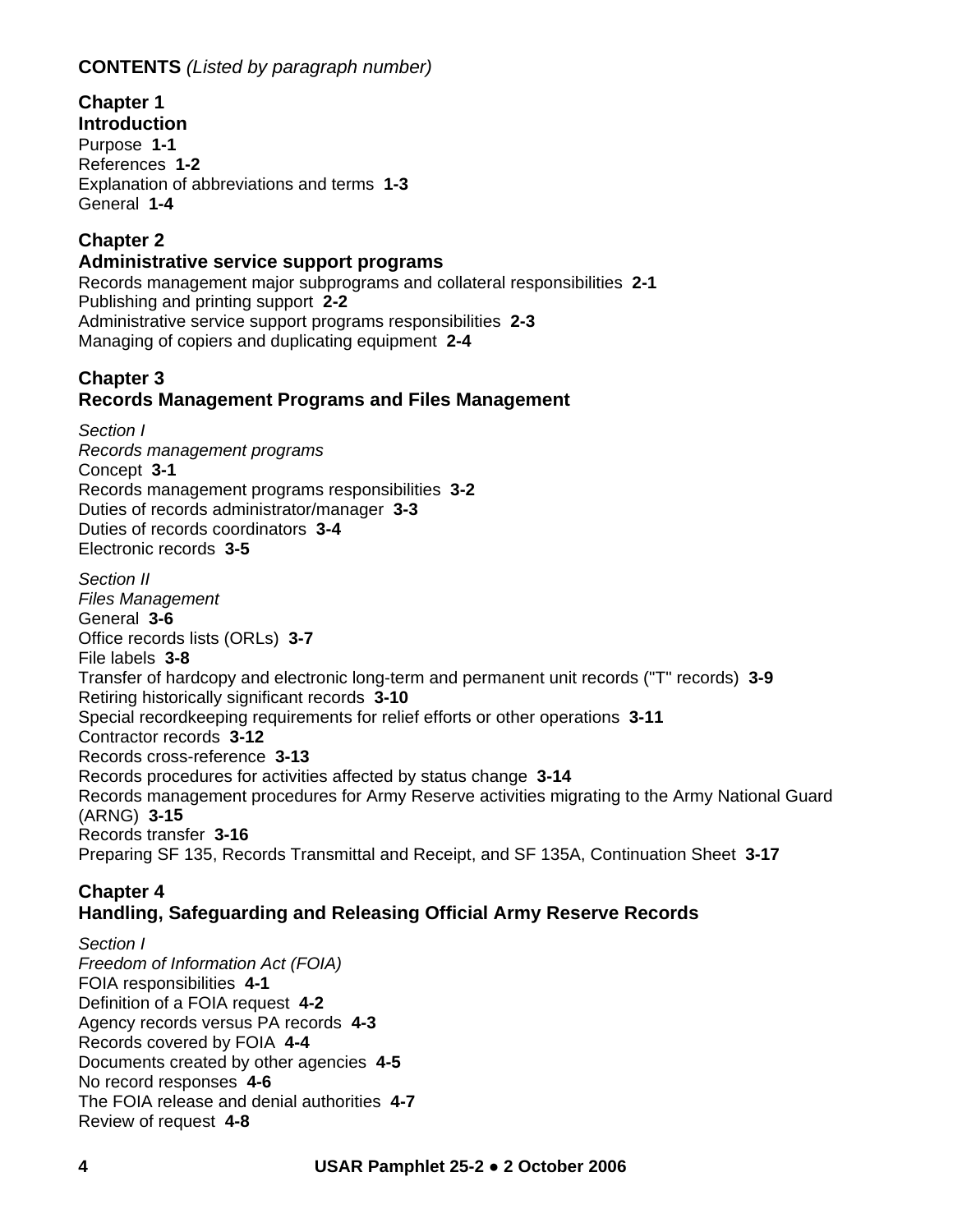**CONTENTS** *(Listed by paragraph number)*

**Chapter 1**
**Introduction**
Purpose **1-1**
References **1-2**
Explanation of abbreviations and terms **1-3**
General **1-4**

**Chapter 2**
**Administrative service support programs**
Records management major subprograms and collateral responsibilities **2-1**
Publishing and printing support **2-2**
Administrative service support programs responsibilities **2-3**
Managing of copiers and duplicating equipment **2-4**

**Chapter 3**
**Records Management Programs and Files Management**

*Section I*
*Records management programs*
Concept **3-1**
Records management programs responsibilities **3-2**
Duties of records administrator/manager **3-3**
Duties of records coordinators **3-4**
Electronic records **3-5**

*Section II*
*Files Management*
General **3-6**
Office records lists (ORLs) **3-7**
File labels **3-8**
Transfer of hardcopy and electronic long-term and permanent unit records ("T" records) **3-9**
Retiring historically significant records **3-10**
Special recordkeeping requirements for relief efforts or other operations **3-11**
Contractor records **3-12**
Records cross-reference **3-13**
Records procedures for activities affected by status change **3-14**
Records management procedures for Army Reserve activities migrating to the Army National Guard (ARNG) **3-15**
Records transfer **3-16**
Preparing SF 135, Records Transmittal and Receipt, and SF 135A, Continuation Sheet **3-17**

**Chapter 4**
**Handling, Safeguarding and Releasing Official Army Reserve Records**

*Section I*
*Freedom of Information Act (FOIA)*
FOIA responsibilities **4-1**
Definition of a FOIA request **4-2**
Agency records versus PA records **4-3**
Records covered by FOIA **4-4**
Documents created by other agencies **4-5**
No record responses **4-6**
The FOIA release and denial authorities **4-7**
Review of request **4-8**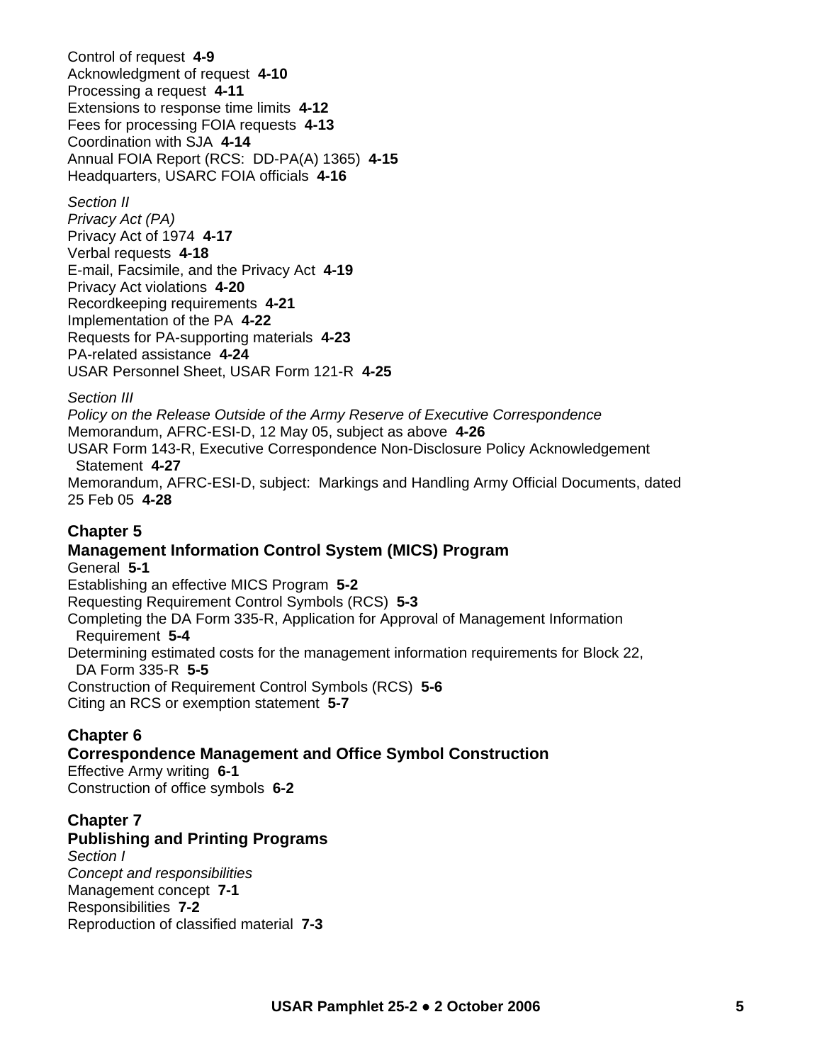Control of request **4-9**
Acknowledgment of request **4-10**
Processing a request **4-11**
Extensions to response time limits **4-12**
Fees for processing FOIA requests **4-13**
Coordination with SJA **4-14**
Annual FOIA Report (RCS: DD-PA(A) 1365) **4-15**
Headquarters, USARC FOIA officials **4-16**

*Section II*
*Privacy Act (PA)*
Privacy Act of 1974 **4-17**
Verbal requests **4-18**
E-mail, Facsimile, and the Privacy Act **4-19**
Privacy Act violations **4-20**
Recordkeeping requirements **4-21**
Implementation of the PA **4-22**
Requests for PA-supporting materials **4-23**
PA-related assistance **4-24**
USAR Personnel Sheet, USAR Form 121-R **4-25**

*Section III*
*Policy on the Release Outside of the Army Reserve of Executive Correspondence*
Memorandum, AFRC-ESI-D, 12 May 05, subject as above **4-26**
USAR Form 143-R, Executive Correspondence Non-Disclosure Policy Acknowledgement Statement **4-27**
Memorandum, AFRC-ESI-D, subject: Markings and Handling Army Official Documents, dated 25 Feb 05 **4-28**

**Chapter 5**
**Management Information Control System (MICS) Program**
General **5-1**
Establishing an effective MICS Program **5-2**
Requesting Requirement Control Symbols (RCS) **5-3**
Completing the DA Form 335-R, Application for Approval of Management Information Requirement **5-4**
Determining estimated costs for the management information requirements for Block 22, DA Form 335-R **5-5**
Construction of Requirement Control Symbols (RCS) **5-6**
Citing an RCS or exemption statement **5-7**

**Chapter 6**
**Correspondence Management and Office Symbol Construction**
Effective Army writing **6-1**
Construction of office symbols **6-2**

**Chapter 7**
**Publishing and Printing Programs**
*Section I*
*Concept and responsibilities*
Management concept **7-1**
Responsibilities **7-2**
Reproduction of classified material **7-3**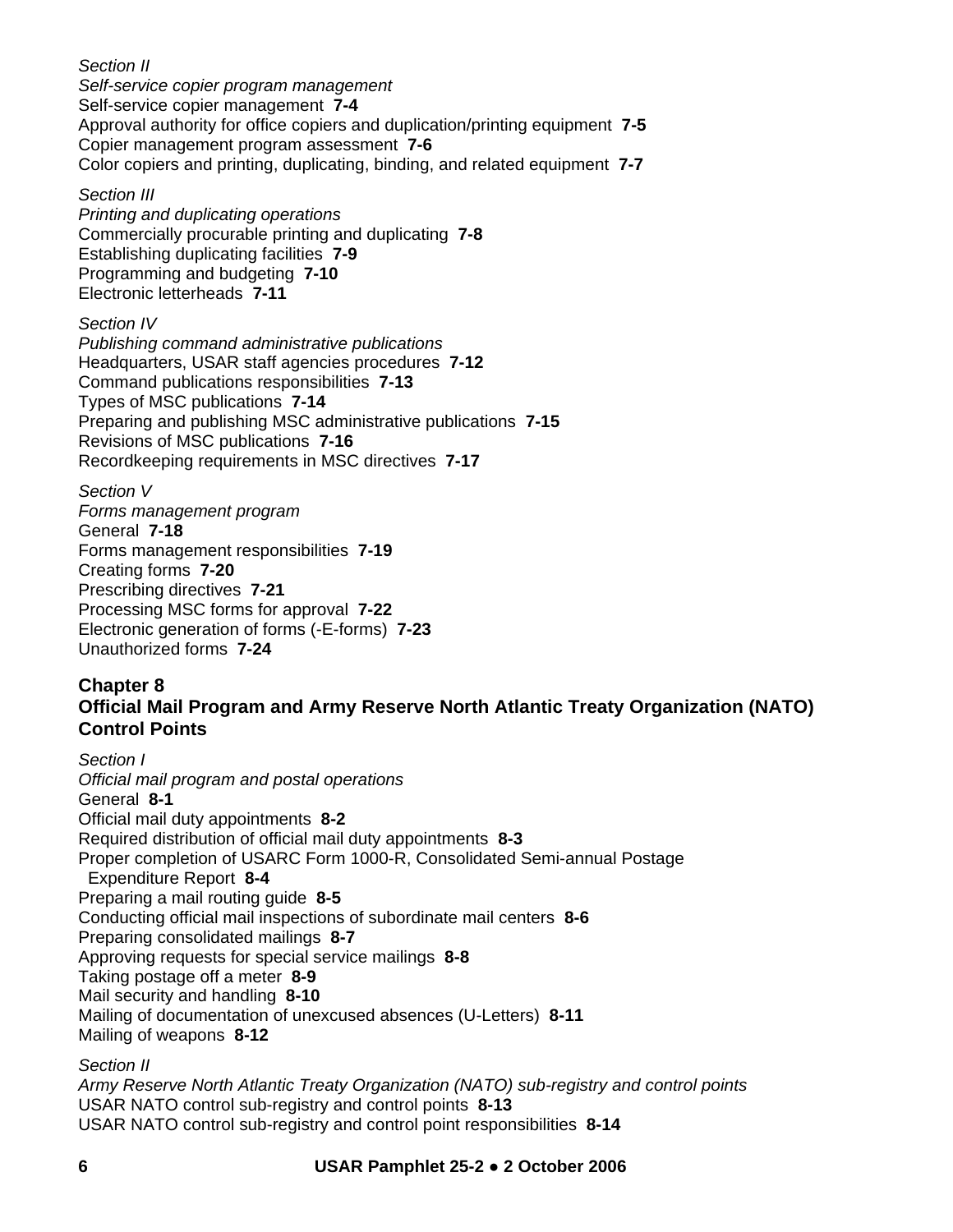*Section II*
*Self-service copier program management*
Self-service copier management **7-4**
Approval authority for office copiers and duplication/printing equipment **7-5**
Copier management program assessment **7-6**
Color copiers and printing, duplicating, binding, and related equipment **7-7**

*Section III*
*Printing and duplicating operations*
Commercially procurable printing and duplicating **7-8**
Establishing duplicating facilities **7-9**
Programming and budgeting **7-10**
Electronic letterheads **7-11**

*Section IV*
*Publishing command administrative publications*
Headquarters, USAR staff agencies procedures **7-12**
Command publications responsibilities **7-13**
Types of MSC publications **7-14**
Preparing and publishing MSC administrative publications **7-15**
Revisions of MSC publications **7-16**
Recordkeeping requirements in MSC directives **7-17**

*Section V*
*Forms management program*
General **7-18**
Forms management responsibilities **7-19**
Creating forms **7-20**
Prescribing directives **7-21**
Processing MSC forms for approval **7-22**
Electronic generation of forms (-E-forms) **7-23**
Unauthorized forms **7-24**

**Chapter 8**
**Official Mail Program and Army Reserve North Atlantic Treaty Organization (NATO) Control Points**

*Section I*
*Official mail program and postal operations*
General **8-1**
Official mail duty appointments **8-2**
Required distribution of official mail duty appointments **8-3**
Proper completion of USARC Form 1000-R, Consolidated Semi-annual Postage Expenditure Report **8-4**
Preparing a mail routing guide **8-5**
Conducting official mail inspections of subordinate mail centers **8-6**
Preparing consolidated mailings **8-7**
Approving requests for special service mailings **8-8**
Taking postage off a meter **8-9**
Mail security and handling **8-10**
Mailing of documentation of unexcused absences (U-Letters) **8-11**
Mailing of weapons **8-12**

*Section II*
*Army Reserve North Atlantic Treaty Organization (NATO) sub-registry and control points*
USAR NATO control sub-registry and control points **8-13**
USAR NATO control sub-registry and control point responsibilities **8-14**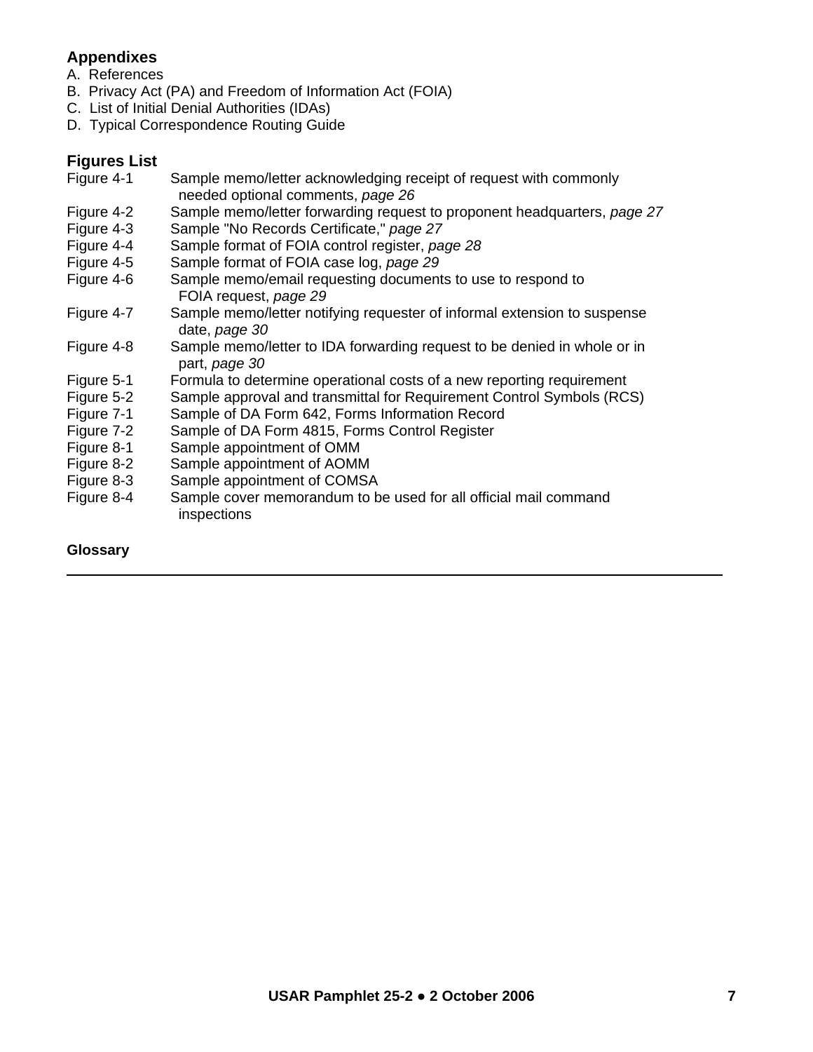## Appendixes

A. References
B. Privacy Act (PA) and Freedom of Information Act (FOIA)
C. List of Initial Denial Authorities (IDAs)
D. Typical Correspondence Routing Guide

## Figures List

| | |
|---|---|
| Figure 4-1 | Sample memo/letter acknowledging receipt of request with commonly needed optional comments, *page 26* |
| Figure 4-2 | Sample memo/letter forwarding request to proponent headquarters, *page 27* |
| Figure 4-3 | Sample "No Records Certificate," *page 27* |
| Figure 4-4 | Sample format of FOIA control register, *page 28* |
| Figure 4-5 | Sample format of FOIA case log, *page 29* |
| Figure 4-6 | Sample memo/email requesting documents to use to respond to FOIA request, *page 29* |
| Figure 4-7 | Sample memo/letter notifying requester of informal extension to suspense date, *page 30* |
| Figure 4-8 | Sample memo/letter to IDA forwarding request to be denied in whole or in part, *page 30* |
| Figure 5-1 | Formula to determine operational costs of a new reporting requirement |
| Figure 5-2 | Sample approval and transmittal for Requirement Control Symbols (RCS) |
| Figure 7-1 | Sample of DA Form 642, Forms Information Record |
| Figure 7-2 | Sample of DA Form 4815, Forms Control Register |
| Figure 8-1 | Sample appointment of OMM |
| Figure 8-2 | Sample appointment of AOMM |
| Figure 8-3 | Sample appointment of COMSA |
| Figure 8-4 | Sample cover memorandum to be used for all official mail command inspections |

**Glossary**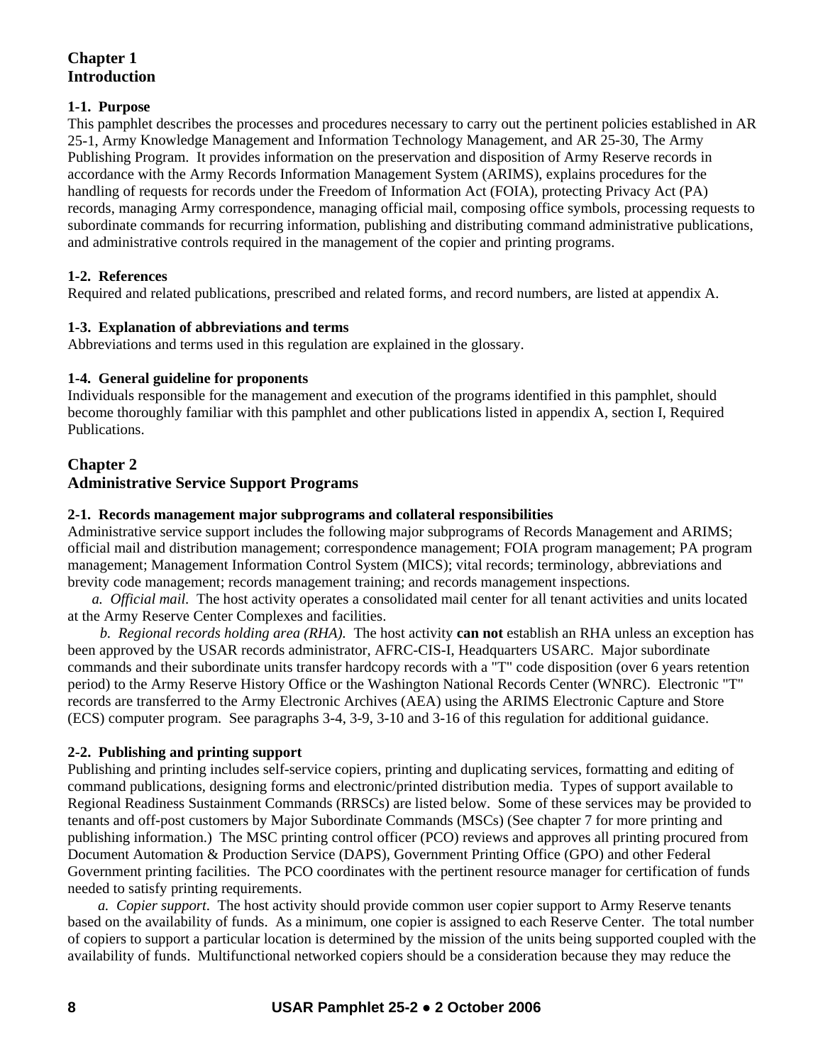# Chapter 1
# Introduction

### 1-1. Purpose

This pamphlet describes the processes and procedures necessary to carry out the pertinent policies established in AR 25-1, Army Knowledge Management and Information Technology Management, and AR 25-30, The Army Publishing Program. It provides information on the preservation and disposition of Army Reserve records in accordance with the Army Records Information Management System (ARIMS), explains procedures for the handling of requests for records under the Freedom of Information Act (FOIA), protecting Privacy Act (PA) records, managing Army correspondence, managing official mail, composing office symbols, processing requests to subordinate commands for recurring information, publishing and distributing command administrative publications, and administrative controls required in the management of the copier and printing programs.

### 1-2. References

Required and related publications, prescribed and related forms, and record numbers, are listed at appendix A.

### 1-3. Explanation of abbreviations and terms

Abbreviations and terms used in this regulation are explained in the glossary.

### 1-4. General guideline for proponents

Individuals responsible for the management and execution of the programs identified in this pamphlet, should become thoroughly familiar with this pamphlet and other publications listed in appendix A, section I, Required Publications.

# Chapter 2
# Administrative Service Support Programs

### 2-1. Records management major subprograms and collateral responsibilities

Administrative service support includes the following major subprograms of Records Management and ARIMS; official mail and distribution management; correspondence management; FOIA program management; PA program management; Management Information Control System (MICS); vital records; terminology, abbreviations and brevity code management; records management training; and records management inspections.

*a. Official mail.* The host activity operates a consolidated mail center for all tenant activities and units located at the Army Reserve Center Complexes and facilities.

*b. Regional records holding area (RHA).* The host activity **can not** establish an RHA unless an exception has been approved by the USAR records administrator, AFRC-CIS-I, Headquarters USARC. Major subordinate commands and their subordinate units transfer hardcopy records with a "T" code disposition (over 6 years retention period) to the Army Reserve History Office or the Washington National Records Center (WNRC). Electronic "T" records are transferred to the Army Electronic Archives (AEA) using the ARIMS Electronic Capture and Store (ECS) computer program. See paragraphs 3-4, 3-9, 3-10 and 3-16 of this regulation for additional guidance.

### 2-2. Publishing and printing support

Publishing and printing includes self-service copiers, printing and duplicating services, formatting and editing of command publications, designing forms and electronic/printed distribution media. Types of support available to Regional Readiness Sustainment Commands (RRSCs) are listed below. Some of these services may be provided to tenants and off-post customers by Major Subordinate Commands (MSCs) (See chapter 7 for more printing and publishing information.) The MSC printing control officer (PCO) reviews and approves all printing procured from Document Automation & Production Service (DAPS), Government Printing Office (GPO) and other Federal Government printing facilities. The PCO coordinates with the pertinent resource manager for certification of funds needed to satisfy printing requirements.

*a. Copier support.* The host activity should provide common user copier support to Army Reserve tenants based on the availability of funds. As a minimum, one copier is assigned to each Reserve Center. The total number of copiers to support a particular location is determined by the mission of the units being supported coupled with the availability of funds. Multifunctional networked copiers should be a consideration because they may reduce the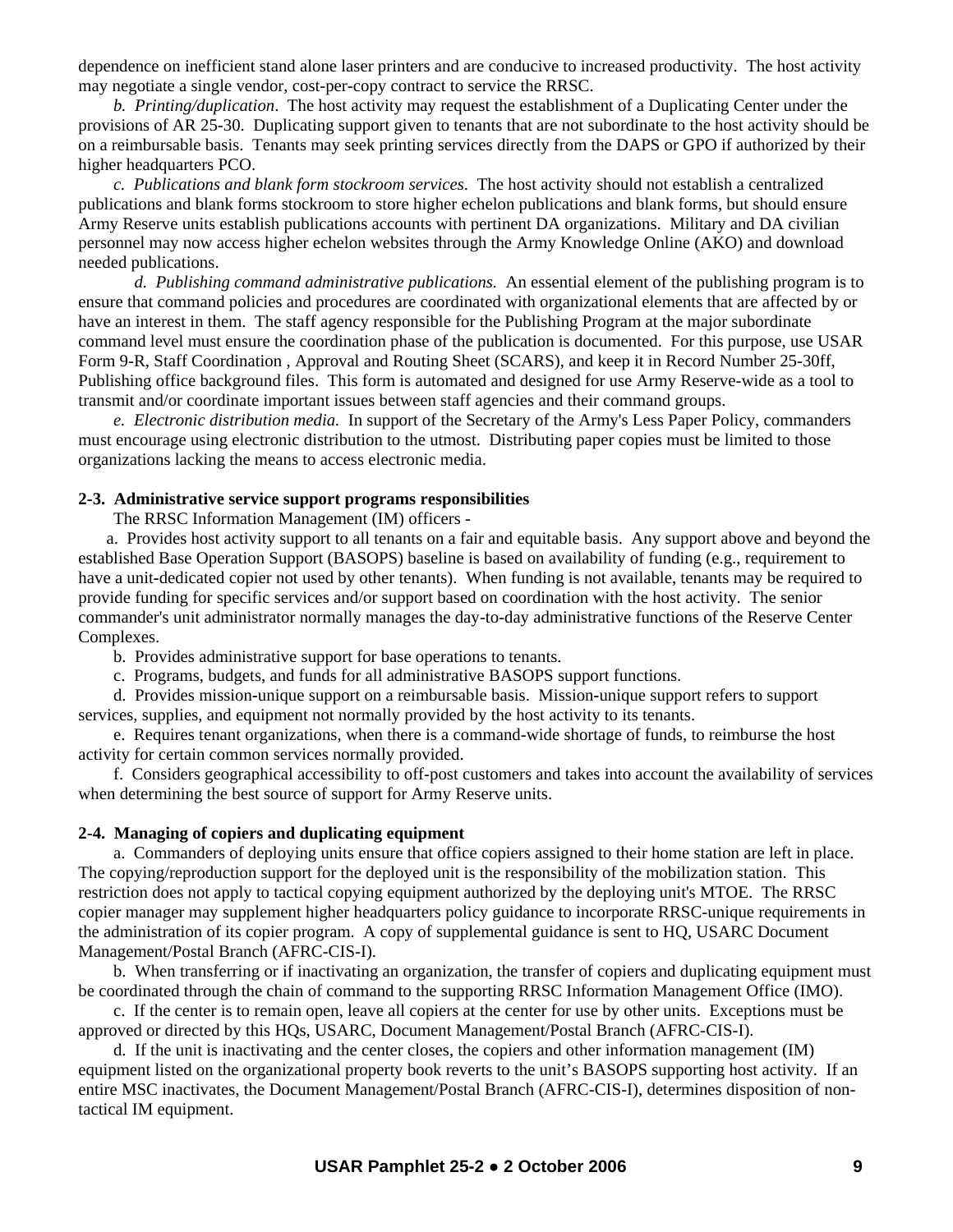dependence on inefficient stand alone laser printers and are conducive to increased productivity. The host activity may negotiate a single vendor, cost-per-copy contract to service the RRSC.

*b. Printing/duplication*. The host activity may request the establishment of a Duplicating Center under the provisions of AR 25-30. Duplicating support given to tenants that are not subordinate to the host activity should be on a reimbursable basis. Tenants may seek printing services directly from the DAPS or GPO if authorized by their higher headquarters PCO.

*c. Publications and blank form stockroom services*. The host activity should not establish a centralized publications and blank forms stockroom to store higher echelon publications and blank forms, but should ensure Army Reserve units establish publications accounts with pertinent DA organizations. Military and DA civilian personnel may now access higher echelon websites through the Army Knowledge Online (AKO) and download needed publications.

*d. Publishing command administrative publications.* An essential element of the publishing program is to ensure that command policies and procedures are coordinated with organizational elements that are affected by or have an interest in them. The staff agency responsible for the Publishing Program at the major subordinate command level must ensure the coordination phase of the publication is documented. For this purpose, use USAR Form 9-R, Staff Coordination , Approval and Routing Sheet (SCARS), and keep it in Record Number 25-30ff, Publishing office background files. This form is automated and designed for use Army Reserve-wide as a tool to transmit and/or coordinate important issues between staff agencies and their command groups.

*e. Electronic distribution media.* In support of the Secretary of the Army's Less Paper Policy, commanders must encourage using electronic distribution to the utmost. Distributing paper copies must be limited to those organizations lacking the means to access electronic media.

**2-3. Administrative service support programs responsibilities**

The RRSC Information Management (IM) officers -

a. Provides host activity support to all tenants on a fair and equitable basis. Any support above and beyond the established Base Operation Support (BASOPS) baseline is based on availability of funding (e.g., requirement to have a unit-dedicated copier not used by other tenants). When funding is not available, tenants may be required to provide funding for specific services and/or support based on coordination with the host activity. The senior commander's unit administrator normally manages the day-to-day administrative functions of the Reserve Center Complexes.

b. Provides administrative support for base operations to tenants.

c. Programs, budgets, and funds for all administrative BASOPS support functions.

d. Provides mission-unique support on a reimbursable basis. Mission-unique support refers to support services, supplies, and equipment not normally provided by the host activity to its tenants.

e. Requires tenant organizations, when there is a command-wide shortage of funds, to reimburse the host activity for certain common services normally provided.

f. Considers geographical accessibility to off-post customers and takes into account the availability of services when determining the best source of support for Army Reserve units.

**2-4. Managing of copiers and duplicating equipment**

a. Commanders of deploying units ensure that office copiers assigned to their home station are left in place. The copying/reproduction support for the deployed unit is the responsibility of the mobilization station. This restriction does not apply to tactical copying equipment authorized by the deploying unit's MTOE. The RRSC copier manager may supplement higher headquarters policy guidance to incorporate RRSC-unique requirements in the administration of its copier program. A copy of supplemental guidance is sent to HQ, USARC Document Management/Postal Branch (AFRC-CIS-I).

b. When transferring or if inactivating an organization, the transfer of copiers and duplicating equipment must be coordinated through the chain of command to the supporting RRSC Information Management Office (IMO).

c. If the center is to remain open, leave all copiers at the center for use by other units. Exceptions must be approved or directed by this HQs, USARC, Document Management/Postal Branch (AFRC-CIS-I).

d. If the unit is inactivating and the center closes, the copiers and other information management (IM) equipment listed on the organizational property book reverts to the unit's BASOPS supporting host activity. If an entire MSC inactivates, the Document Management/Postal Branch (AFRC-CIS-I), determines disposition of non-tactical IM equipment.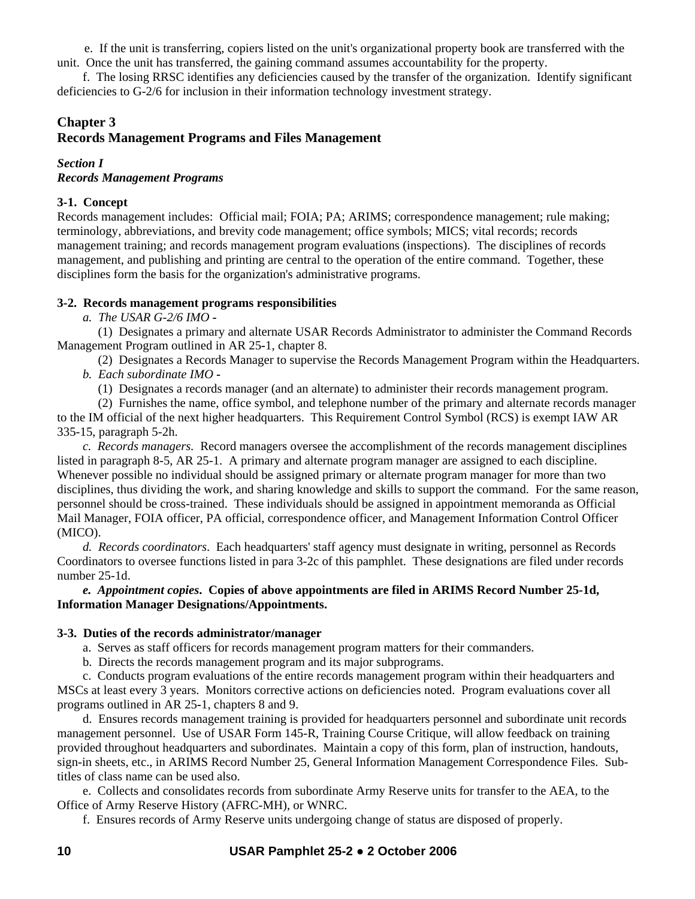e. If the unit is transferring, copiers listed on the unit's organizational property book are transferred with the unit. Once the unit has transferred, the gaining command assumes accountability for the property.

f. The losing RRSC identifies any deficiencies caused by the transfer of the organization. Identify significant deficiencies to G-2/6 for inclusion in their information technology investment strategy.

## Chapter 3
## Records Management Programs and Files Management

### *Section I*
### *Records Management Programs*

**3-1. Concept**

Records management includes: Official mail; FOIA; PA; ARIMS; correspondence management; rule making; terminology, abbreviations, and brevity code management; office symbols; MICS; vital records; records management training; and records management program evaluations (inspections). The disciplines of records management, and publishing and printing are central to the operation of the entire command. Together, these disciplines form the basis for the organization's administrative programs.

**3-2. Records management programs responsibilities**

*a. The USAR G-2/6 IMO -*

(1) Designates a primary and alternate USAR Records Administrator to administer the Command Records Management Program outlined in AR 25-1, chapter 8.

(2) Designates a Records Manager to supervise the Records Management Program within the Headquarters.

*b. Each subordinate IMO -*

(1) Designates a records manager (and an alternate) to administer their records management program.

(2) Furnishes the name, office symbol, and telephone number of the primary and alternate records manager to the IM official of the next higher headquarters. This Requirement Control Symbol (RCS) is exempt IAW AR 335-15, paragraph 5-2h.

*c. Records managers.* Record managers oversee the accomplishment of the records management disciplines listed in paragraph 8-5, AR 25-1. A primary and alternate program manager are assigned to each discipline. Whenever possible no individual should be assigned primary or alternate program manager for more than two disciplines, thus dividing the work, and sharing knowledge and skills to support the command. For the same reason, personnel should be cross-trained. These individuals should be assigned in appointment memoranda as Official Mail Manager, FOIA officer, PA official, correspondence officer, and Management Information Control Officer (MICO).

*d. Records coordinators*. Each headquarters' staff agency must designate in writing, personnel as Records Coordinators to oversee functions listed in para 3-2c of this pamphlet. These designations are filed under records number 25-1d.

***e. Appointment copies*. Copies of above appointments are filed in ARIMS Record Number 25-1d, Information Manager Designations/Appointments.**

**3-3. Duties of the records administrator/manager**

a. Serves as staff officers for records management program matters for their commanders.

b. Directs the records management program and its major subprograms.

c. Conducts program evaluations of the entire records management program within their headquarters and MSCs at least every 3 years. Monitors corrective actions on deficiencies noted. Program evaluations cover all programs outlined in AR 25-1, chapters 8 and 9.

d. Ensures records management training is provided for headquarters personnel and subordinate unit records management personnel. Use of USAR Form 145-R, Training Course Critique, will allow feedback on training provided throughout headquarters and subordinates. Maintain a copy of this form, plan of instruction, handouts, sign-in sheets, etc., in ARIMS Record Number 25, General Information Management Correspondence Files. Sub-titles of class name can be used also.

e. Collects and consolidates records from subordinate Army Reserve units for transfer to the AEA, to the Office of Army Reserve History (AFRC-MH), or WNRC.

f. Ensures records of Army Reserve units undergoing change of status are disposed of properly.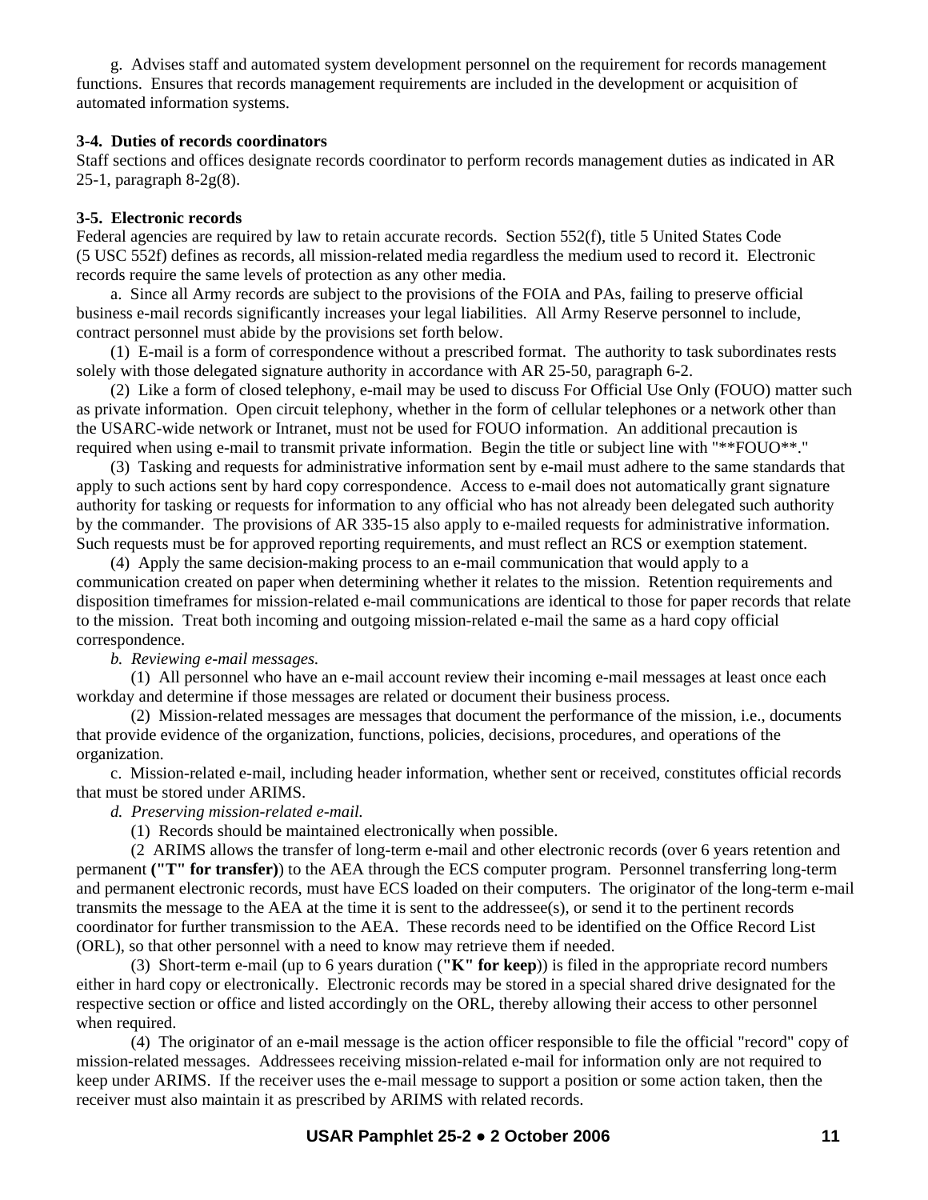g.  Advises staff and automated system development personnel on the requirement for records management functions.  Ensures that records management requirements are included in the development or acquisition of automated information systems.

**3-4.  Duties of records coordinators**

Staff sections and offices designate records coordinator to perform records management duties as indicated in AR 25-1, paragraph 8-2g(8).

**3-5.  Electronic records**

Federal agencies are required by law to retain accurate records.  Section 552(f), title 5 United States Code (5 USC 552f) defines as records, all mission-related media regardless the medium used to record it.  Electronic records require the same levels of protection as any other media.

a.  Since all Army records are subject to the provisions of the FOIA and PAs, failing to preserve official business e-mail records significantly increases your legal liabilities.  All Army Reserve personnel to include, contract personnel must abide by the provisions set forth below.

(1)  E-mail is a form of correspondence without a prescribed format.  The authority to task subordinates rests solely with those delegated signature authority in accordance with AR 25-50, paragraph 6-2.

(2)  Like a form of closed telephony, e-mail may be used to discuss For Official Use Only (FOUO) matter such as private information.  Open circuit telephony, whether in the form of cellular telephones or a network other than the USARC-wide network or Intranet, must not be used for FOUO information.  An additional precaution is required when using e-mail to transmit private information.  Begin the title or subject line with "**FOUO**."

(3)  Tasking and requests for administrative information sent by e-mail must adhere to the same standards that apply to such actions sent by hard copy correspondence.  Access to e-mail does not automatically grant signature authority for tasking or requests for information to any official who has not already been delegated such authority by the commander.  The provisions of AR 335-15 also apply to e-mailed requests for administrative information.  Such requests must be for approved reporting requirements, and must reflect an RCS or exemption statement.

(4)  Apply the same decision-making process to an e-mail communication that would apply to a communication created on paper when determining whether it relates to the mission.  Retention requirements and disposition timeframes for mission-related e-mail communications are identical to those for paper records that relate to the mission.  Treat both incoming and outgoing mission-related e-mail the same as a hard copy official correspondence.

*b.  Reviewing e-mail messages.*

(1)  All personnel who have an e-mail account review their incoming e-mail messages at least once each workday and determine if those messages are related or document their business process.

(2)  Mission-related messages are messages that document the performance of the mission, i.e., documents that provide evidence of the organization, functions, policies, decisions, procedures, and operations of the organization.

c.  Mission-related e-mail, including header information, whether sent or received, constitutes official records that must be stored under ARIMS.

*d.  Preserving mission-related e-mail.*

(1)  Records should be maintained electronically when possible.

(2  ARIMS allows the transfer of long-term e-mail and other electronic records (over 6 years retention and permanent **("T" for transfer)**) to the AEA through the ECS computer program.  Personnel transferring long-term and permanent electronic records, must have ECS loaded on their computers.  The originator of the long-term e-mail transmits the message to the AEA at the time it is sent to the addressee(s), or send it to the pertinent records coordinator for further transmission to the AEA.  These records need to be identified on the Office Record List (ORL), so that other personnel with a need to know may retrieve them if needed.

(3)  Short-term e-mail (up to 6 years duration (**"K" for keep**)) is filed in the appropriate record numbers either in hard copy or electronically.  Electronic records may be stored in a special shared drive designated for the respective section or office and listed accordingly on the ORL, thereby allowing their access to other personnel when required.

(4)  The originator of an e-mail message is the action officer responsible to file the official "record" copy of mission-related messages.  Addressees receiving mission-related e-mail for information only are not required to keep under ARIMS.  If the receiver uses the e-mail message to support a position or some action taken, then the receiver must also maintain it as prescribed by ARIMS with related records.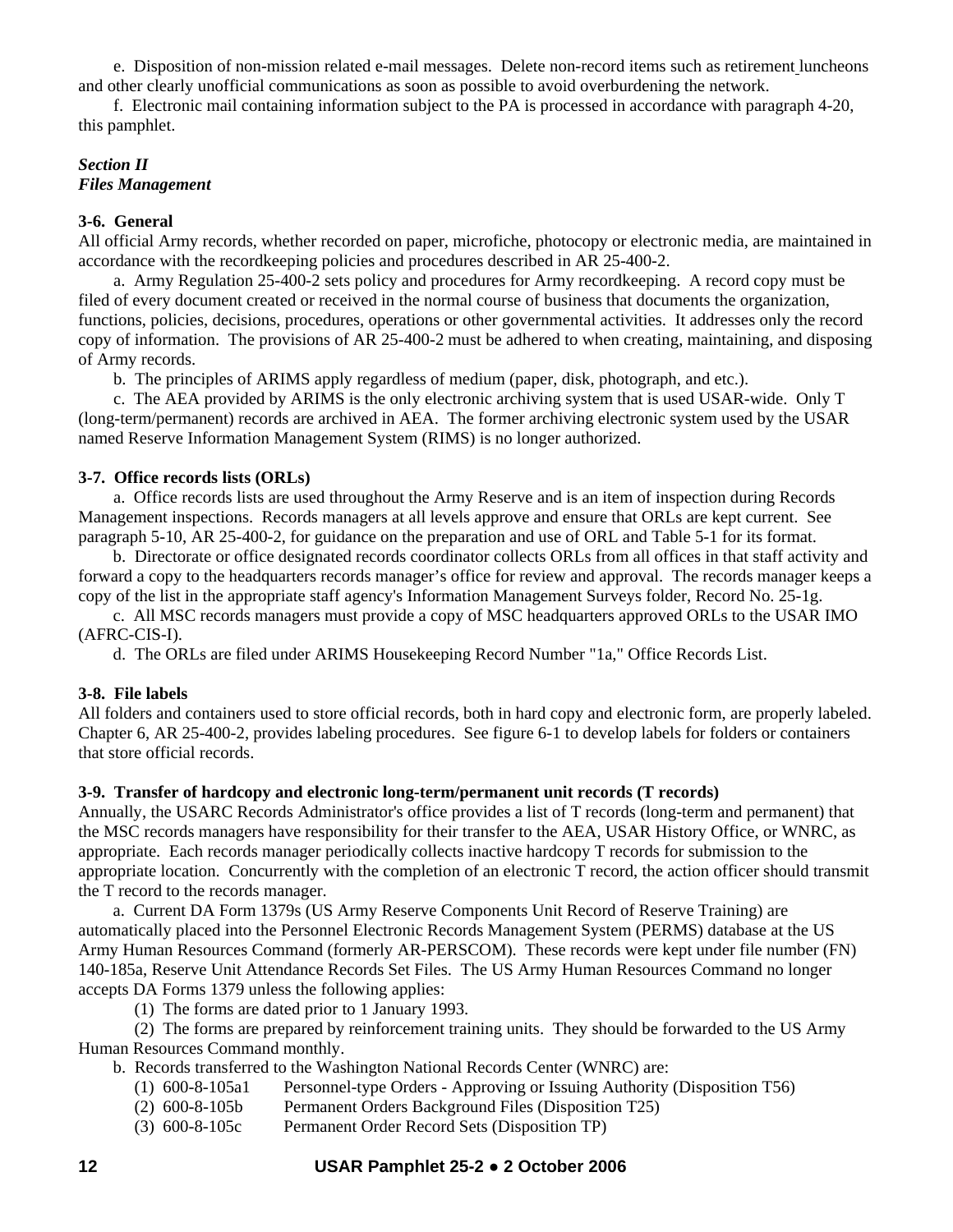e. Disposition of non-mission related e-mail messages. Delete non-record items such as retirement luncheons and other clearly unofficial communications as soon as possible to avoid overburdening the network.

f. Electronic mail containing information subject to the PA is processed in accordance with paragraph 4-20, this pamphlet.

***Section II***
***Files Management***

**3-6. General**

All official Army records, whether recorded on paper, microfiche, photocopy or electronic media, are maintained in accordance with the recordkeeping policies and procedures described in AR 25-400-2.

a. Army Regulation 25-400-2 sets policy and procedures for Army recordkeeping. A record copy must be filed of every document created or received in the normal course of business that documents the organization, functions, policies, decisions, procedures, operations or other governmental activities. It addresses only the record copy of information. The provisions of AR 25-400-2 must be adhered to when creating, maintaining, and disposing of Army records.

b. The principles of ARIMS apply regardless of medium (paper, disk, photograph, and etc.).

c. The AEA provided by ARIMS is the only electronic archiving system that is used USAR-wide. Only T (long-term/permanent) records are archived in AEA. The former archiving electronic system used by the USAR named Reserve Information Management System (RIMS) is no longer authorized.

**3-7. Office records lists (ORLs)**

a. Office records lists are used throughout the Army Reserve and is an item of inspection during Records Management inspections. Records managers at all levels approve and ensure that ORLs are kept current. See paragraph 5-10, AR 25-400-2, for guidance on the preparation and use of ORL and Table 5-1 for its format.

b. Directorate or office designated records coordinator collects ORLs from all offices in that staff activity and forward a copy to the headquarters records manager's office for review and approval. The records manager keeps a copy of the list in the appropriate staff agency's Information Management Surveys folder, Record No. 25-1g.

c. All MSC records managers must provide a copy of MSC headquarters approved ORLs to the USAR IMO (AFRC-CIS-I).

d. The ORLs are filed under ARIMS Housekeeping Record Number "1a," Office Records List.

**3-8. File labels**

All folders and containers used to store official records, both in hard copy and electronic form, are properly labeled. Chapter 6, AR 25-400-2, provides labeling procedures. See figure 6-1 to develop labels for folders or containers that store official records.

**3-9. Transfer of hardcopy and electronic long-term/permanent unit records (T records)**

Annually, the USARC Records Administrator's office provides a list of T records (long-term and permanent) that the MSC records managers have responsibility for their transfer to the AEA, USAR History Office, or WNRC, as appropriate. Each records manager periodically collects inactive hardcopy T records for submission to the appropriate location. Concurrently with the completion of an electronic T record, the action officer should transmit the T record to the records manager.

a. Current DA Form 1379s (US Army Reserve Components Unit Record of Reserve Training) are automatically placed into the Personnel Electronic Records Management System (PERMS) database at the US Army Human Resources Command (formerly AR-PERSCOM). These records were kept under file number (FN) 140-185a, Reserve Unit Attendance Records Set Files. The US Army Human Resources Command no longer accepts DA Forms 1379 unless the following applies:

(1) The forms are dated prior to 1 January 1993.

(2) The forms are prepared by reinforcement training units. They should be forwarded to the US Army Human Resources Command monthly.

b. Records transferred to the Washington National Records Center (WNRC) are:

(1) 600-8-105a1 Personnel-type Orders - Approving or Issuing Authority (Disposition T56)

(2) 600-8-105b Permanent Orders Background Files (Disposition T25)

(3) 600-8-105c Permanent Order Record Sets (Disposition TP)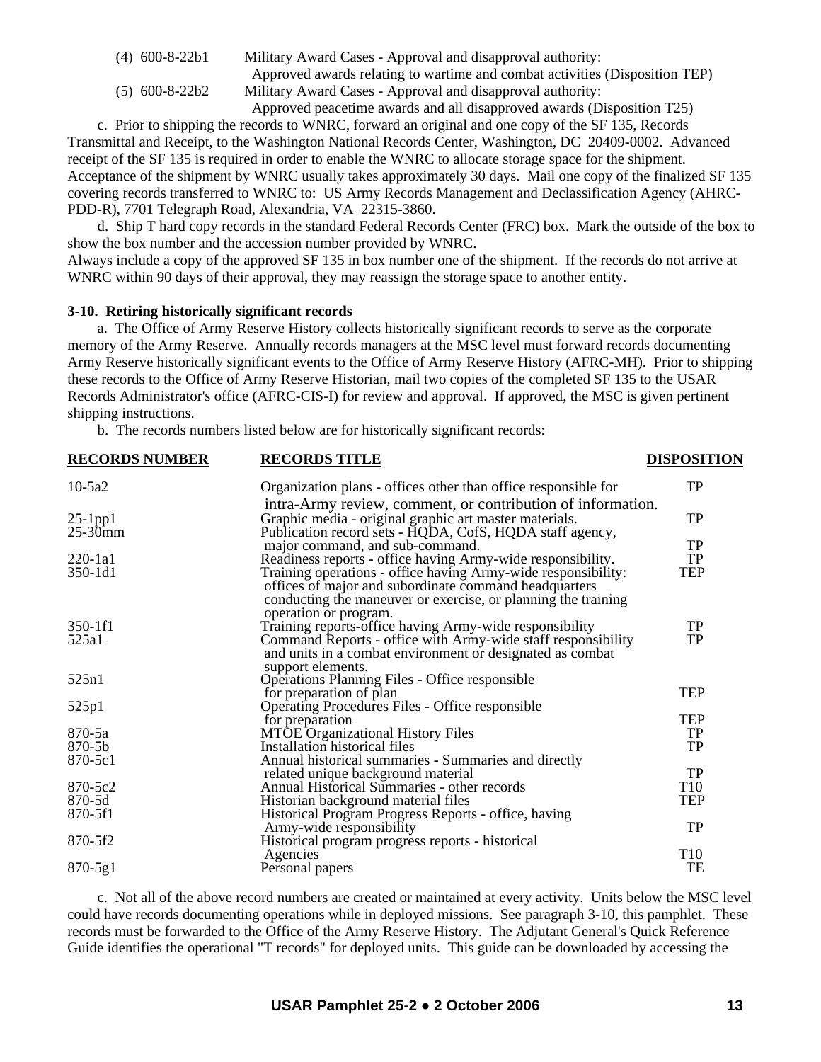(4) 600-8-22b1 Military Award Cases - Approval and disapproval authority: Approved awards relating to wartime and combat activities (Disposition TEP)

(5) 600-8-22b2 Military Award Cases - Approval and disapproval authority: Approved peacetime awards and all disapproved awards (Disposition T25)

c. Prior to shipping the records to WNRC, forward an original and one copy of the SF 135, Records Transmittal and Receipt, to the Washington National Records Center, Washington, DC 20409-0002. Advanced receipt of the SF 135 is required in order to enable the WNRC to allocate storage space for the shipment. Acceptance of the shipment by WNRC usually takes approximately 30 days. Mail one copy of the finalized SF 135 covering records transferred to WNRC to: US Army Records Management and Declassification Agency (AHRC-PDD-R), 7701 Telegraph Road, Alexandria, VA 22315-3860.

d. Ship T hard copy records in the standard Federal Records Center (FRC) box. Mark the outside of the box to show the box number and the accession number provided by WNRC.
Always include a copy of the approved SF 135 in box number one of the shipment. If the records do not arrive at WNRC within 90 days of their approval, they may reassign the storage space to another entity.

**3-10. Retiring historically significant records**

a. The Office of Army Reserve History collects historically significant records to serve as the corporate memory of the Army Reserve. Annually records managers at the MSC level must forward records documenting Army Reserve historically significant events to the Office of Army Reserve History (AFRC-MH). Prior to shipping these records to the Office of Army Reserve Historian, mail two copies of the completed SF 135 to the USAR Records Administrator's office (AFRC-CIS-I) for review and approval. If approved, the MSC is given pertinent shipping instructions.

b. The records numbers listed below are for historically significant records:

| RECORDS NUMBER | RECORDS TITLE | DISPOSITION |
|---|---|---|
| 10-5a2 | Organization plans - offices other than office responsible for intra-Army review, comment, or contribution of information. | TP |
| 25-1pp1 | Graphic media - original graphic art master materials. | TP |
| 25-30mm | Publication record sets - HQDA, CofS, HQDA staff agency, major command, and sub-command. | TP |
| 220-1a1 | Readiness reports - office having Army-wide responsibility. | TP |
| 350-1d1 | Training operations - office having Army-wide responsibility: offices of major and subordinate command headquarters conducting the maneuver or exercise, or planning the training operation or program. | TEP |
| 350-1f1 | Training reports-office having Army-wide responsibility | TP |
| 525a1 | Command Reports - office with Army-wide staff responsibility and units in a combat environment or designated as combat support elements. | TP |
| 525n1 | Operations Planning Files - Office responsible for preparation of plan | TEP |
| 525p1 | Operating Procedures Files - Office responsible for preparation | TEP |
| 870-5a | MTOE Organizational History Files | TP |
| 870-5b | Installation historical files | TP |
| 870-5c1 | Annual historical summaries - Summaries and directly related unique background material | TP |
| 870-5c2 | Annual Historical Summaries - other records | T10 |
| 870-5d | Historian background material files | TEP |
| 870-5f1 | Historical Program Progress Reports - office, having Army-wide responsibility | TP |
| 870-5f2 | Historical program progress reports - historical Agencies | T10 |
| 870-5g1 | Personal papers | TE |

c. Not all of the above record numbers are created or maintained at every activity. Units below the MSC level could have records documenting operations while in deployed missions. See paragraph 3-10, this pamphlet. These records must be forwarded to the Office of the Army Reserve History. The Adjutant General's Quick Reference Guide identifies the operational "T records" for deployed units. This guide can be downloaded by accessing the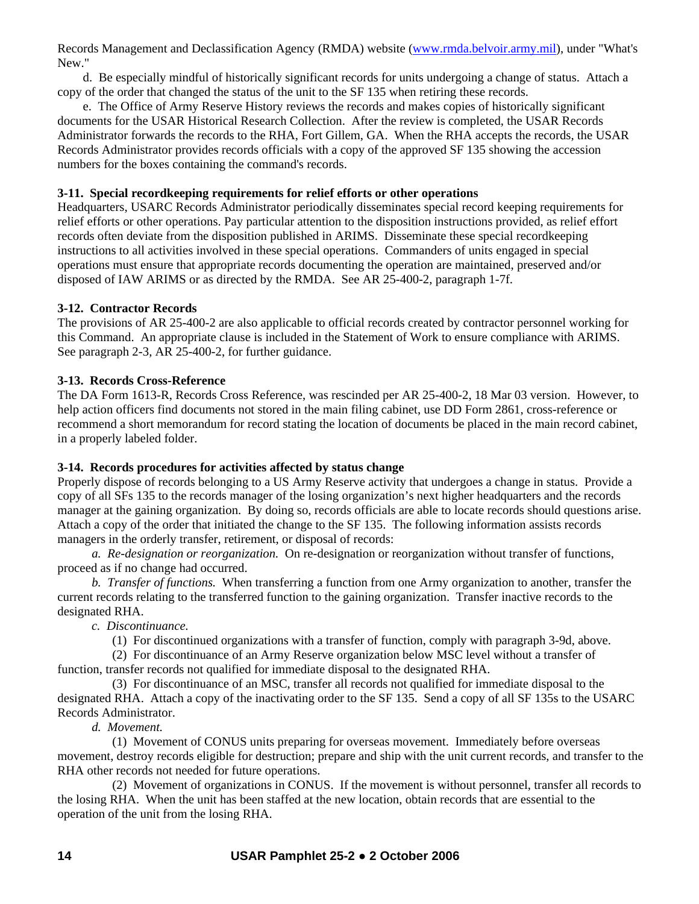Records Management and Declassification Agency (RMDA) website ([www.rmda.belvoir.army.mil](http://www.rmda.belvoir.army.mil)), under "What's New."

d. Be especially mindful of historically significant records for units undergoing a change of status. Attach a copy of the order that changed the status of the unit to the SF 135 when retiring these records.

e. The Office of Army Reserve History reviews the records and makes copies of historically significant documents for the USAR Historical Research Collection. After the review is completed, the USAR Records Administrator forwards the records to the RHA, Fort Gillem, GA. When the RHA accepts the records, the USAR Records Administrator provides records officials with a copy of the approved SF 135 showing the accession numbers for the boxes containing the command's records.

**3-11. Special recordkeeping requirements for relief efforts or other operations**

Headquarters, USARC Records Administrator periodically disseminates special record keeping requirements for relief efforts or other operations. Pay particular attention to the disposition instructions provided, as relief effort records often deviate from the disposition published in ARIMS. Disseminate these special recordkeeping instructions to all activities involved in these special operations. Commanders of units engaged in special operations must ensure that appropriate records documenting the operation are maintained, preserved and/or disposed of IAW ARIMS or as directed by the RMDA. See AR 25-400-2, paragraph 1-7f.

**3-12. Contractor Records**

The provisions of AR 25-400-2 are also applicable to official records created by contractor personnel working for this Command. An appropriate clause is included in the Statement of Work to ensure compliance with ARIMS. See paragraph 2-3, AR 25-400-2, for further guidance.

**3-13. Records Cross-Reference**

The DA Form 1613-R, Records Cross Reference, was rescinded per AR 25-400-2, 18 Mar 03 version. However, to help action officers find documents not stored in the main filing cabinet, use DD Form 2861, cross-reference or recommend a short memorandum for record stating the location of documents be placed in the main record cabinet, in a properly labeled folder.

**3-14. Records procedures for activities affected by status change**

Properly dispose of records belonging to a US Army Reserve activity that undergoes a change in status. Provide a copy of all SFs 135 to the records manager of the losing organization's next higher headquarters and the records manager at the gaining organization. By doing so, records officials are able to locate records should questions arise. Attach a copy of the order that initiated the change to the SF 135. The following information assists records managers in the orderly transfer, retirement, or disposal of records:

*a. Re-designation or reorganization.* On re-designation or reorganization without transfer of functions, proceed as if no change had occurred.

*b. Transfer of functions.* When transferring a function from one Army organization to another, transfer the current records relating to the transferred function to the gaining organization. Transfer inactive records to the designated RHA.

*c. Discontinuance.*

(1) For discontinued organizations with a transfer of function, comply with paragraph 3-9d, above.

(2) For discontinuance of an Army Reserve organization below MSC level without a transfer of function, transfer records not qualified for immediate disposal to the designated RHA.

(3) For discontinuance of an MSC, transfer all records not qualified for immediate disposal to the designated RHA. Attach a copy of the inactivating order to the SF 135. Send a copy of all SF 135s to the USARC Records Administrator.

*d. Movement.*

(1) Movement of CONUS units preparing for overseas movement. Immediately before overseas movement, destroy records eligible for destruction; prepare and ship with the unit current records, and transfer to the RHA other records not needed for future operations.

(2) Movement of organizations in CONUS. If the movement is without personnel, transfer all records to the losing RHA. When the unit has been staffed at the new location, obtain records that are essential to the operation of the unit from the losing RHA.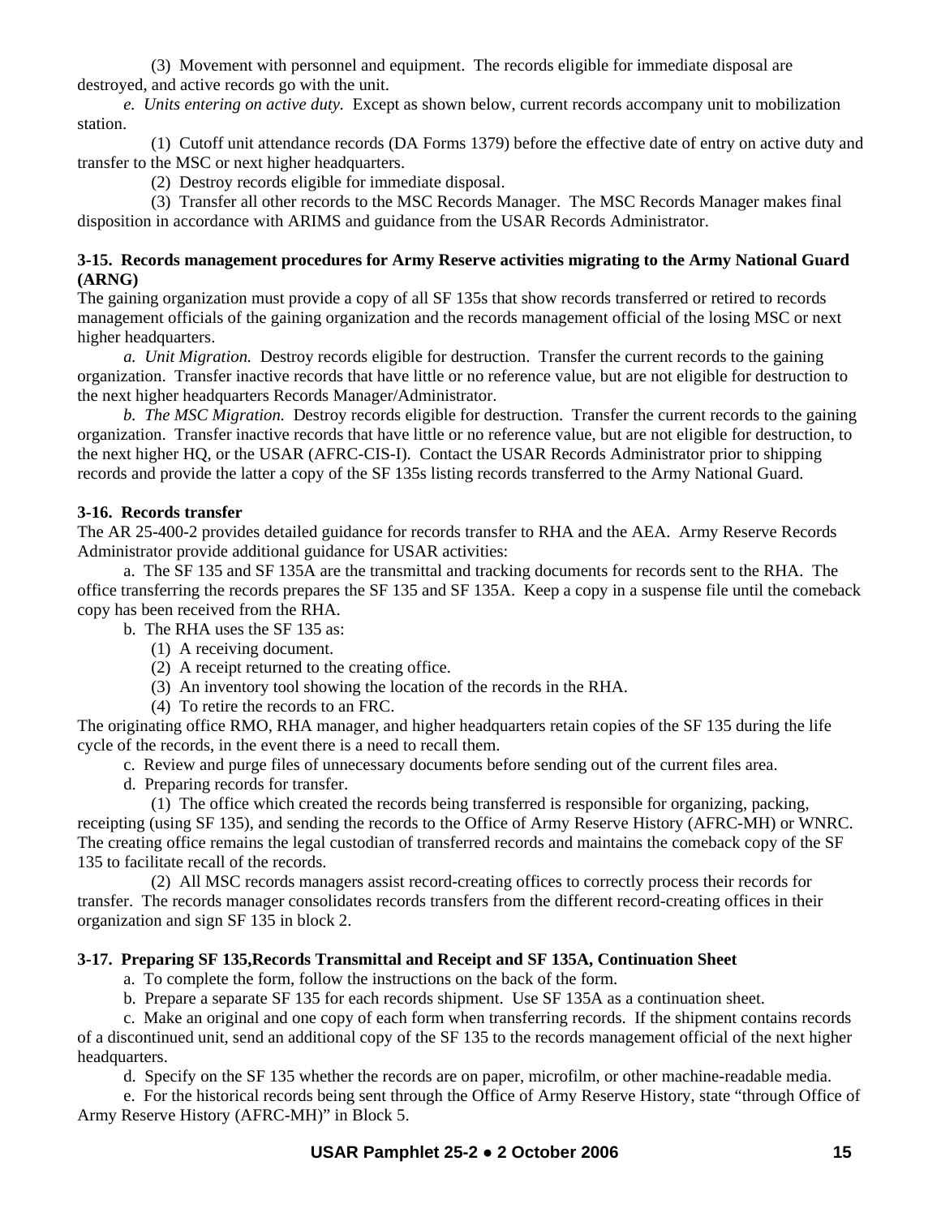(3) Movement with personnel and equipment. The records eligible for immediate disposal are destroyed, and active records go with the unit.

*e. Units entering on active duty.* Except as shown below, current records accompany unit to mobilization station.

(1) Cutoff unit attendance records (DA Forms 1379) before the effective date of entry on active duty and transfer to the MSC or next higher headquarters.

(2) Destroy records eligible for immediate disposal.

(3) Transfer all other records to the MSC Records Manager. The MSC Records Manager makes final disposition in accordance with ARIMS and guidance from the USAR Records Administrator.

**3-15. Records management procedures for Army Reserve activities migrating to the Army National Guard (ARNG)**

The gaining organization must provide a copy of all SF 135s that show records transferred or retired to records management officials of the gaining organization and the records management official of the losing MSC or next higher headquarters.

*a. Unit Migration.* Destroy records eligible for destruction. Transfer the current records to the gaining organization. Transfer inactive records that have little or no reference value, but are not eligible for destruction to the next higher headquarters Records Manager/Administrator.

*b. The MSC Migration.* Destroy records eligible for destruction. Transfer the current records to the gaining organization. Transfer inactive records that have little or no reference value, but are not eligible for destruction, to the next higher HQ, or the USAR (AFRC-CIS-I). Contact the USAR Records Administrator prior to shipping records and provide the latter a copy of the SF 135s listing records transferred to the Army National Guard.

**3-16. Records transfer**

The AR 25-400-2 provides detailed guidance for records transfer to RHA and the AEA. Army Reserve Records Administrator provide additional guidance for USAR activities:

a. The SF 135 and SF 135A are the transmittal and tracking documents for records sent to the RHA. The office transferring the records prepares the SF 135 and SF 135A. Keep a copy in a suspense file until the comeback copy has been received from the RHA.

b. The RHA uses the SF 135 as:

(1) A receiving document.

(2) A receipt returned to the creating office.

(3) An inventory tool showing the location of the records in the RHA.

(4) To retire the records to an FRC.

The originating office RMO, RHA manager, and higher headquarters retain copies of the SF 135 during the life cycle of the records, in the event there is a need to recall them.

c. Review and purge files of unnecessary documents before sending out of the current files area.

d. Preparing records for transfer.

(1) The office which created the records being transferred is responsible for organizing, packing, receipting (using SF 135), and sending the records to the Office of Army Reserve History (AFRC-MH) or WNRC. The creating office remains the legal custodian of transferred records and maintains the comeback copy of the SF 135 to facilitate recall of the records.

(2) All MSC records managers assist record-creating offices to correctly process their records for transfer. The records manager consolidates records transfers from the different record-creating offices in their organization and sign SF 135 in block 2.

**3-17. Preparing SF 135,Records Transmittal and Receipt and SF 135A, Continuation Sheet**

a. To complete the form, follow the instructions on the back of the form.

b. Prepare a separate SF 135 for each records shipment. Use SF 135A as a continuation sheet.

c. Make an original and one copy of each form when transferring records. If the shipment contains records of a discontinued unit, send an additional copy of the SF 135 to the records management official of the next higher headquarters.

d. Specify on the SF 135 whether the records are on paper, microfilm, or other machine-readable media.

e. For the historical records being sent through the Office of Army Reserve History, state "through Office of Army Reserve History (AFRC-MH)" in Block 5.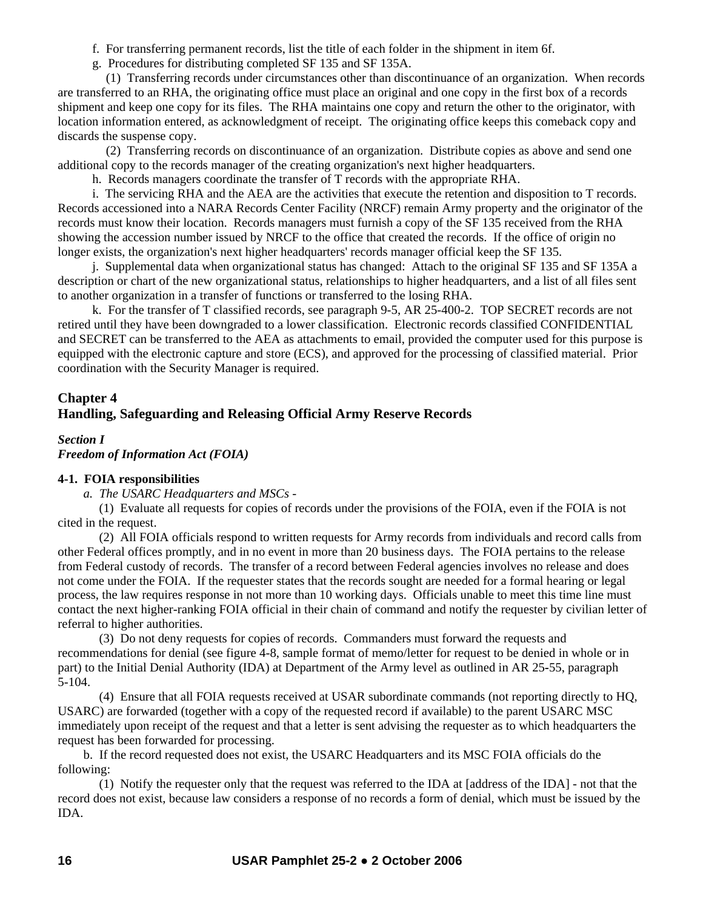f. For transferring permanent records, list the title of each folder in the shipment in item 6f.

g. Procedures for distributing completed SF 135 and SF 135A.

(1) Transferring records under circumstances other than discontinuance of an organization. When records are transferred to an RHA, the originating office must place an original and one copy in the first box of a records shipment and keep one copy for its files. The RHA maintains one copy and return the other to the originator, with location information entered, as acknowledgment of receipt. The originating office keeps this comeback copy and discards the suspense copy.

(2) Transferring records on discontinuance of an organization. Distribute copies as above and send one additional copy to the records manager of the creating organization's next higher headquarters.

h. Records managers coordinate the transfer of T records with the appropriate RHA.

i. The servicing RHA and the AEA are the activities that execute the retention and disposition to T records. Records accessioned into a NARA Records Center Facility (NRCF) remain Army property and the originator of the records must know their location. Records managers must furnish a copy of the SF 135 received from the RHA showing the accession number issued by NRCF to the office that created the records. If the office of origin no longer exists, the organization's next higher headquarters' records manager official keep the SF 135.

j. Supplemental data when organizational status has changed: Attach to the original SF 135 and SF 135A a description or chart of the new organizational status, relationships to higher headquarters, and a list of all files sent to another organization in a transfer of functions or transferred to the losing RHA.

k. For the transfer of T classified records, see paragraph 9-5, AR 25-400-2. TOP SECRET records are not retired until they have been downgraded to a lower classification. Electronic records classified CONFIDENTIAL and SECRET can be transferred to the AEA as attachments to email, provided the computer used for this purpose is equipped with the electronic capture and store (ECS), and approved for the processing of classified material. Prior coordination with the Security Manager is required.

## Chapter 4
## Handling, Safeguarding and Releasing Official Army Reserve Records

### *Section I*
### *Freedom of Information Act (FOIA)*

#### 4-1. FOIA responsibilities

*a. The USARC Headquarters and MSCs -*

(1) Evaluate all requests for copies of records under the provisions of the FOIA, even if the FOIA is not cited in the request.

(2) All FOIA officials respond to written requests for Army records from individuals and record calls from other Federal offices promptly, and in no event in more than 20 business days. The FOIA pertains to the release from Federal custody of records. The transfer of a record between Federal agencies involves no release and does not come under the FOIA. If the requester states that the records sought are needed for a formal hearing or legal process, the law requires response in not more than 10 working days. Officials unable to meet this time line must contact the next higher-ranking FOIA official in their chain of command and notify the requester by civilian letter of referral to higher authorities.

(3) Do not deny requests for copies of records. Commanders must forward the requests and recommendations for denial (see figure 4-8, sample format of memo/letter for request to be denied in whole or in part) to the Initial Denial Authority (IDA) at Department of the Army level as outlined in AR 25-55, paragraph 5-104.

(4) Ensure that all FOIA requests received at USAR subordinate commands (not reporting directly to HQ, USARC) are forwarded (together with a copy of the requested record if available) to the parent USARC MSC immediately upon receipt of the request and that a letter is sent advising the requester as to which headquarters the request has been forwarded for processing.

b. If the record requested does not exist, the USARC Headquarters and its MSC FOIA officials do the following:

(1) Notify the requester only that the request was referred to the IDA at [address of the IDA] - not that the record does not exist, because law considers a response of no records a form of denial, which must be issued by the IDA.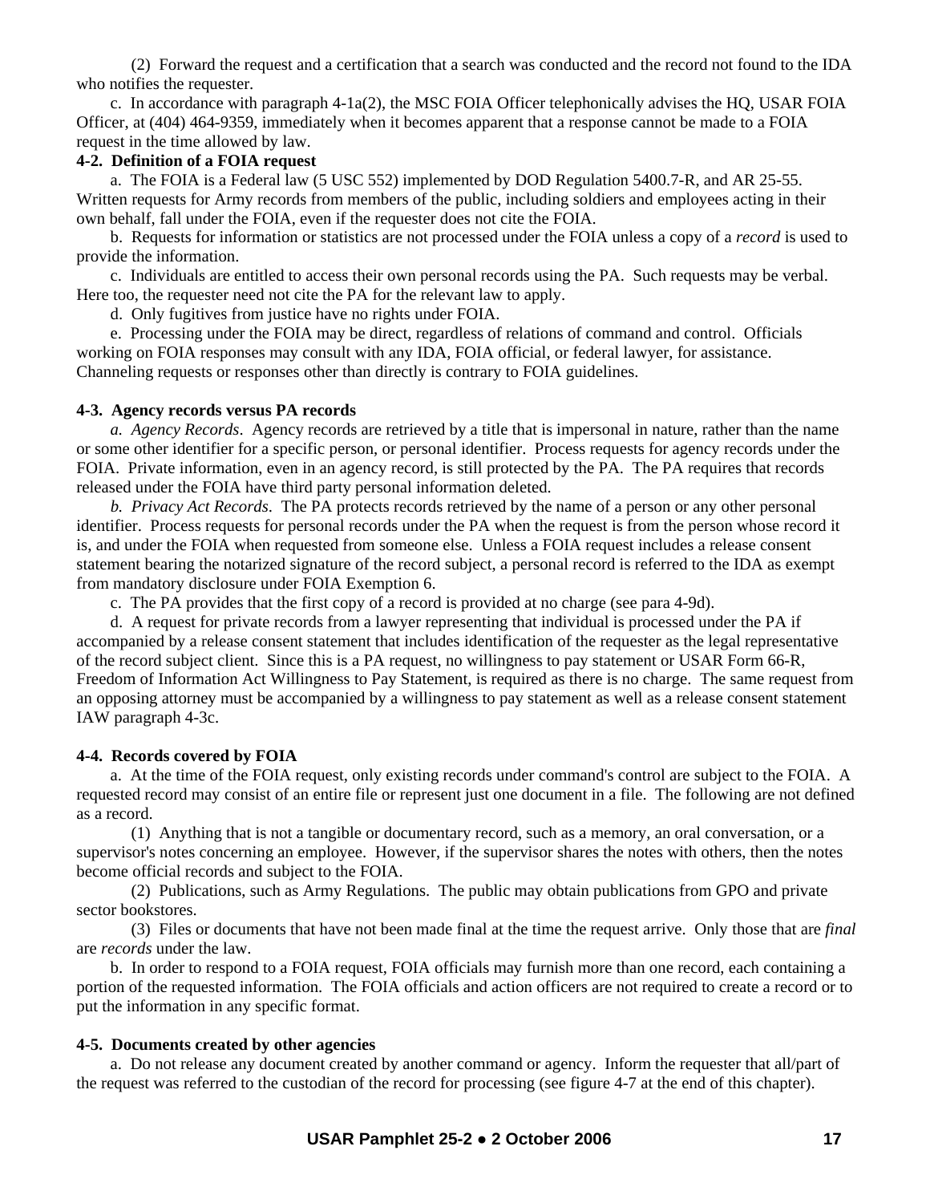(2) Forward the request and a certification that a search was conducted and the record not found to the IDA who notifies the requester.

c. In accordance with paragraph 4-1a(2), the MSC FOIA Officer telephonically advises the HQ, USAR FOIA Officer, at (404) 464-9359, immediately when it becomes apparent that a response cannot be made to a FOIA request in the time allowed by law.

**4-2. Definition of a FOIA request**

a. The FOIA is a Federal law (5 USC 552) implemented by DOD Regulation 5400.7-R, and AR 25-55. Written requests for Army records from members of the public, including soldiers and employees acting in their own behalf, fall under the FOIA, even if the requester does not cite the FOIA.

b. Requests for information or statistics are not processed under the FOIA unless a copy of a *record* is used to provide the information.

c. Individuals are entitled to access their own personal records using the PA. Such requests may be verbal. Here too, the requester need not cite the PA for the relevant law to apply.

d. Only fugitives from justice have no rights under FOIA.

e. Processing under the FOIA may be direct, regardless of relations of command and control. Officials working on FOIA responses may consult with any IDA, FOIA official, or federal lawyer, for assistance. Channeling requests or responses other than directly is contrary to FOIA guidelines.

**4-3. Agency records versus PA records**

*a. Agency Records*. Agency records are retrieved by a title that is impersonal in nature, rather than the name or some other identifier for a specific person, or personal identifier. Process requests for agency records under the FOIA. Private information, even in an agency record, is still protected by the PA. The PA requires that records released under the FOIA have third party personal information deleted.

*b. Privacy Act Records*. The PA protects records retrieved by the name of a person or any other personal identifier. Process requests for personal records under the PA when the request is from the person whose record it is, and under the FOIA when requested from someone else. Unless a FOIA request includes a release consent statement bearing the notarized signature of the record subject, a personal record is referred to the IDA as exempt from mandatory disclosure under FOIA Exemption 6.

c. The PA provides that the first copy of a record is provided at no charge (see para 4-9d).

d. A request for private records from a lawyer representing that individual is processed under the PA if accompanied by a release consent statement that includes identification of the requester as the legal representative of the record subject client. Since this is a PA request, no willingness to pay statement or USAR Form 66-R, Freedom of Information Act Willingness to Pay Statement, is required as there is no charge. The same request from an opposing attorney must be accompanied by a willingness to pay statement as well as a release consent statement IAW paragraph 4-3c.

**4-4. Records covered by FOIA**

a. At the time of the FOIA request, only existing records under command's control are subject to the FOIA. A requested record may consist of an entire file or represent just one document in a file. The following are not defined as a record.

(1) Anything that is not a tangible or documentary record, such as a memory, an oral conversation, or a supervisor's notes concerning an employee. However, if the supervisor shares the notes with others, then the notes become official records and subject to the FOIA.

(2) Publications, such as Army Regulations. The public may obtain publications from GPO and private sector bookstores.

(3) Files or documents that have not been made final at the time the request arrive. Only those that are *final* are *records* under the law.

b. In order to respond to a FOIA request, FOIA officials may furnish more than one record, each containing a portion of the requested information. The FOIA officials and action officers are not required to create a record or to put the information in any specific format.

**4-5. Documents created by other agencies**

a. Do not release any document created by another command or agency. Inform the requester that all/part of the request was referred to the custodian of the record for processing (see figure 4-7 at the end of this chapter).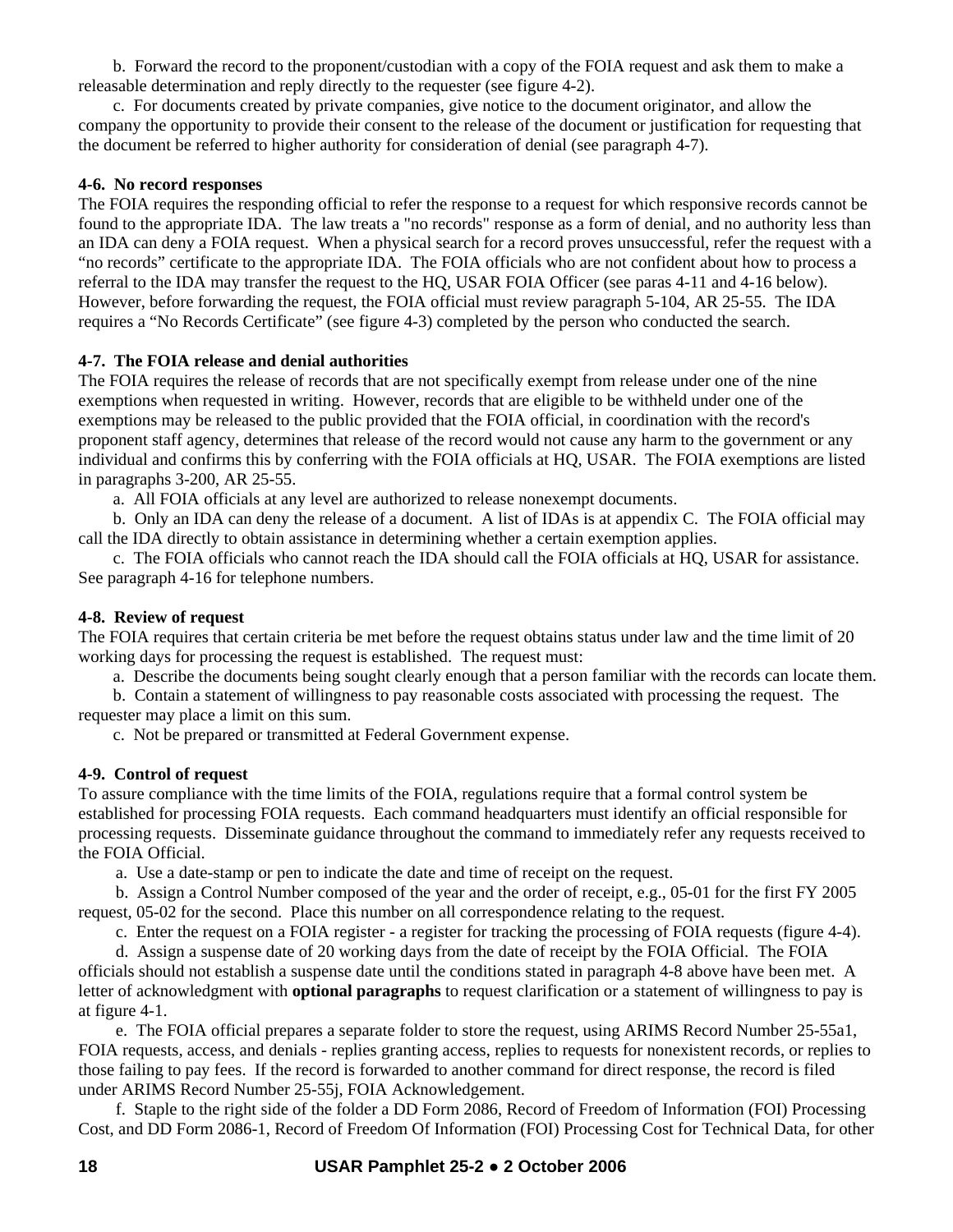b. Forward the record to the proponent/custodian with a copy of the FOIA request and ask them to make a releasable determination and reply directly to the requester (see figure 4-2).

c. For documents created by private companies, give notice to the document originator, and allow the company the opportunity to provide their consent to the release of the document or justification for requesting that the document be referred to higher authority for consideration of denial (see paragraph 4-7).

**4-6. No record responses**

The FOIA requires the responding official to refer the response to a request for which responsive records cannot be found to the appropriate IDA. The law treats a "no records" response as a form of denial, and no authority less than an IDA can deny a FOIA request. When a physical search for a record proves unsuccessful, refer the request with a “no records” certificate to the appropriate IDA. The FOIA officials who are not confident about how to process a referral to the IDA may transfer the request to the HQ, USAR FOIA Officer (see paras 4-11 and 4-16 below). However, before forwarding the request, the FOIA official must review paragraph 5-104, AR 25-55. The IDA requires a “No Records Certificate” (see figure 4-3) completed by the person who conducted the search.

**4-7. The FOIA release and denial authorities**

The FOIA requires the release of records that are not specifically exempt from release under one of the nine exemptions when requested in writing. However, records that are eligible to be withheld under one of the exemptions may be released to the public provided that the FOIA official, in coordination with the record's proponent staff agency, determines that release of the record would not cause any harm to the government or any individual and confirms this by conferring with the FOIA officials at HQ, USAR. The FOIA exemptions are listed in paragraphs 3-200, AR 25-55.

a. All FOIA officials at any level are authorized to release nonexempt documents.

b. Only an IDA can deny the release of a document. A list of IDAs is at appendix C. The FOIA official may call the IDA directly to obtain assistance in determining whether a certain exemption applies.

c. The FOIA officials who cannot reach the IDA should call the FOIA officials at HQ, USAR for assistance. See paragraph 4-16 for telephone numbers.

**4-8. Review of request**

The FOIA requires that certain criteria be met before the request obtains status under law and the time limit of 20 working days for processing the request is established. The request must:

a. Describe the documents being sought clearly enough that a person familiar with the records can locate them.

b. Contain a statement of willingness to pay reasonable costs associated with processing the request. The requester may place a limit on this sum.

c. Not be prepared or transmitted at Federal Government expense.

**4-9. Control of request**

To assure compliance with the time limits of the FOIA, regulations require that a formal control system be established for processing FOIA requests. Each command headquarters must identify an official responsible for processing requests. Disseminate guidance throughout the command to immediately refer any requests received to the FOIA Official.

a. Use a date-stamp or pen to indicate the date and time of receipt on the request.

b. Assign a Control Number composed of the year and the order of receipt, e.g., 05-01 for the first FY 2005 request, 05-02 for the second. Place this number on all correspondence relating to the request.

c. Enter the request on a FOIA register - a register for tracking the processing of FOIA requests (figure 4-4).

d. Assign a suspense date of 20 working days from the date of receipt by the FOIA Official. The FOIA officials should not establish a suspense date until the conditions stated in paragraph 4-8 above have been met. A letter of acknowledgment with **optional paragraphs** to request clarification or a statement of willingness to pay is at figure 4-1.

e. The FOIA official prepares a separate folder to store the request, using ARIMS Record Number 25-55a1, FOIA requests, access, and denials - replies granting access, replies to requests for nonexistent records, or replies to those failing to pay fees. If the record is forwarded to another command for direct response, the record is filed under ARIMS Record Number 25-55j, FOIA Acknowledgement.

f. Staple to the right side of the folder a DD Form 2086, Record of Freedom of Information (FOI) Processing Cost, and DD Form 2086-1, Record of Freedom Of Information (FOI) Processing Cost for Technical Data, for other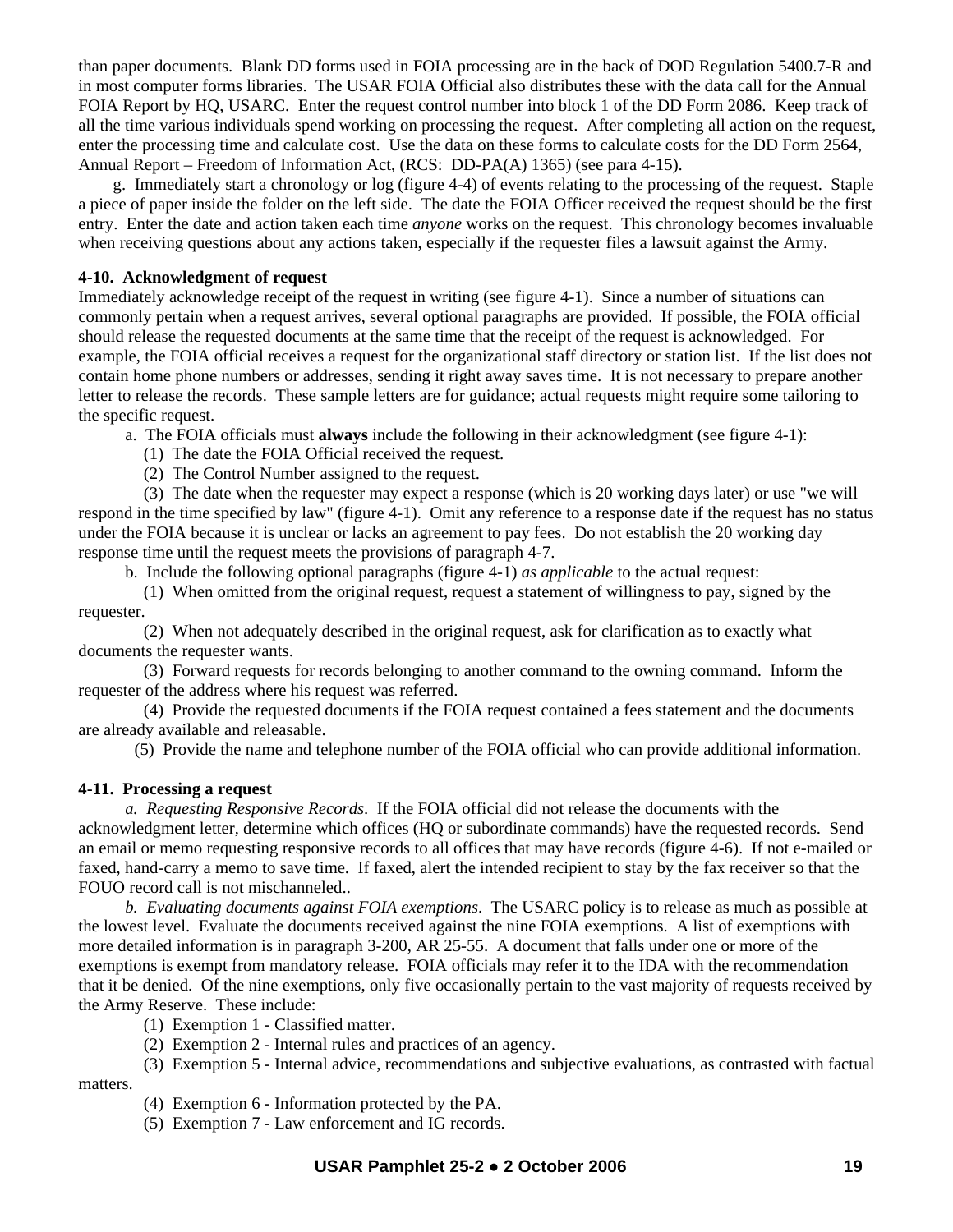than paper documents. Blank DD forms used in FOIA processing are in the back of DOD Regulation 5400.7-R and in most computer forms libraries. The USAR FOIA Official also distributes these with the data call for the Annual FOIA Report by HQ, USARC. Enter the request control number into block 1 of the DD Form 2086. Keep track of all the time various individuals spend working on processing the request. After completing all action on the request, enter the processing time and calculate cost. Use the data on these forms to calculate costs for the DD Form 2564, Annual Report – Freedom of Information Act, (RCS: DD-PA(A) 1365) (see para 4-15).

g. Immediately start a chronology or log (figure 4-4) of events relating to the processing of the request. Staple a piece of paper inside the folder on the left side. The date the FOIA Officer received the request should be the first entry. Enter the date and action taken each time *anyone* works on the request. This chronology becomes invaluable when receiving questions about any actions taken, especially if the requester files a lawsuit against the Army.

**4-10. Acknowledgment of request**

Immediately acknowledge receipt of the request in writing (see figure 4-1). Since a number of situations can commonly pertain when a request arrives, several optional paragraphs are provided. If possible, the FOIA official should release the requested documents at the same time that the receipt of the request is acknowledged. For example, the FOIA official receives a request for the organizational staff directory or station list. If the list does not contain home phone numbers or addresses, sending it right away saves time. It is not necessary to prepare another letter to release the records. These sample letters are for guidance; actual requests might require some tailoring to the specific request.

a. The FOIA officials must **always** include the following in their acknowledgment (see figure 4-1):

(1) The date the FOIA Official received the request.

(2) The Control Number assigned to the request.

(3) The date when the requester may expect a response (which is 20 working days later) or use "we will respond in the time specified by law" (figure 4-1). Omit any reference to a response date if the request has no status under the FOIA because it is unclear or lacks an agreement to pay fees. Do not establish the 20 working day response time until the request meets the provisions of paragraph 4-7.

b. Include the following optional paragraphs (figure 4-1) *as applicable* to the actual request:

(1) When omitted from the original request, request a statement of willingness to pay, signed by the requester.

(2) When not adequately described in the original request, ask for clarification as to exactly what documents the requester wants.

(3) Forward requests for records belonging to another command to the owning command. Inform the requester of the address where his request was referred.

(4) Provide the requested documents if the FOIA request contained a fees statement and the documents are already available and releasable.

(5) Provide the name and telephone number of the FOIA official who can provide additional information.

**4-11. Processing a request**

*a. Requesting Responsive Records*. If the FOIA official did not release the documents with the acknowledgment letter, determine which offices (HQ or subordinate commands) have the requested records. Send an email or memo requesting responsive records to all offices that may have records (figure 4-6). If not e-mailed or faxed, hand-carry a memo to save time. If faxed, alert the intended recipient to stay by the fax receiver so that the FOUO record call is not mischanneled..

*b. Evaluating documents against FOIA exemptions*. The USARC policy is to release as much as possible at the lowest level. Evaluate the documents received against the nine FOIA exemptions. A list of exemptions with more detailed information is in paragraph 3-200, AR 25-55. A document that falls under one or more of the exemptions is exempt from mandatory release. FOIA officials may refer it to the IDA with the recommendation that it be denied. Of the nine exemptions, only five occasionally pertain to the vast majority of requests received by the Army Reserve. These include:

(1) Exemption 1 - Classified matter.

(2) Exemption 2 - Internal rules and practices of an agency.

(3) Exemption 5 - Internal advice, recommendations and subjective evaluations, as contrasted with factual matters.

(4) Exemption 6 - Information protected by the PA.

(5) Exemption 7 - Law enforcement and IG records.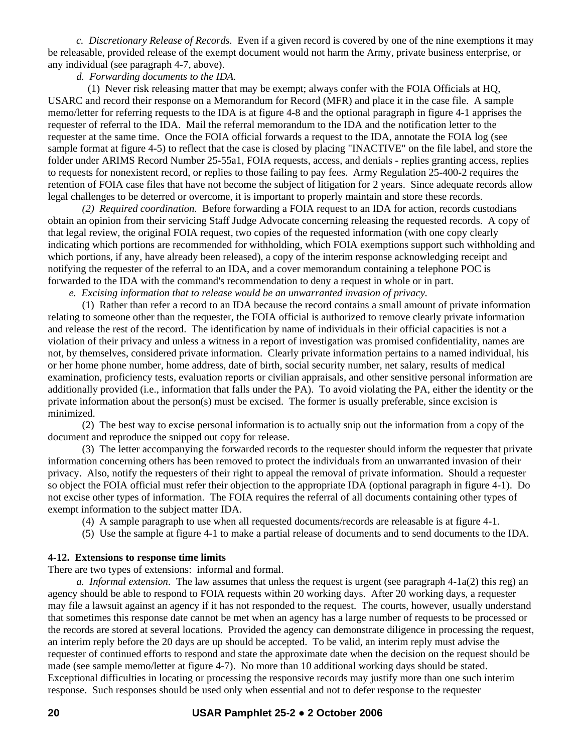*c. Discretionary Release of Records.* Even if a given record is covered by one of the nine exemptions it may be releasable, provided release of the exempt document would not harm the Army, private business enterprise, or any individual (see paragraph 4-7, above).

*d. Forwarding documents to the IDA.*

(1) Never risk releasing matter that may be exempt; always confer with the FOIA Officials at HQ, USARC and record their response on a Memorandum for Record (MFR) and place it in the case file. A sample memo/letter for referring requests to the IDA is at figure 4-8 and the optional paragraph in figure 4-1 apprises the requester of referral to the IDA. Mail the referral memorandum to the IDA and the notification letter to the requester at the same time. Once the FOIA official forwards a request to the IDA, annotate the FOIA log (see sample format at figure 4-5) to reflect that the case is closed by placing "INACTIVE" on the file label, and store the folder under ARIMS Record Number 25-55a1, FOIA requests, access, and denials - replies granting access, replies to requests for nonexistent record, or replies to those failing to pay fees. Army Regulation 25-400-2 requires the retention of FOIA case files that have not become the subject of litigation for 2 years. Since adequate records allow legal challenges to be deterred or overcome, it is important to properly maintain and store these records.

*(2) Required coordination.* Before forwarding a FOIA request to an IDA for action, records custodians obtain an opinion from their servicing Staff Judge Advocate concerning releasing the requested records. A copy of that legal review, the original FOIA request, two copies of the requested information (with one copy clearly indicating which portions are recommended for withholding, which FOIA exemptions support such withholding and which portions, if any, have already been released), a copy of the interim response acknowledging receipt and notifying the requester of the referral to an IDA, and a cover memorandum containing a telephone POC is forwarded to the IDA with the command's recommendation to deny a request in whole or in part.

*e. Excising information that to release would be an unwarranted invasion of privacy.*

(1) Rather than refer a record to an IDA because the record contains a small amount of private information relating to someone other than the requester, the FOIA official is authorized to remove clearly private information and release the rest of the record. The identification by name of individuals in their official capacities is not a violation of their privacy and unless a witness in a report of investigation was promised confidentiality, names are not, by themselves, considered private information. Clearly private information pertains to a named individual, his or her home phone number, home address, date of birth, social security number, net salary, results of medical examination, proficiency tests, evaluation reports or civilian appraisals, and other sensitive personal information are additionally provided (i.e., information that falls under the PA). To avoid violating the PA, either the identity or the private information about the person(s) must be excised. The former is usually preferable, since excision is minimized.

(2) The best way to excise personal information is to actually snip out the information from a copy of the document and reproduce the snipped out copy for release.

(3) The letter accompanying the forwarded records to the requester should inform the requester that private information concerning others has been removed to protect the individuals from an unwarranted invasion of their privacy. Also, notify the requesters of their right to appeal the removal of private information. Should a requester so object the FOIA official must refer their objection to the appropriate IDA (optional paragraph in figure 4-1). Do not excise other types of information. The FOIA requires the referral of all documents containing other types of exempt information to the subject matter IDA.

(4) A sample paragraph to use when all requested documents/records are releasable is at figure 4-1.

(5) Use the sample at figure 4-1 to make a partial release of documents and to send documents to the IDA.

**4-12. Extensions to response time limits**

There are two types of extensions: informal and formal.

*a. Informal extension*. The law assumes that unless the request is urgent (see paragraph 4-1a(2) this reg) an agency should be able to respond to FOIA requests within 20 working days. After 20 working days, a requester may file a lawsuit against an agency if it has not responded to the request. The courts, however, usually understand that sometimes this response date cannot be met when an agency has a large number of requests to be processed or the records are stored at several locations. Provided the agency can demonstrate diligence in processing the request, an interim reply before the 20 days are up should be accepted. To be valid, an interim reply must advise the requester of continued efforts to respond and state the approximate date when the decision on the request should be made (see sample memo/letter at figure 4-7). No more than 10 additional working days should be stated. Exceptional difficulties in locating or processing the responsive records may justify more than one such interim response. Such responses should be used only when essential and not to defer response to the requester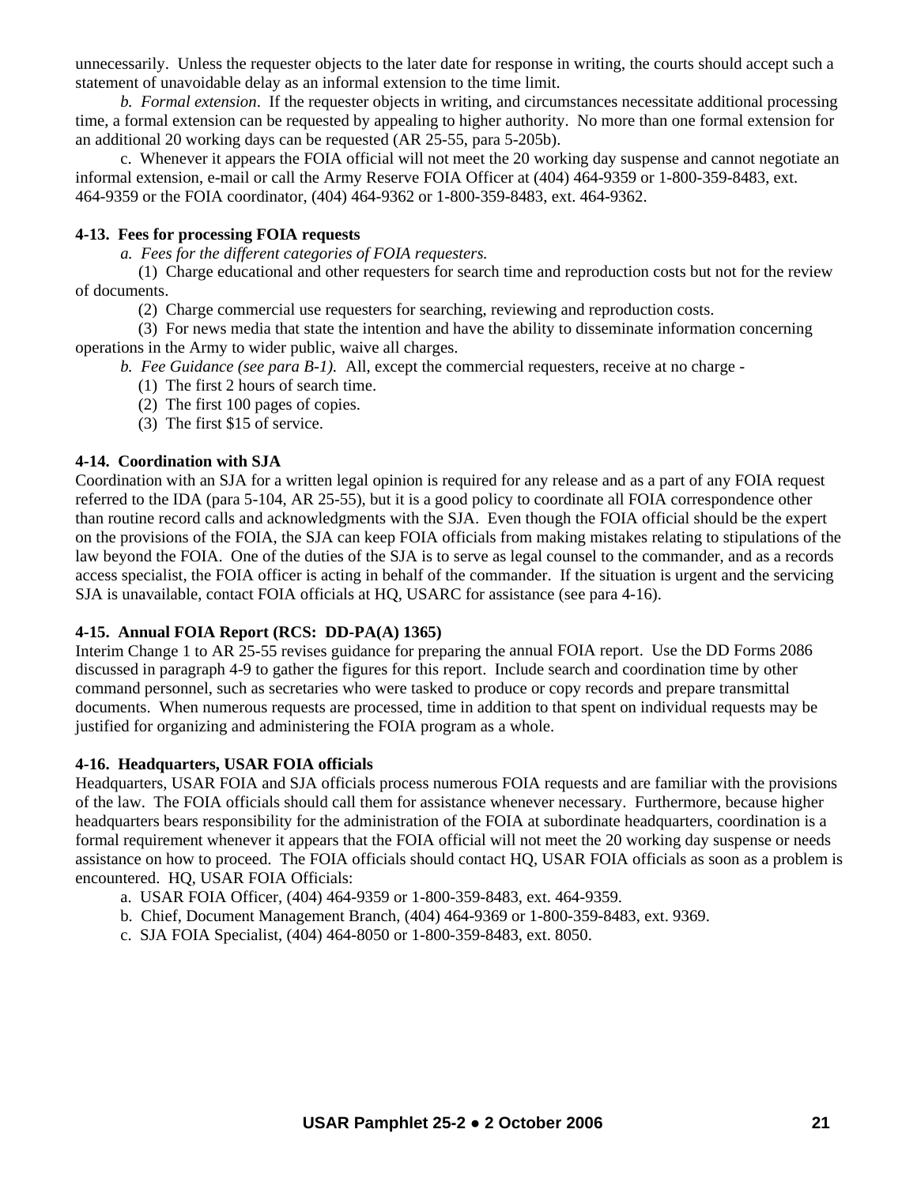unnecessarily. Unless the requester objects to the later date for response in writing, the courts should accept such a statement of unavoidable delay as an informal extension to the time limit.

*b. Formal extension*. If the requester objects in writing, and circumstances necessitate additional processing time, a formal extension can be requested by appealing to higher authority. No more than one formal extension for an additional 20 working days can be requested (AR 25-55, para 5-205b).

c. Whenever it appears the FOIA official will not meet the 20 working day suspense and cannot negotiate an informal extension, e-mail or call the Army Reserve FOIA Officer at (404) 464-9359 or 1-800-359-8483, ext. 464-9359 or the FOIA coordinator, (404) 464-9362 or 1-800-359-8483, ext. 464-9362.

**4-13. Fees for processing FOIA requests**

*a. Fees for the different categories of FOIA requesters.*

(1) Charge educational and other requesters for search time and reproduction costs but not for the review of documents.

(2) Charge commercial use requesters for searching, reviewing and reproduction costs.

(3) For news media that state the intention and have the ability to disseminate information concerning operations in the Army to wider public, waive all charges.

*b. Fee Guidance (see para B-1).* All, except the commercial requesters, receive at no charge -

(1) The first 2 hours of search time.

(2) The first 100 pages of copies.

(3) The first $15 of service.

**4-14. Coordination with SJA**

Coordination with an SJA for a written legal opinion is required for any release and as a part of any FOIA request referred to the IDA (para 5-104, AR 25-55), but it is a good policy to coordinate all FOIA correspondence other than routine record calls and acknowledgments with the SJA. Even though the FOIA official should be the expert on the provisions of the FOIA, the SJA can keep FOIA officials from making mistakes relating to stipulations of the law beyond the FOIA. One of the duties of the SJA is to serve as legal counsel to the commander, and as a records access specialist, the FOIA officer is acting in behalf of the commander. If the situation is urgent and the servicing SJA is unavailable, contact FOIA officials at HQ, USARC for assistance (see para 4-16).

**4-15. Annual FOIA Report (RCS: DD-PA(A) 1365)**

Interim Change 1 to AR 25-55 revises guidance for preparing the annual FOIA report. Use the DD Forms 2086 discussed in paragraph 4-9 to gather the figures for this report. Include search and coordination time by other command personnel, such as secretaries who were tasked to produce or copy records and prepare transmittal documents. When numerous requests are processed, time in addition to that spent on individual requests may be justified for organizing and administering the FOIA program as a whole.

**4-16. Headquarters, USAR FOIA officials**

Headquarters, USAR FOIA and SJA officials process numerous FOIA requests and are familiar with the provisions of the law. The FOIA officials should call them for assistance whenever necessary. Furthermore, because higher headquarters bears responsibility for the administration of the FOIA at subordinate headquarters, coordination is a formal requirement whenever it appears that the FOIA official will not meet the 20 working day suspense or needs assistance on how to proceed. The FOIA officials should contact HQ, USAR FOIA officials as soon as a problem is encountered. HQ, USAR FOIA Officials:

a. USAR FOIA Officer, (404) 464-9359 or 1-800-359-8483, ext. 464-9359.

b. Chief, Document Management Branch, (404) 464-9369 or 1-800-359-8483, ext. 9369.

c. SJA FOIA Specialist, (404) 464-8050 or 1-800-359-8483, ext. 8050.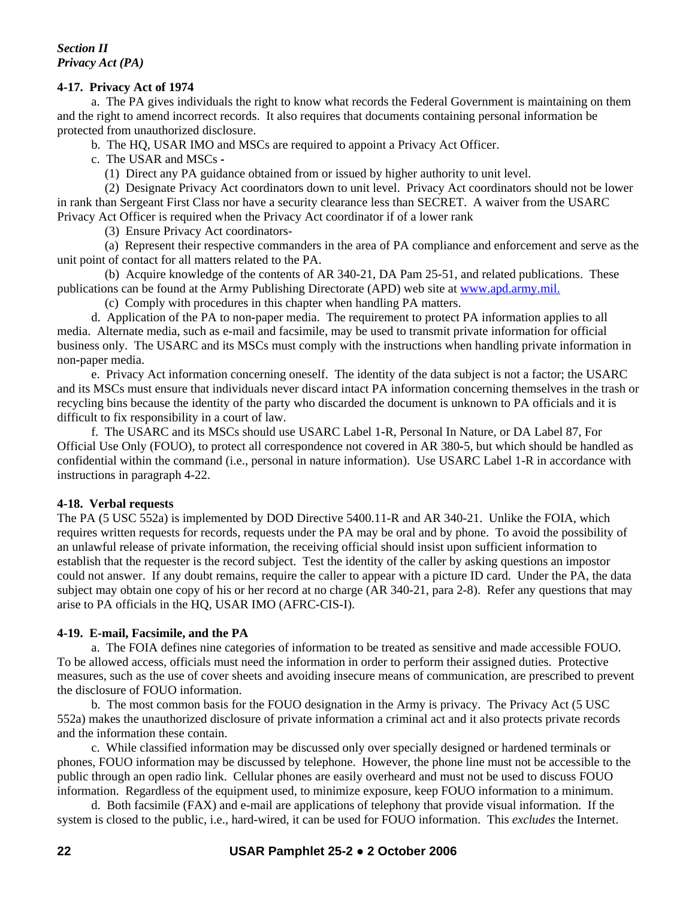*Section II*
*Privacy Act (PA)*

**4-17. Privacy Act of 1974**

a. The PA gives individuals the right to know what records the Federal Government is maintaining on them and the right to amend incorrect records. It also requires that documents containing personal information be protected from unauthorized disclosure.

b. The HQ, USAR IMO and MSCs are required to appoint a Privacy Act Officer.

c. The USAR and MSCs -

(1) Direct any PA guidance obtained from or issued by higher authority to unit level.

(2) Designate Privacy Act coordinators down to unit level. Privacy Act coordinators should not be lower in rank than Sergeant First Class nor have a security clearance less than SECRET. A waiver from the USARC Privacy Act Officer is required when the Privacy Act coordinator if of a lower rank

(3) Ensure Privacy Act coordinators-

(a) Represent their respective commanders in the area of PA compliance and enforcement and serve as the unit point of contact for all matters related to the PA.

(b) Acquire knowledge of the contents of AR 340-21, DA Pam 25-51, and related publications. These publications can be found at the Army Publishing Directorate (APD) web site at www.apd.army.mil.

(c) Comply with procedures in this chapter when handling PA matters.

d. Application of the PA to non-paper media. The requirement to protect PA information applies to all media. Alternate media, such as e-mail and facsimile, may be used to transmit private information for official business only. The USARC and its MSCs must comply with the instructions when handling private information in non-paper media.

e. Privacy Act information concerning oneself. The identity of the data subject is not a factor; the USARC and its MSCs must ensure that individuals never discard intact PA information concerning themselves in the trash or recycling bins because the identity of the party who discarded the document is unknown to PA officials and it is difficult to fix responsibility in a court of law.

f. The USARC and its MSCs should use USARC Label 1-R, Personal In Nature, or DA Label 87, For Official Use Only (FOUO), to protect all correspondence not covered in AR 380-5, but which should be handled as confidential within the command (i.e., personal in nature information). Use USARC Label 1-R in accordance with instructions in paragraph 4-22.

**4-18. Verbal requests**

The PA (5 USC 552a) is implemented by DOD Directive 5400.11-R and AR 340-21. Unlike the FOIA, which requires written requests for records, requests under the PA may be oral and by phone. To avoid the possibility of an unlawful release of private information, the receiving official should insist upon sufficient information to establish that the requester is the record subject. Test the identity of the caller by asking questions an impostor could not answer. If any doubt remains, require the caller to appear with a picture ID card. Under the PA, the data subject may obtain one copy of his or her record at no charge (AR 340-21, para 2-8). Refer any questions that may arise to PA officials in the HQ, USAR IMO (AFRC-CIS-I).

**4-19. E-mail, Facsimile, and the PA**

a. The FOIA defines nine categories of information to be treated as sensitive and made accessible FOUO. To be allowed access, officials must need the information in order to perform their assigned duties. Protective measures, such as the use of cover sheets and avoiding insecure means of communication, are prescribed to prevent the disclosure of FOUO information.

b. The most common basis for the FOUO designation in the Army is privacy. The Privacy Act (5 USC 552a) makes the unauthorized disclosure of private information a criminal act and it also protects private records and the information these contain.

c. While classified information may be discussed only over specially designed or hardened terminals or phones, FOUO information may be discussed by telephone. However, the phone line must not be accessible to the public through an open radio link. Cellular phones are easily overheard and must not be used to discuss FOUO information. Regardless of the equipment used, to minimize exposure, keep FOUO information to a minimum.

d. Both facsimile (FAX) and e-mail are applications of telephony that provide visual information. If the system is closed to the public, i.e., hard-wired, it can be used for FOUO information. This *excludes* the Internet.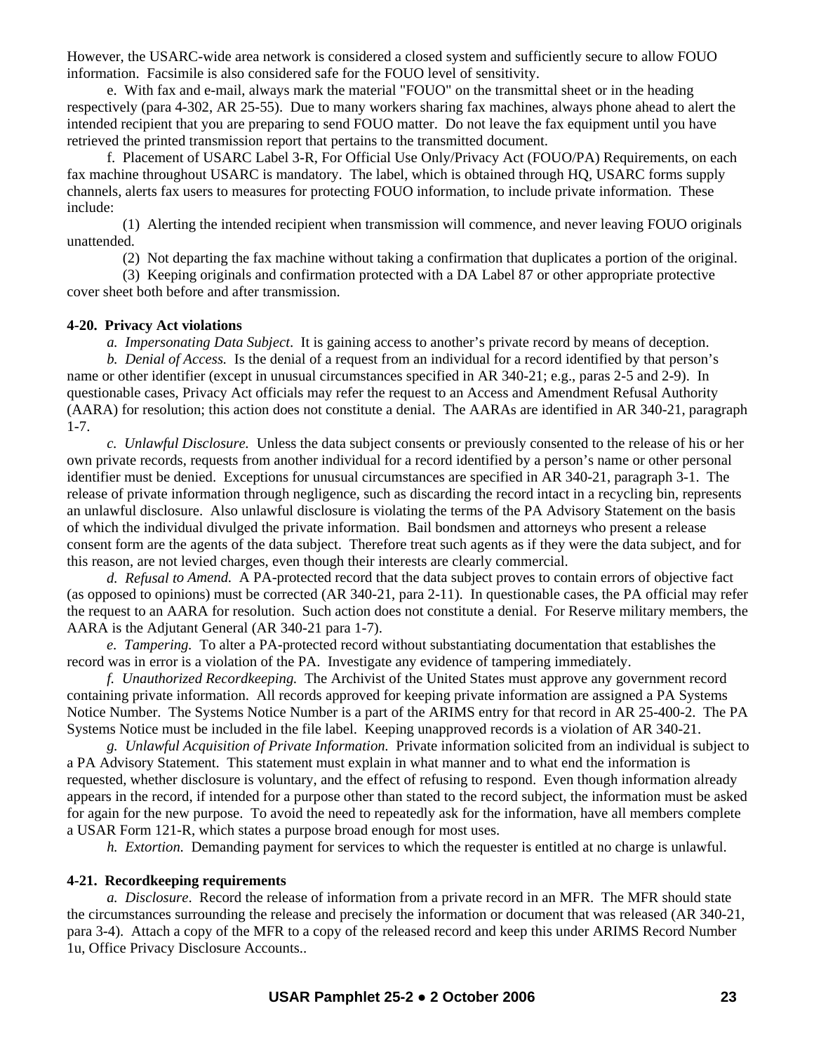However, the USARC-wide area network is considered a closed system and sufficiently secure to allow FOUO information. Facsimile is also considered safe for the FOUO level of sensitivity.

e. With fax and e-mail, always mark the material "FOUO" on the transmittal sheet or in the heading respectively (para 4-302, AR 25-55). Due to many workers sharing fax machines, always phone ahead to alert the intended recipient that you are preparing to send FOUO matter. Do not leave the fax equipment until you have retrieved the printed transmission report that pertains to the transmitted document.

f. Placement of USARC Label 3-R, For Official Use Only/Privacy Act (FOUO/PA) Requirements, on each fax machine throughout USARC is mandatory. The label, which is obtained through HQ, USARC forms supply channels, alerts fax users to measures for protecting FOUO information, to include private information. These include:

(1) Alerting the intended recipient when transmission will commence, and never leaving FOUO originals unattended.

(2) Not departing the fax machine without taking a confirmation that duplicates a portion of the original.

(3) Keeping originals and confirmation protected with a DA Label 87 or other appropriate protective cover sheet both before and after transmission.

**4-20. Privacy Act violations**

*a. Impersonating Data Subject*. It is gaining access to another's private record by means of deception.

*b. Denial of Access.* Is the denial of a request from an individual for a record identified by that person's name or other identifier (except in unusual circumstances specified in AR 340-21; e.g., paras 2-5 and 2-9). In questionable cases, Privacy Act officials may refer the request to an Access and Amendment Refusal Authority (AARA) for resolution; this action does not constitute a denial. The AARAs are identified in AR 340-21, paragraph 1-7.

*c. Unlawful Disclosure.* Unless the data subject consents or previously consented to the release of his or her own private records, requests from another individual for a record identified by a person's name or other personal identifier must be denied. Exceptions for unusual circumstances are specified in AR 340-21, paragraph 3-1. The release of private information through negligence, such as discarding the record intact in a recycling bin, represents an unlawful disclosure. Also unlawful disclosure is violating the terms of the PA Advisory Statement on the basis of which the individual divulged the private information. Bail bondsmen and attorneys who present a release consent form are the agents of the data subject. Therefore treat such agents as if they were the data subject, and for this reason, are not levied charges, even though their interests are clearly commercial.

*d. Refusal to Amend.* A PA-protected record that the data subject proves to contain errors of objective fact (as opposed to opinions) must be corrected (AR 340-21, para 2-11). In questionable cases, the PA official may refer the request to an AARA for resolution. Such action does not constitute a denial. For Reserve military members, the AARA is the Adjutant General (AR 340-21 para 1-7).

*e. Tampering.* To alter a PA-protected record without substantiating documentation that establishes the record was in error is a violation of the PA. Investigate any evidence of tampering immediately.

*f. Unauthorized Recordkeeping.* The Archivist of the United States must approve any government record containing private information. All records approved for keeping private information are assigned a PA Systems Notice Number. The Systems Notice Number is a part of the ARIMS entry for that record in AR 25-400-2. The PA Systems Notice must be included in the file label. Keeping unapproved records is a violation of AR 340-21.

*g. Unlawful Acquisition of Private Information.* Private information solicited from an individual is subject to a PA Advisory Statement. This statement must explain in what manner and to what end the information is requested, whether disclosure is voluntary, and the effect of refusing to respond. Even though information already appears in the record, if intended for a purpose other than stated to the record subject, the information must be asked for again for the new purpose. To avoid the need to repeatedly ask for the information, have all members complete a USAR Form 121-R, which states a purpose broad enough for most uses.

*h. Extortion.* Demanding payment for services to which the requester is entitled at no charge is unlawful.

**4-21. Recordkeeping requirements**

*a. Disclosure*. Record the release of information from a private record in an MFR. The MFR should state the circumstances surrounding the release and precisely the information or document that was released (AR 340-21, para 3-4). Attach a copy of the MFR to a copy of the released record and keep this under ARIMS Record Number 1u, Office Privacy Disclosure Accounts..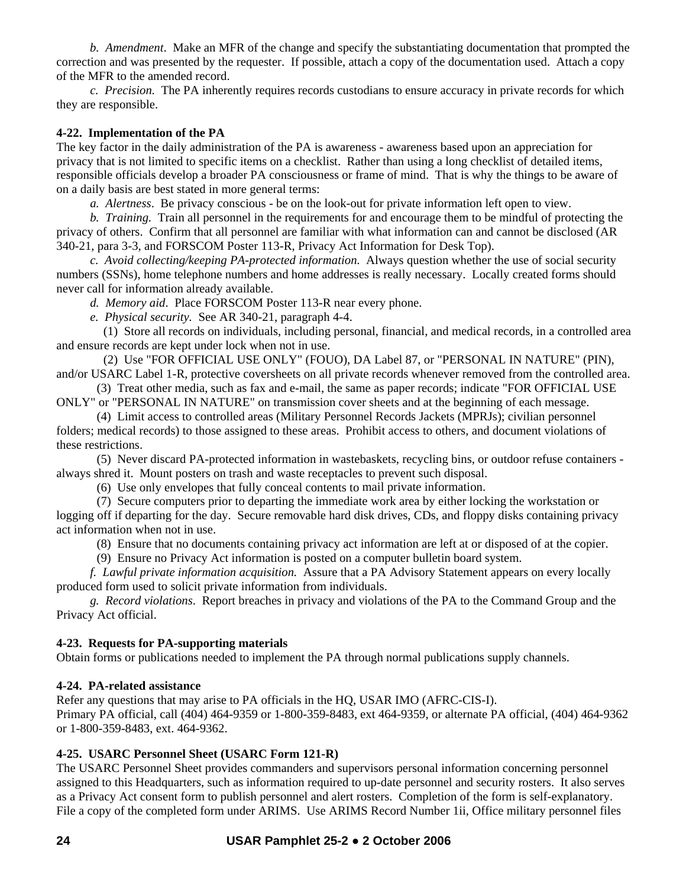*b. Amendment*. Make an MFR of the change and specify the substantiating documentation that prompted the correction and was presented by the requester. If possible, attach a copy of the documentation used. Attach a copy of the MFR to the amended record.

*c. Precision.* The PA inherently requires records custodians to ensure accuracy in private records for which they are responsible.

**4-22. Implementation of the PA**

The key factor in the daily administration of the PA is awareness - awareness based upon an appreciation for privacy that is not limited to specific items on a checklist. Rather than using a long checklist of detailed items, responsible officials develop a broader PA consciousness or frame of mind. That is why the things to be aware of on a daily basis are best stated in more general terms:

*a. Alertness*. Be privacy conscious - be on the look-out for private information left open to view.

*b. Training.* Train all personnel in the requirements for and encourage them to be mindful of protecting the privacy of others. Confirm that all personnel are familiar with what information can and cannot be disclosed (AR 340-21, para 3-3, and FORSCOM Poster 113-R, Privacy Act Information for Desk Top).

*c. Avoid collecting/keeping PA-protected information.* Always question whether the use of social security numbers (SSNs), home telephone numbers and home addresses is really necessary. Locally created forms should never call for information already available.

*d. Memory aid*. Place FORSCOM Poster 113-R near every phone.

*e. Physical security*. See AR 340-21, paragraph 4-4.

(1) Store all records on individuals, including personal, financial, and medical records, in a controlled area and ensure records are kept under lock when not in use.

(2) Use "FOR OFFICIAL USE ONLY" (FOUO), DA Label 87, or "PERSONAL IN NATURE" (PIN), and/or USARC Label 1-R, protective coversheets on all private records whenever removed from the controlled area.

(3) Treat other media, such as fax and e-mail, the same as paper records; indicate "FOR OFFICIAL USE ONLY" or "PERSONAL IN NATURE" on transmission cover sheets and at the beginning of each message.

(4) Limit access to controlled areas (Military Personnel Records Jackets (MPRJs); civilian personnel folders; medical records) to those assigned to these areas. Prohibit access to others, and document violations of these restrictions.

(5) Never discard PA-protected information in wastebaskets, recycling bins, or outdoor refuse containers - always shred it. Mount posters on trash and waste receptacles to prevent such disposal.

(6) Use only envelopes that fully conceal contents to mail private information.

(7) Secure computers prior to departing the immediate work area by either locking the workstation or logging off if departing for the day. Secure removable hard disk drives, CDs, and floppy disks containing privacy act information when not in use.

(8) Ensure that no documents containing privacy act information are left at or disposed of at the copier.

(9) Ensure no Privacy Act information is posted on a computer bulletin board system.

*f. Lawful private information acquisition.* Assure that a PA Advisory Statement appears on every locally produced form used to solicit private information from individuals.

*g. Record violations*. Report breaches in privacy and violations of the PA to the Command Group and the Privacy Act official.

**4-23. Requests for PA-supporting materials**

Obtain forms or publications needed to implement the PA through normal publications supply channels.

**4-24. PA-related assistance**

Refer any questions that may arise to PA officials in the HQ, USAR IMO (AFRC-CIS-I).
Primary PA official, call (404) 464-9359 or 1-800-359-8483, ext 464-9359, or alternate PA official, (404) 464-9362 or 1-800-359-8483, ext. 464-9362.

**4-25. USARC Personnel Sheet (USARC Form 121-R)**

The USARC Personnel Sheet provides commanders and supervisors personal information concerning personnel assigned to this Headquarters, such as information required to up-date personnel and security rosters. It also serves as a Privacy Act consent form to publish personnel and alert rosters. Completion of the form is self-explanatory. File a copy of the completed form under ARIMS. Use ARIMS Record Number 1ii, Office military personnel files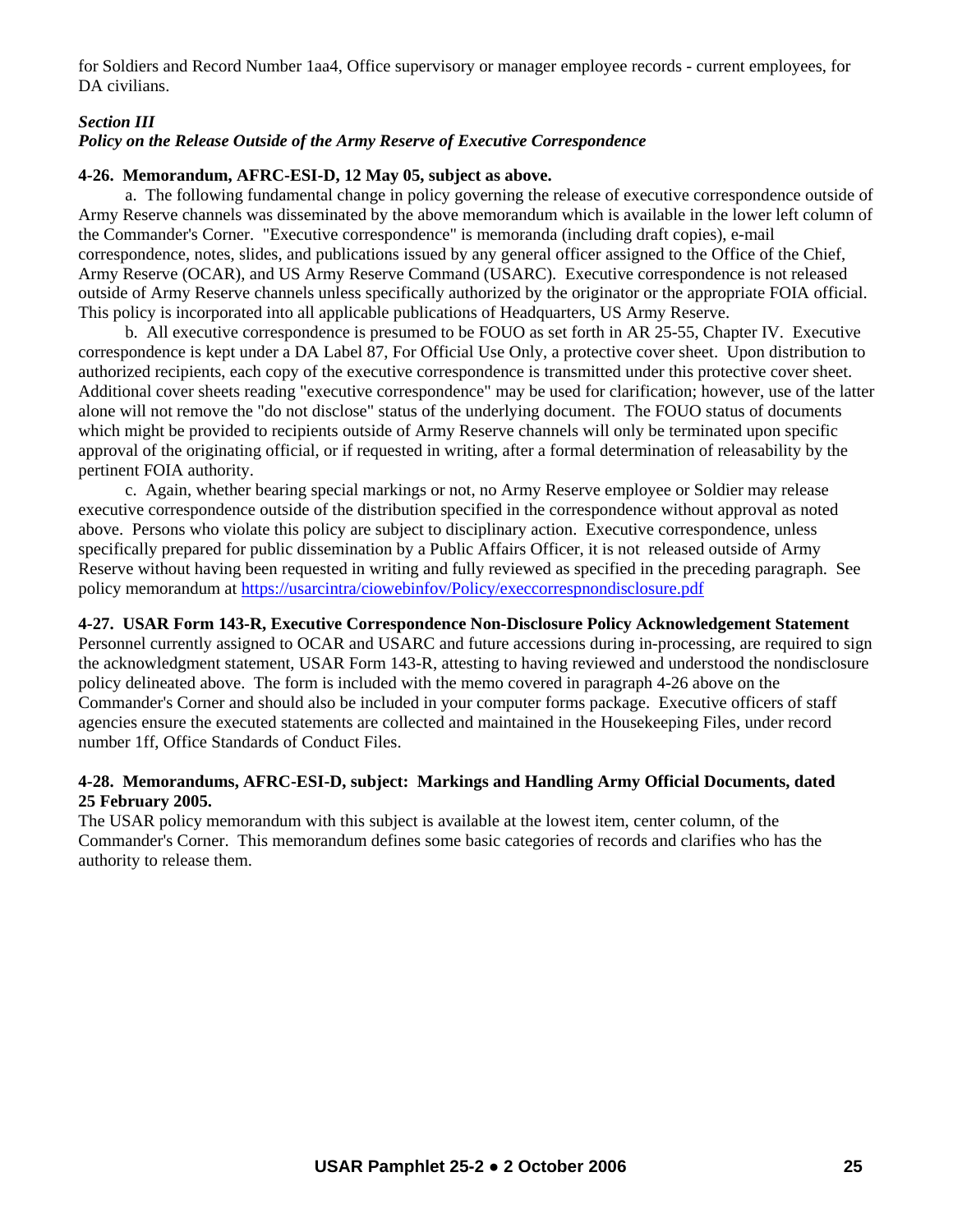for Soldiers and Record Number 1aa4, Office supervisory or manager employee records - current employees, for DA civilians.

### *Section III*
### *Policy on the Release Outside of the Army Reserve of Executive Correspondence*

**4-26. Memorandum, AFRC-ESI-D, 12 May 05, subject as above.**

a. The following fundamental change in policy governing the release of executive correspondence outside of Army Reserve channels was disseminated by the above memorandum which is available in the lower left column of the Commander's Corner. "Executive correspondence" is memoranda (including draft copies), e-mail correspondence, notes, slides, and publications issued by any general officer assigned to the Office of the Chief, Army Reserve (OCAR), and US Army Reserve Command (USARC). Executive correspondence is not released outside of Army Reserve channels unless specifically authorized by the originator or the appropriate FOIA official. This policy is incorporated into all applicable publications of Headquarters, US Army Reserve.

b. All executive correspondence is presumed to be FOUO as set forth in AR 25-55, Chapter IV. Executive correspondence is kept under a DA Label 87, For Official Use Only, a protective cover sheet. Upon distribution to authorized recipients, each copy of the executive correspondence is transmitted under this protective cover sheet. Additional cover sheets reading "executive correspondence" may be used for clarification; however, use of the latter alone will not remove the "do not disclose" status of the underlying document. The FOUO status of documents which might be provided to recipients outside of Army Reserve channels will only be terminated upon specific approval of the originating official, or if requested in writing, after a formal determination of releasability by the pertinent FOIA authority.

c. Again, whether bearing special markings or not, no Army Reserve employee or Soldier may release executive correspondence outside of the distribution specified in the correspondence without approval as noted above. Persons who violate this policy are subject to disciplinary action. Executive correspondence, unless specifically prepared for public dissemination by a Public Affairs Officer, it is not released outside of Army Reserve without having been requested in writing and fully reviewed as specified in the preceding paragraph. See policy memorandum at https://usarcintra/ciowebinfov/Policy/execcorrespnondisclosure.pdf

**4-27. USAR Form 143-R, Executive Correspondence Non-Disclosure Policy Acknowledgement Statement**
Personnel currently assigned to OCAR and USARC and future accessions during in-processing, are required to sign the acknowledgment statement, USAR Form 143-R, attesting to having reviewed and understood the nondisclosure policy delineated above. The form is included with the memo covered in paragraph 4-26 above on the Commander's Corner and should also be included in your computer forms package. Executive officers of staff agencies ensure the executed statements are collected and maintained in the Housekeeping Files, under record number 1ff, Office Standards of Conduct Files.

**4-28. Memorandums, AFRC-ESI-D, subject: Markings and Handling Army Official Documents, dated 25 February 2005.**
The USAR policy memorandum with this subject is available at the lowest item, center column, of the Commander's Corner. This memorandum defines some basic categories of records and clarifies who has the authority to release them.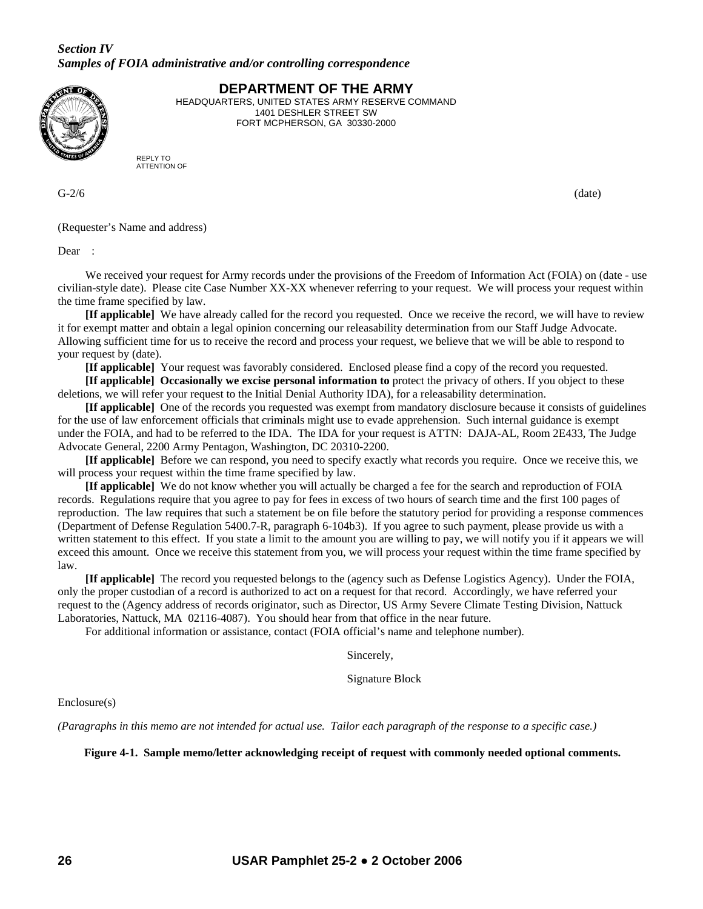*Section IV*
***Samples of FOIA administrative and/or controlling correspondence***

**DEPARTMENT OF THE ARMY**
HEADQUARTERS, UNITED STATES ARMY RESERVE COMMAND
1401 DESHLER STREET SW
FORT MCPHERSON, GA 30330-2000

REPLY TO
ATTENTION OF

G-2/6 (date)

(Requester's Name and address)

Dear :

We received your request for Army records under the provisions of the Freedom of Information Act (FOIA) on (date - use civilian-style date). Please cite Case Number XX-XX whenever referring to your request. We will process your request within the time frame specified by law.

**[If applicable]** We have already called for the record you requested. Once we receive the record, we will have to review it for exempt matter and obtain a legal opinion concerning our releasability determination from our Staff Judge Advocate. Allowing sufficient time for us to receive the record and process your request, we believe that we will be able to respond to your request by (date).

**[If applicable]** Your request was favorably considered. Enclosed please find a copy of the record you requested.

**[If applicable] Occasionally we excise personal information to** protect the privacy of others. If you object to these deletions, we will refer your request to the Initial Denial Authority IDA), for a releasability determination.

**[If applicable]** One of the records you requested was exempt from mandatory disclosure because it consists of guidelines for the use of law enforcement officials that criminals might use to evade apprehension. Such internal guidance is exempt under the FOIA, and had to be referred to the IDA. The IDA for your request is ATTN: DAJA-AL, Room 2E433, The Judge Advocate General, 2200 Army Pentagon, Washington, DC 20310-2200.

**[If applicable]** Before we can respond, you need to specify exactly what records you require. Once we receive this, we will process your request within the time frame specified by law.

**[If applicable]** We do not know whether you will actually be charged a fee for the search and reproduction of FOIA records. Regulations require that you agree to pay for fees in excess of two hours of search time and the first 100 pages of reproduction. The law requires that such a statement be on file before the statutory period for providing a response commences (Department of Defense Regulation 5400.7-R, paragraph 6-104b3). If you agree to such payment, please provide us with a written statement to this effect. If you state a limit to the amount you are willing to pay, we will notify you if it appears we will exceed this amount. Once we receive this statement from you, we will process your request within the time frame specified by law.

**[If applicable]** The record you requested belongs to the (agency such as Defense Logistics Agency). Under the FOIA, only the proper custodian of a record is authorized to act on a request for that record. Accordingly, we have referred your request to the (Agency address of records originator, such as Director, US Army Severe Climate Testing Division, Nattuck Laboratories, Nattuck, MA 02116-4087). You should hear from that office in the near future.

For additional information or assistance, contact (FOIA official's name and telephone number).

Sincerely,

Signature Block

Enclosure(s)

*(Paragraphs in this memo are not intended for actual use. Tailor each paragraph of the response to a specific case.)*

**Figure 4-1. Sample memo/letter acknowledging receipt of request with commonly needed optional comments.**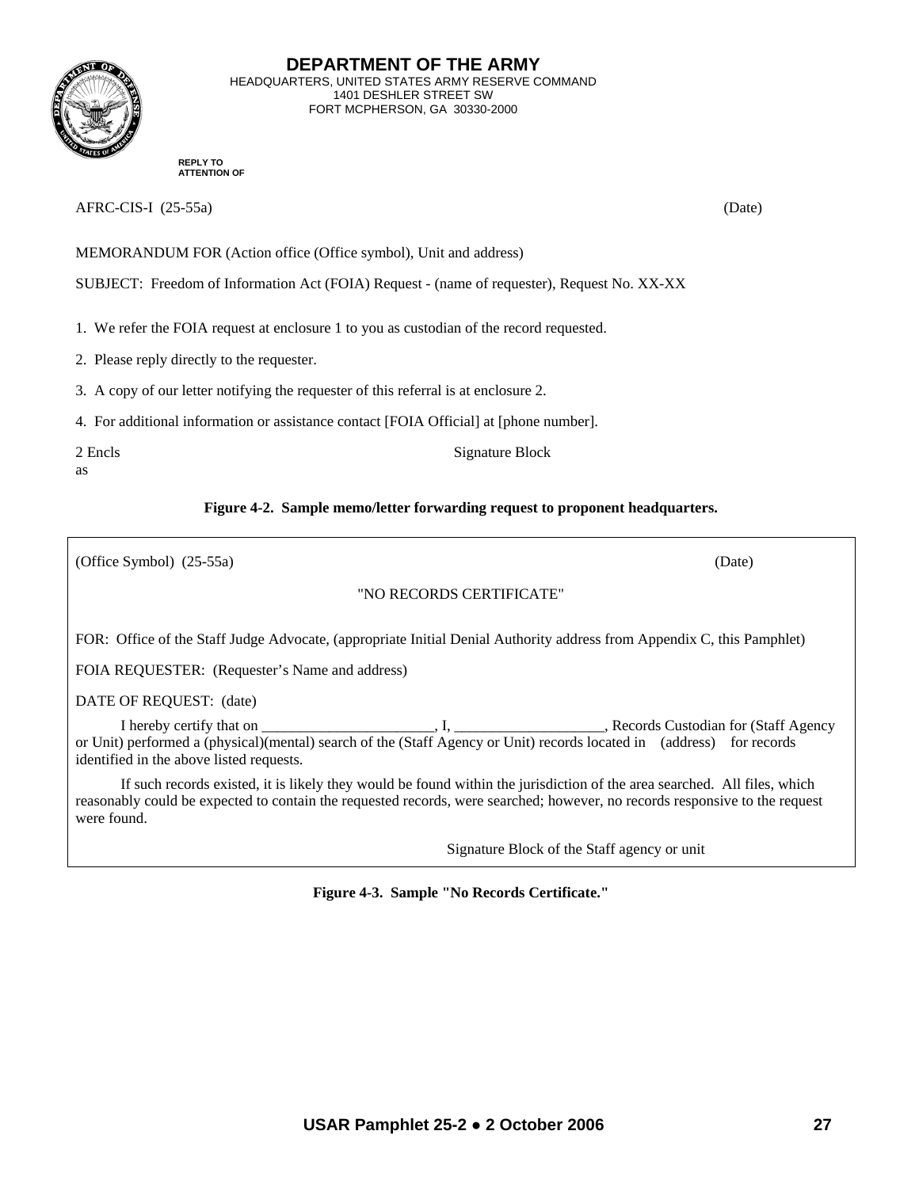**DEPARTMENT OF THE ARMY**
HEADQUARTERS, UNITED STATES ARMY RESERVE COMMAND
1401 DESHLER STREET SW
FORT MCPHERSON, GA 30330-2000

REPLY TO
ATTENTION OF

AFRC-CIS-I (25-55a) (Date)

MEMORANDUM FOR (Action office (Office symbol), Unit and address)

SUBJECT: Freedom of Information Act (FOIA) Request - (name of requester), Request No. XX-XX

1. We refer the FOIA request at enclosure 1 to you as custodian of the record requested.

2. Please reply directly to the requester.

3. A copy of our letter notifying the requester of this referral is at enclosure 2.

4. For additional information or assistance contact [FOIA Official] at [phone number].

2 Encls
as

Signature Block

**Figure 4-2. Sample memo/letter forwarding request to proponent headquarters.**

(Office Symbol) (25-55a) (Date)

"NO RECORDS CERTIFICATE"

FOR: Office of the Staff Judge Advocate, (appropriate Initial Denial Authority address from Appendix C, this Pamphlet)

FOIA REQUESTER: (Requester's Name and address)

DATE OF REQUEST: (date)

I hereby certify that on _______________________, I, ____________________, Records Custodian for (Staff Agency or Unit) performed a (physical)(mental) search of the (Staff Agency or Unit) records located in (address) for records identified in the above listed requests.

If such records existed, it is likely they would be found within the jurisdiction of the area searched. All files, which reasonably could be expected to contain the requested records, were searched; however, no records responsive to the request were found.

Signature Block of the Staff agency or unit

**Figure 4-3. Sample "No Records Certificate."**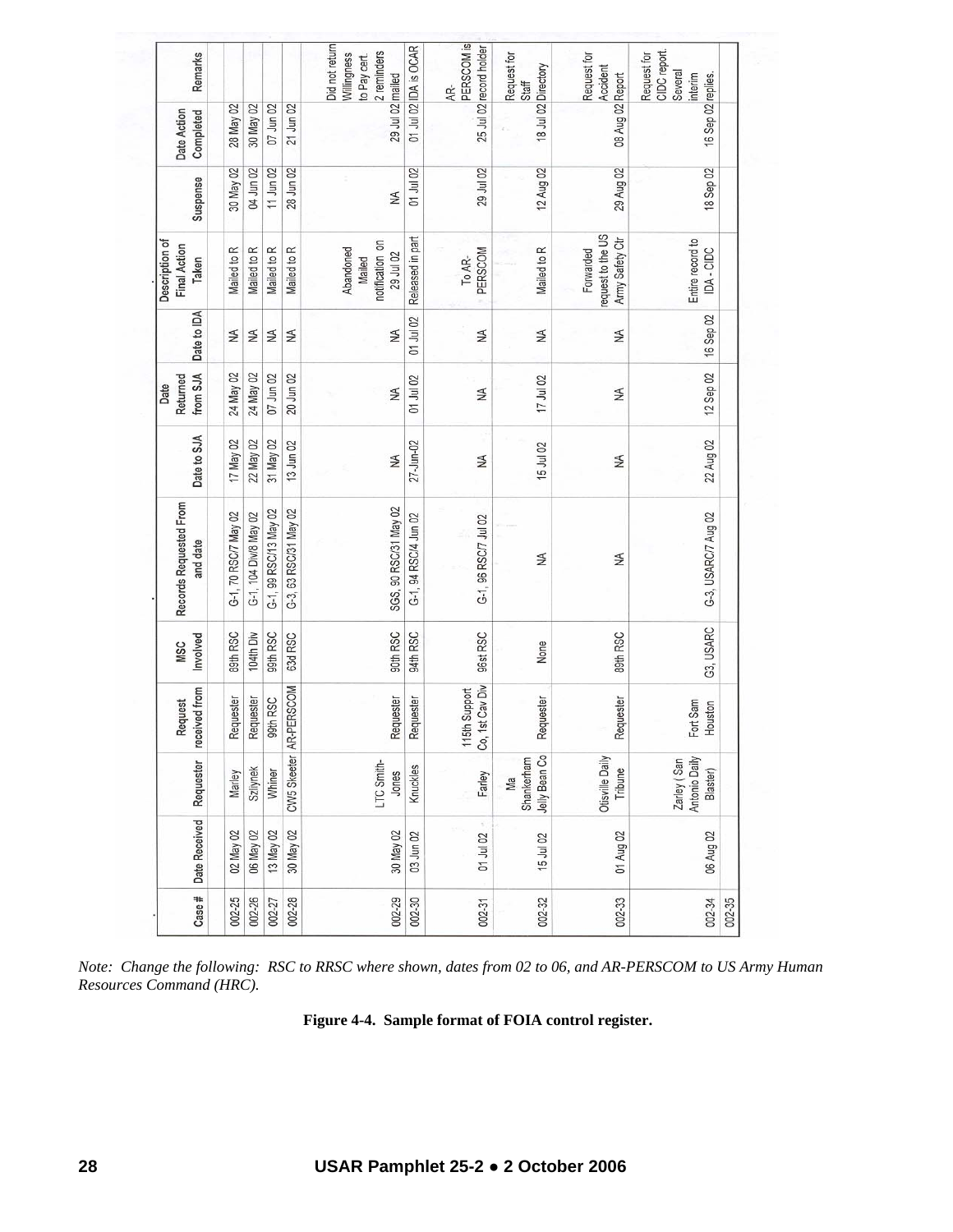| Case # | Date Received | Requester | Request received from | MSC Involved | Records Requested From and date | Date to SJA | Date Returned from SJA | Date to IDA | Description of Final Action Taken | Suspense | Date Action Completed | Remarks |
|---|---|---|---|---|---|---|---|---|---|---|---|---|
| 002-25 | 02 May 02 | Marley | Requester | 89th RSC | G-1, 70 RSC/7 May 02 | 17 May 02 | 24 May 02 | NA | Mailed to R | 30 May 02 | 28 May 02 | |
| 002-26 | 06 May 02 | Szlynek | Requester | 104th Div | G-1, 104 Div/8 May 02 | 22 May 02 | 24 May 02 | NA | Mailed to R | 04 Jun 02 | 30 May 02 | |
| 002-27 | 13 May 02 | Whiner | 99th RSC | 99th RSC | G-1, 99 RSC/13 May 02 | 31 May 02 | 07 Jun 02 | NA | Mailed to R | 11 Jun 02 | 07 Jun 02 | |
| 002-28 | 30 May 02 | CW5 Skeeter | AR-PERSCOM | 63d RSC | G-3, 63 RSC/31 May 02 | 13 Jun 02 | 20 Jun 02 | NA | Mailed to R | 28 Jun 02 | 21 Jun 02 | |
| 002-29 | 30 May 02 | LTC Smith-Jones | Requester | 90th RSC | SGS, 90 RSC/31 May 02 | NA | NA | NA | Abandoned Mailed notification on 29 Jul 02 | NA | 29 Jul 02 | Did not return Willingness to Pay cert. 2 reminders mailed |
| 002-30 | 03 Jun 02 | Knuckles | Requester | 94th RSC | G-1, 94 RSC/4 Jun 02 | 27-Jun-02 | 01 Jul 02 | 01 Jul 02 | Released in part | 01 Jul 02 | 01 Jul 02 | IDA is OCAR |
| 002-31 | 01 Jul 02 | Farley | 115th Support Co, 1st Cav Div | 96st RSC | G-1, 96 RSC/7 Jul 02 | NA | NA | NA | To AR-PERSCOM | 29 Jul 02 | 25 Jul 02 | AR-PERSCOM is record holder |
| 002-32 | 15 Jul 02 | Ma Shankerham Jelly Bean Co | Requester | None | NA | 15 Jul 02 | 17 Jul 02 | NA | Mailed to R | 12 Aug 02 | 18 Jul 02 | Request for Staff Directory |
| 002-33 | 01 Aug 02 | Otisville Daily Tribune | Requester | 89th RSC | NA | NA | NA | NA | Forwarded request to the US Army Safety Ctr | 29 Aug 02 | 08 Aug 02 | Request for Accident Report |
| 002-34 | 06 Aug 02 | Zarley ( San Antonio Daily Blaster) | Fort Sam Houston | G3, USARC | G-3, USARC/7 Aug 02 | 22 Aug 02 | 12 Sep 02 | 16 Sep 02 | Entire record to IDA - CIDC | 18 Sep 02 | 16 Sep 02 | Request for CIDC report. Several interim replies. |
| 002-35 | | | | | | | | | | | | |

*Note: Change the following: RSC to RRSC where shown, dates from 02 to 06, and AR-PERSCOM to US Army Human Resources Command (HRC).*

**Figure 4-4. Sample format of FOIA control register.**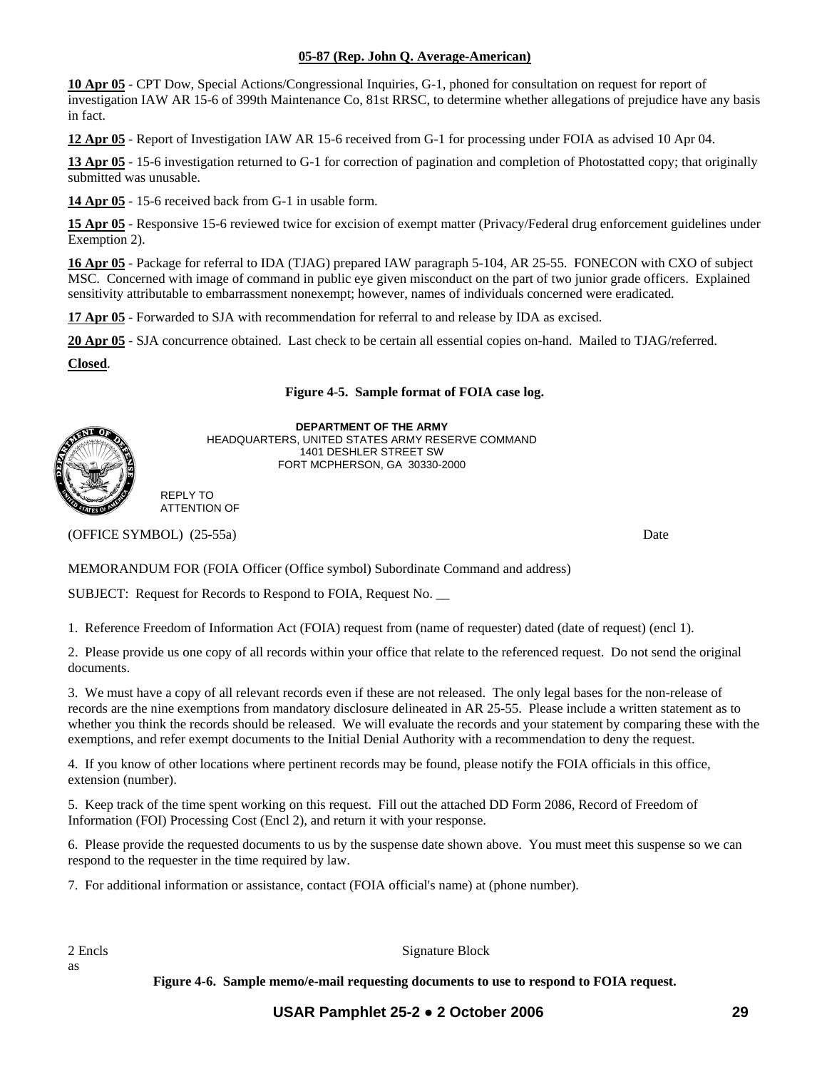**05-87 (Rep. John Q. Average-American)**

**10 Apr 05** - CPT Dow, Special Actions/Congressional Inquiries, G-1, phoned for consultation on request for report of investigation IAW AR 15-6 of 399th Maintenance Co, 81st RRSC, to determine whether allegations of prejudice have any basis in fact.

**12 Apr 05** - Report of Investigation IAW AR 15-6 received from G-1 for processing under FOIA as advised 10 Apr 04.

**13 Apr 05** - 15-6 investigation returned to G-1 for correction of pagination and completion of Photostatted copy; that originally submitted was unusable.

**14 Apr 05** - 15-6 received back from G-1 in usable form.

**15 Apr 05** - Responsive 15-6 reviewed twice for excision of exempt matter (Privacy/Federal drug enforcement guidelines under Exemption 2).

**16 Apr 05** - Package for referral to IDA (TJAG) prepared IAW paragraph 5-104, AR 25-55. FONECON with CXO of subject MSC. Concerned with image of command in public eye given misconduct on the part of two junior grade officers. Explained sensitivity attributable to embarrassment nonexempt; however, names of individuals concerned were eradicated.

**17 Apr 05** - Forwarded to SJA with recommendation for referral to and release by IDA as excised.

**20 Apr 05** - SJA concurrence obtained. Last check to be certain all essential copies on-hand. Mailed to TJAG/referred.

**Closed**.

**Figure 4-5. Sample format of FOIA case log.**

**DEPARTMENT OF THE ARMY**
HEADQUARTERS, UNITED STATES ARMY RESERVE COMMAND
1401 DESHLER STREET SW
FORT MCPHERSON, GA 30330-2000

REPLY TO
ATTENTION OF

(OFFICE SYMBOL) (25-55a) Date

MEMORANDUM FOR (FOIA Officer (Office symbol) Subordinate Command and address)

SUBJECT: Request for Records to Respond to FOIA, Request No. __

1. Reference Freedom of Information Act (FOIA) request from (name of requester) dated (date of request) (encl 1).

2. Please provide us one copy of all records within your office that relate to the referenced request. Do not send the original documents.

3. We must have a copy of all relevant records even if these are not released. The only legal bases for the non-release of records are the nine exemptions from mandatory disclosure delineated in AR 25-55. Please include a written statement as to whether you think the records should be released. We will evaluate the records and your statement by comparing these with the exemptions, and refer exempt documents to the Initial Denial Authority with a recommendation to deny the request.

4. If you know of other locations where pertinent records may be found, please notify the FOIA officials in this office, extension (number).

5. Keep track of the time spent working on this request. Fill out the attached DD Form 2086, Record of Freedom of Information (FOI) Processing Cost (Encl 2), and return it with your response.

6. Please provide the requested documents to us by the suspense date shown above. You must meet this suspense so we can respond to the requester in the time required by law.

7. For additional information or assistance, contact (FOIA official's name) at (phone number).

2 Encls
as

Signature Block

**Figure 4-6. Sample memo/e-mail requesting documents to use to respond to FOIA request.**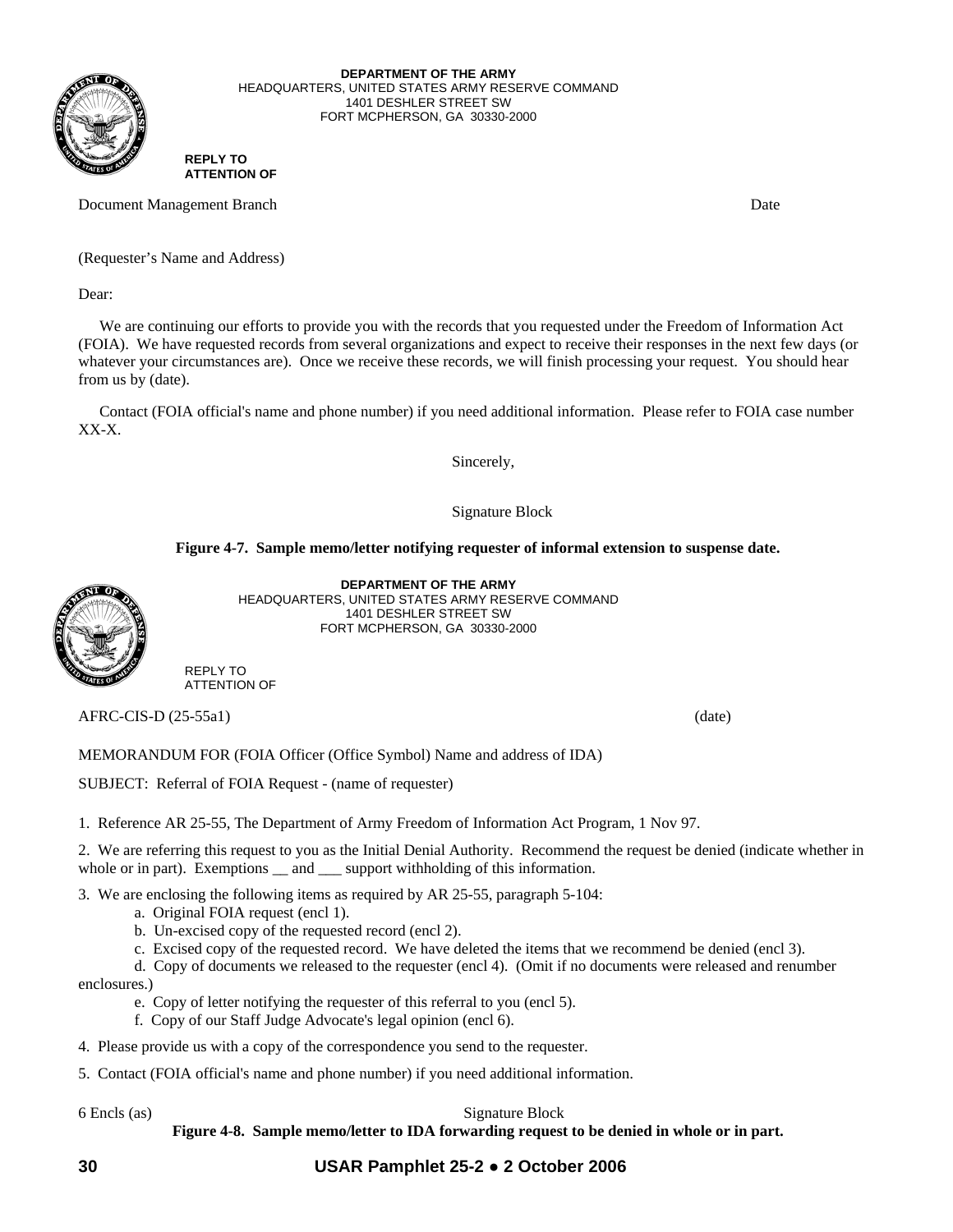**DEPARTMENT OF THE ARMY**
HEADQUARTERS, UNITED STATES ARMY RESERVE COMMAND
1401 DESHLER STREET SW
FORT MCPHERSON, GA 30330-2000

**REPLY TO ATTENTION OF**

Document Management Branch Date

(Requester's Name and Address)

Dear:

We are continuing our efforts to provide you with the records that you requested under the Freedom of Information Act (FOIA). We have requested records from several organizations and expect to receive their responses in the next few days (or whatever your circumstances are). Once we receive these records, we will finish processing your request. You should hear from us by (date).

Contact (FOIA official's name and phone number) if you need additional information. Please refer to FOIA case number XX-X.

Sincerely,

Signature Block

**Figure 4-7. Sample memo/letter notifying requester of informal extension to suspense date.**

**DEPARTMENT OF THE ARMY**
HEADQUARTERS, UNITED STATES ARMY RESERVE COMMAND
1401 DESHLER STREET SW
FORT MCPHERSON, GA 30330-2000

REPLY TO ATTENTION OF

AFRC-CIS-D (25-55a1) (date)

MEMORANDUM FOR (FOIA Officer (Office Symbol) Name and address of IDA)

SUBJECT: Referral of FOIA Request - (name of requester)

1. Reference AR 25-55, The Department of Army Freedom of Information Act Program, 1 Nov 97.

2. We are referring this request to you as the Initial Denial Authority. Recommend the request be denied (indicate whether in whole or in part). Exemptions __ and ___ support withholding of this information.

3. We are enclosing the following items as required by AR 25-55, paragraph 5-104:
   a. Original FOIA request (encl 1).
   b. Un-excised copy of the requested record (encl 2).
   c. Excised copy of the requested record. We have deleted the items that we recommend be denied (encl 3).
   d. Copy of documents we released to the requester (encl 4). (Omit if no documents were released and renumber enclosures.)
   e. Copy of letter notifying the requester of this referral to you (encl 5).
   f. Copy of our Staff Judge Advocate's legal opinion (encl 6).

4. Please provide us with a copy of the correspondence you send to the requester.

5. Contact (FOIA official's name and phone number) if you need additional information.

6 Encls (as) Signature Block

**Figure 4-8. Sample memo/letter to IDA forwarding request to be denied in whole or in part.**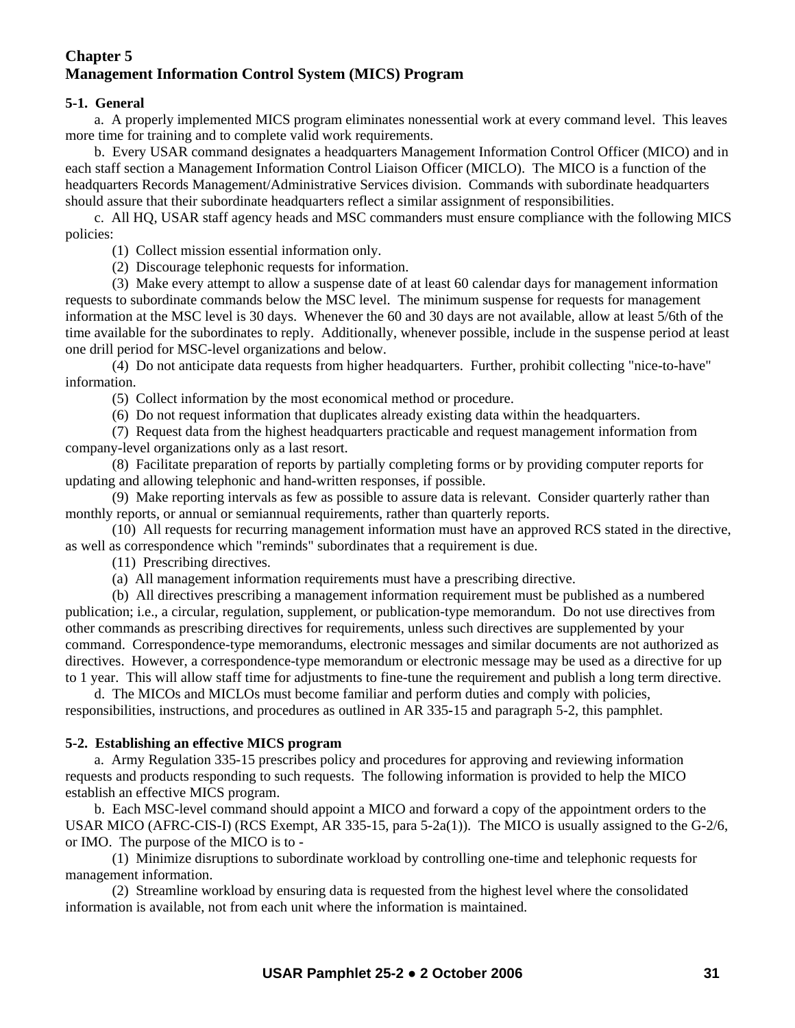# Chapter 5
# Management Information Control System (MICS) Program

**5-1. General**

a. A properly implemented MICS program eliminates nonessential work at every command level. This leaves more time for training and to complete valid work requirements.

b. Every USAR command designates a headquarters Management Information Control Officer (MICO) and in each staff section a Management Information Control Liaison Officer (MICLO). The MICO is a function of the headquarters Records Management/Administrative Services division. Commands with subordinate headquarters should assure that their subordinate headquarters reflect a similar assignment of responsibilities.

c. All HQ, USAR staff agency heads and MSC commanders must ensure compliance with the following MICS policies:

(1) Collect mission essential information only.

(2) Discourage telephonic requests for information.

(3) Make every attempt to allow a suspense date of at least 60 calendar days for management information requests to subordinate commands below the MSC level. The minimum suspense for requests for management information at the MSC level is 30 days. Whenever the 60 and 30 days are not available, allow at least 5/6th of the time available for the subordinates to reply. Additionally, whenever possible, include in the suspense period at least one drill period for MSC-level organizations and below.

(4) Do not anticipate data requests from higher headquarters. Further, prohibit collecting "nice-to-have" information.

(5) Collect information by the most economical method or procedure.

(6) Do not request information that duplicates already existing data within the headquarters.

(7) Request data from the highest headquarters practicable and request management information from company-level organizations only as a last resort.

(8) Facilitate preparation of reports by partially completing forms or by providing computer reports for updating and allowing telephonic and hand-written responses, if possible.

(9) Make reporting intervals as few as possible to assure data is relevant. Consider quarterly rather than monthly reports, or annual or semiannual requirements, rather than quarterly reports.

(10) All requests for recurring management information must have an approved RCS stated in the directive, as well as correspondence which "reminds" subordinates that a requirement is due.

(11) Prescribing directives.

(a) All management information requirements must have a prescribing directive.

(b) All directives prescribing a management information requirement must be published as a numbered publication; i.e., a circular, regulation, supplement, or publication-type memorandum. Do not use directives from other commands as prescribing directives for requirements, unless such directives are supplemented by your command. Correspondence-type memorandums, electronic messages and similar documents are not authorized as directives. However, a correspondence-type memorandum or electronic message may be used as a directive for up to 1 year. This will allow staff time for adjustments to fine-tune the requirement and publish a long term directive.

d. The MICOs and MICLOs must become familiar and perform duties and comply with policies, responsibilities, instructions, and procedures as outlined in AR 335-15 and paragraph 5-2, this pamphlet.

**5-2. Establishing an effective MICS program**

a. Army Regulation 335-15 prescribes policy and procedures for approving and reviewing information requests and products responding to such requests. The following information is provided to help the MICO establish an effective MICS program.

b. Each MSC-level command should appoint a MICO and forward a copy of the appointment orders to the USAR MICO (AFRC-CIS-I) (RCS Exempt, AR 335-15, para 5-2a(1)). The MICO is usually assigned to the G-2/6, or IMO. The purpose of the MICO is to -

(1) Minimize disruptions to subordinate workload by controlling one-time and telephonic requests for management information.

(2) Streamline workload by ensuring data is requested from the highest level where the consolidated information is available, not from each unit where the information is maintained.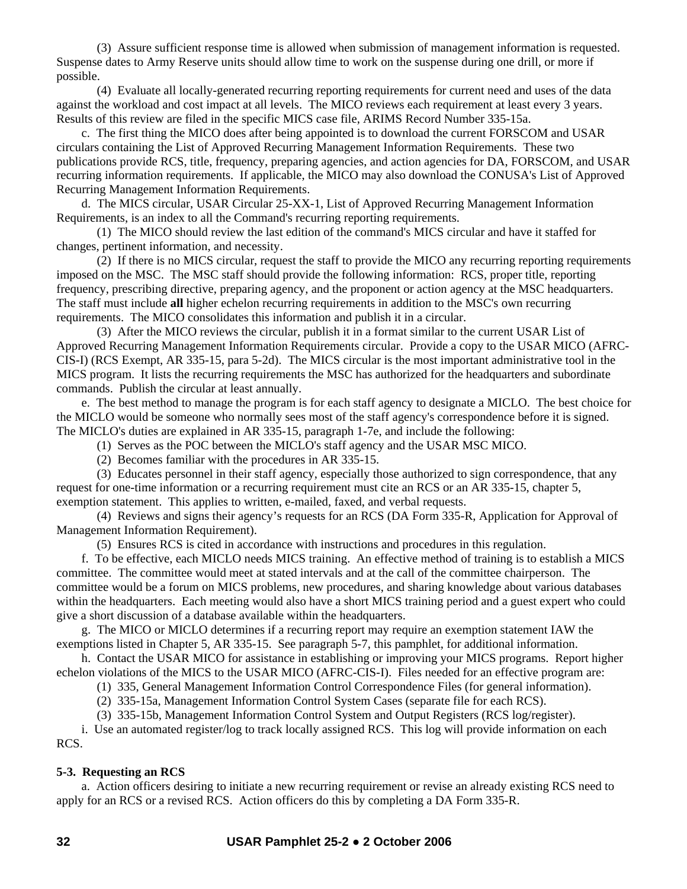(3) Assure sufficient response time is allowed when submission of management information is requested. Suspense dates to Army Reserve units should allow time to work on the suspense during one drill, or more if possible.

(4) Evaluate all locally-generated recurring reporting requirements for current need and uses of the data against the workload and cost impact at all levels. The MICO reviews each requirement at least every 3 years. Results of this review are filed in the specific MICS case file, ARIMS Record Number 335-15a.

c. The first thing the MICO does after being appointed is to download the current FORSCOM and USAR circulars containing the List of Approved Recurring Management Information Requirements. These two publications provide RCS, title, frequency, preparing agencies, and action agencies for DA, FORSCOM, and USAR recurring information requirements. If applicable, the MICO may also download the CONUSA's List of Approved Recurring Management Information Requirements.

d. The MICS circular, USAR Circular 25-XX-1, List of Approved Recurring Management Information Requirements, is an index to all the Command's recurring reporting requirements.

(1) The MICO should review the last edition of the command's MICS circular and have it staffed for changes, pertinent information, and necessity.

(2) If there is no MICS circular, request the staff to provide the MICO any recurring reporting requirements imposed on the MSC. The MSC staff should provide the following information: RCS, proper title, reporting frequency, prescribing directive, preparing agency, and the proponent or action agency at the MSC headquarters. The staff must include **all** higher echelon recurring requirements in addition to the MSC's own recurring requirements. The MICO consolidates this information and publish it in a circular.

(3) After the MICO reviews the circular, publish it in a format similar to the current USAR List of Approved Recurring Management Information Requirements circular. Provide a copy to the USAR MICO (AFRC-CIS-I) (RCS Exempt, AR 335-15, para 5-2d). The MICS circular is the most important administrative tool in the MICS program. It lists the recurring requirements the MSC has authorized for the headquarters and subordinate commands. Publish the circular at least annually.

e. The best method to manage the program is for each staff agency to designate a MICLO. The best choice for the MICLO would be someone who normally sees most of the staff agency's correspondence before it is signed. The MICLO's duties are explained in AR 335-15, paragraph 1-7e, and include the following:

(1) Serves as the POC between the MICLO's staff agency and the USAR MSC MICO.

(2) Becomes familiar with the procedures in AR 335-15.

(3) Educates personnel in their staff agency, especially those authorized to sign correspondence, that any request for one-time information or a recurring requirement must cite an RCS or an AR 335-15, chapter 5, exemption statement. This applies to written, e-mailed, faxed, and verbal requests.

(4) Reviews and signs their agency's requests for an RCS (DA Form 335-R, Application for Approval of Management Information Requirement).

(5) Ensures RCS is cited in accordance with instructions and procedures in this regulation.

f. To be effective, each MICLO needs MICS training. An effective method of training is to establish a MICS committee. The committee would meet at stated intervals and at the call of the committee chairperson. The committee would be a forum on MICS problems, new procedures, and sharing knowledge about various databases within the headquarters. Each meeting would also have a short MICS training period and a guest expert who could give a short discussion of a database available within the headquarters.

g. The MICO or MICLO determines if a recurring report may require an exemption statement IAW the exemptions listed in Chapter 5, AR 335-15. See paragraph 5-7, this pamphlet, for additional information.

h. Contact the USAR MICO for assistance in establishing or improving your MICS programs. Report higher echelon violations of the MICS to the USAR MICO (AFRC-CIS-I). Files needed for an effective program are:

(1) 335, General Management Information Control Correspondence Files (for general information).

(2) 335-15a, Management Information Control System Cases (separate file for each RCS).

(3) 335-15b, Management Information Control System and Output Registers (RCS log/register).

i. Use an automated register/log to track locally assigned RCS. This log will provide information on each RCS.

**5-3. Requesting an RCS**

a. Action officers desiring to initiate a new recurring requirement or revise an already existing RCS need to apply for an RCS or a revised RCS. Action officers do this by completing a DA Form 335-R.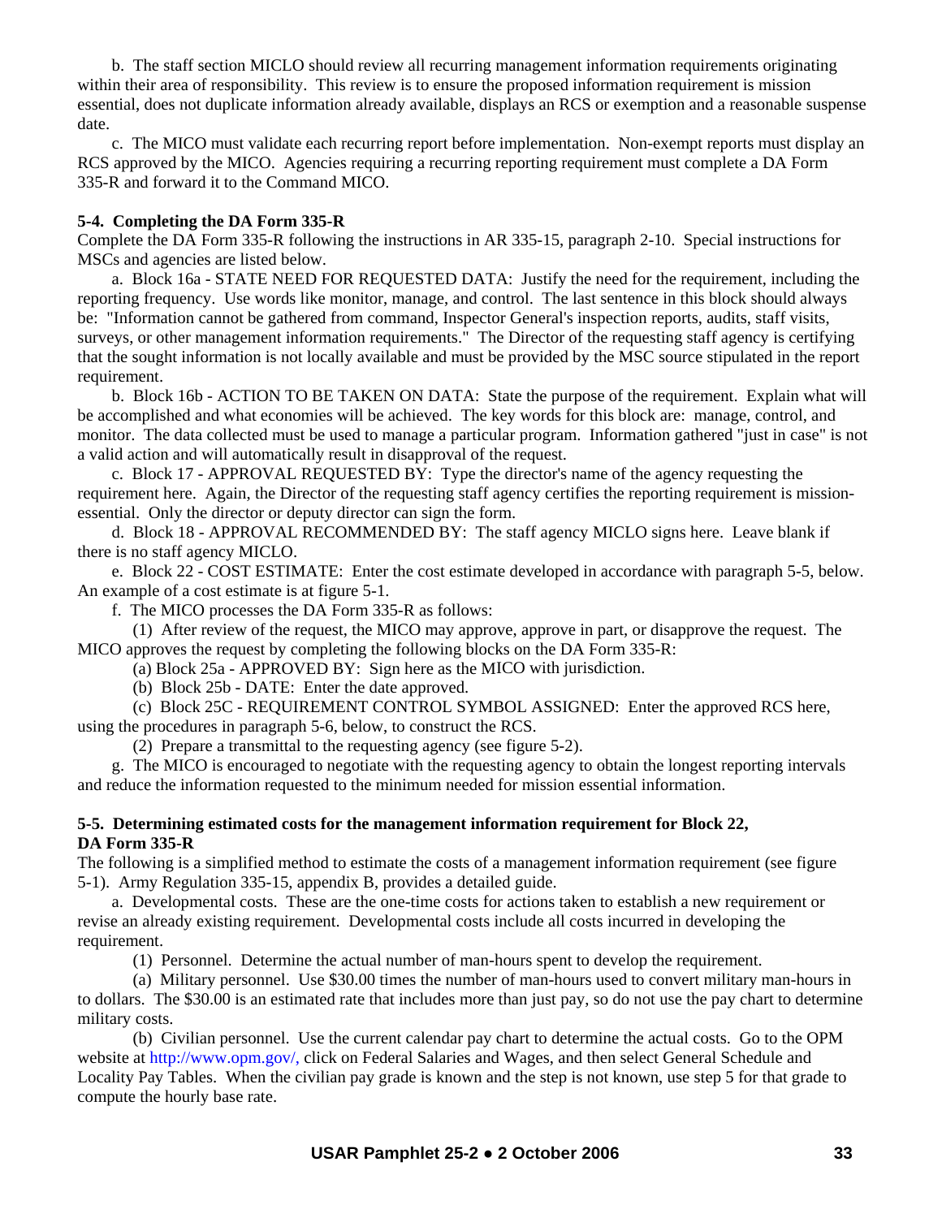b. The staff section MICLO should review all recurring management information requirements originating within their area of responsibility. This review is to ensure the proposed information requirement is mission essential, does not duplicate information already available, displays an RCS or exemption and a reasonable suspense date.

c. The MICO must validate each recurring report before implementation. Non-exempt reports must display an RCS approved by the MICO. Agencies requiring a recurring reporting requirement must complete a DA Form 335-R and forward it to the Command MICO.

**5-4. Completing the DA Form 335-R**

Complete the DA Form 335-R following the instructions in AR 335-15, paragraph 2-10. Special instructions for MSCs and agencies are listed below.

a. Block 16a - STATE NEED FOR REQUESTED DATA: Justify the need for the requirement, including the reporting frequency. Use words like monitor, manage, and control. The last sentence in this block should always be: "Information cannot be gathered from command, Inspector General's inspection reports, audits, staff visits, surveys, or other management information requirements." The Director of the requesting staff agency is certifying that the sought information is not locally available and must be provided by the MSC source stipulated in the report requirement.

b. Block 16b - ACTION TO BE TAKEN ON DATA: State the purpose of the requirement. Explain what will be accomplished and what economies will be achieved. The key words for this block are: manage, control, and monitor. The data collected must be used to manage a particular program. Information gathered "just in case" is not a valid action and will automatically result in disapproval of the request.

c. Block 17 - APPROVAL REQUESTED BY: Type the director's name of the agency requesting the requirement here. Again, the Director of the requesting staff agency certifies the reporting requirement is mission-essential. Only the director or deputy director can sign the form.

d. Block 18 - APPROVAL RECOMMENDED BY: The staff agency MICLO signs here. Leave blank if there is no staff agency MICLO.

e. Block 22 - COST ESTIMATE: Enter the cost estimate developed in accordance with paragraph 5-5, below. An example of a cost estimate is at figure 5-1.

f. The MICO processes the DA Form 335-R as follows:

(1) After review of the request, the MICO may approve, approve in part, or disapprove the request. The MICO approves the request by completing the following blocks on the DA Form 335-R:

(a) Block 25a - APPROVED BY: Sign here as the MICO with jurisdiction.

(b) Block 25b - DATE: Enter the date approved.

(c) Block 25C - REQUIREMENT CONTROL SYMBOL ASSIGNED: Enter the approved RCS here, using the procedures in paragraph 5-6, below, to construct the RCS.

(2) Prepare a transmittal to the requesting agency (see figure 5-2).

g. The MICO is encouraged to negotiate with the requesting agency to obtain the longest reporting intervals and reduce the information requested to the minimum needed for mission essential information.

**5-5. Determining estimated costs for the management information requirement for Block 22, DA Form 335-R**

The following is a simplified method to estimate the costs of a management information requirement (see figure 5-1). Army Regulation 335-15, appendix B, provides a detailed guide.

a. Developmental costs. These are the one-time costs for actions taken to establish a new requirement or revise an already existing requirement. Developmental costs include all costs incurred in developing the requirement.

(1) Personnel. Determine the actual number of man-hours spent to develop the requirement.

(a) Military personnel. Use $30.00 times the number of man-hours used to convert military man-hours in to dollars. The $30.00 is an estimated rate that includes more than just pay, so do not use the pay chart to determine military costs.

(b) Civilian personnel. Use the current calendar pay chart to determine the actual costs. Go to the OPM website at http://www.opm.gov/, click on Federal Salaries and Wages, and then select General Schedule and Locality Pay Tables. When the civilian pay grade is known and the step is not known, use step 5 for that grade to compute the hourly base rate.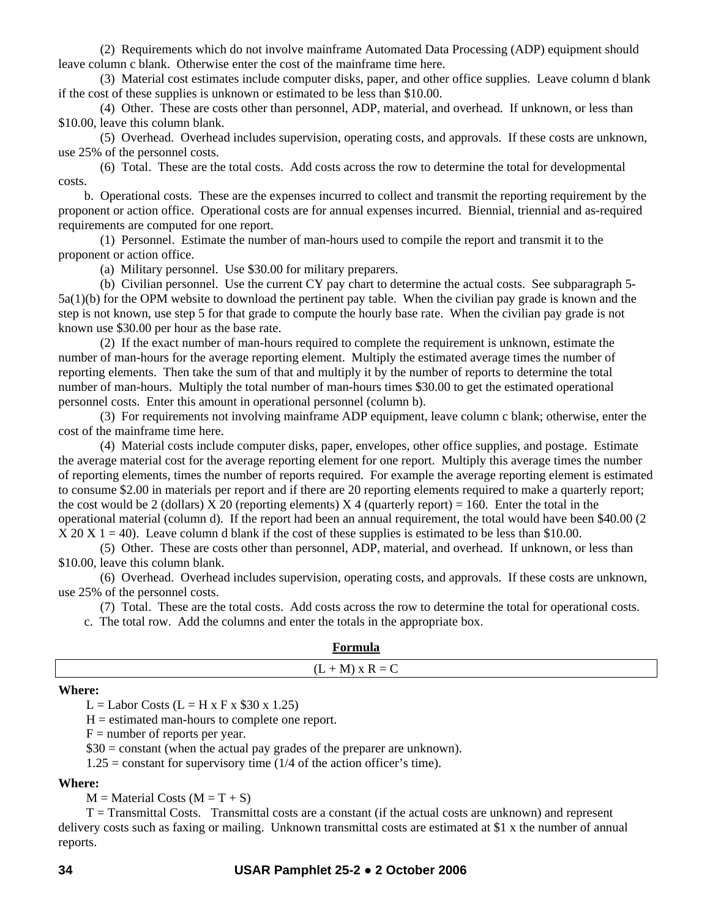(2) Requirements which do not involve mainframe Automated Data Processing (ADP) equipment should leave column c blank. Otherwise enter the cost of the mainframe time here.

(3) Material cost estimates include computer disks, paper, and other office supplies. Leave column d blank if the cost of these supplies is unknown or estimated to be less than $10.00.

(4) Other. These are costs other than personnel, ADP, material, and overhead. If unknown, or less than $10.00, leave this column blank.

(5) Overhead. Overhead includes supervision, operating costs, and approvals. If these costs are unknown, use 25% of the personnel costs.

(6) Total. These are the total costs. Add costs across the row to determine the total for developmental costs.

b. Operational costs. These are the expenses incurred to collect and transmit the reporting requirement by the proponent or action office. Operational costs are for annual expenses incurred. Biennial, triennial and as-required requirements are computed for one report.

(1) Personnel. Estimate the number of man-hours used to compile the report and transmit it to the proponent or action office.

(a) Military personnel. Use $30.00 for military preparers.

(b) Civilian personnel. Use the current CY pay chart to determine the actual costs. See subparagraph 5-5a(1)(b) for the OPM website to download the pertinent pay table. When the civilian pay grade is known and the step is not known, use step 5 for that grade to compute the hourly base rate. When the civilian pay grade is not known use $30.00 per hour as the base rate.

(2) If the exact number of man-hours required to complete the requirement is unknown, estimate the number of man-hours for the average reporting element. Multiply the estimated average times the number of reporting elements. Then take the sum of that and multiply it by the number of reports to determine the total number of man-hours. Multiply the total number of man-hours times $30.00 to get the estimated operational personnel costs. Enter this amount in operational personnel (column b).

(3) For requirements not involving mainframe ADP equipment, leave column c blank; otherwise, enter the cost of the mainframe time here.

(4) Material costs include computer disks, paper, envelopes, other office supplies, and postage. Estimate the average material cost for the average reporting element for one report. Multiply this average times the number of reporting elements, times the number of reports required. For example the average reporting element is estimated to consume $2.00 in materials per report and if there are 20 reporting elements required to make a quarterly report; the cost would be 2 (dollars) X 20 (reporting elements) X 4 (quarterly report) = 160. Enter the total in the operational material (column d). If the report had been an annual requirement, the total would have been $40.00 (2 X 20 X 1 = 40). Leave column d blank if the cost of these supplies is estimated to be less than $10.00.

(5) Other. These are costs other than personnel, ADP, material, and overhead. If unknown, or less than $10.00, leave this column blank.

(6) Overhead. Overhead includes supervision, operating costs, and approvals. If these costs are unknown, use 25% of the personnel costs.

(7) Total. These are the total costs. Add costs across the row to determine the total for operational costs.

c. The total row. Add the columns and enter the totals in the appropriate box.

**Formula**

$$(L + M) \times R = C$$

**Where:**

L = Labor Costs (L = H x F x $30 x 1.25)

H = estimated man-hours to complete one report.

F = number of reports per year.

$30 = constant (when the actual pay grades of the preparer are unknown).

1.25 = constant for supervisory time (1/4 of the action officer's time).

**Where:**

M = Material Costs (M = T + S)

T = Transmittal Costs. Transmittal costs are a constant (if the actual costs are unknown) and represent delivery costs such as faxing or mailing. Unknown transmittal costs are estimated at $1 x the number of annual reports.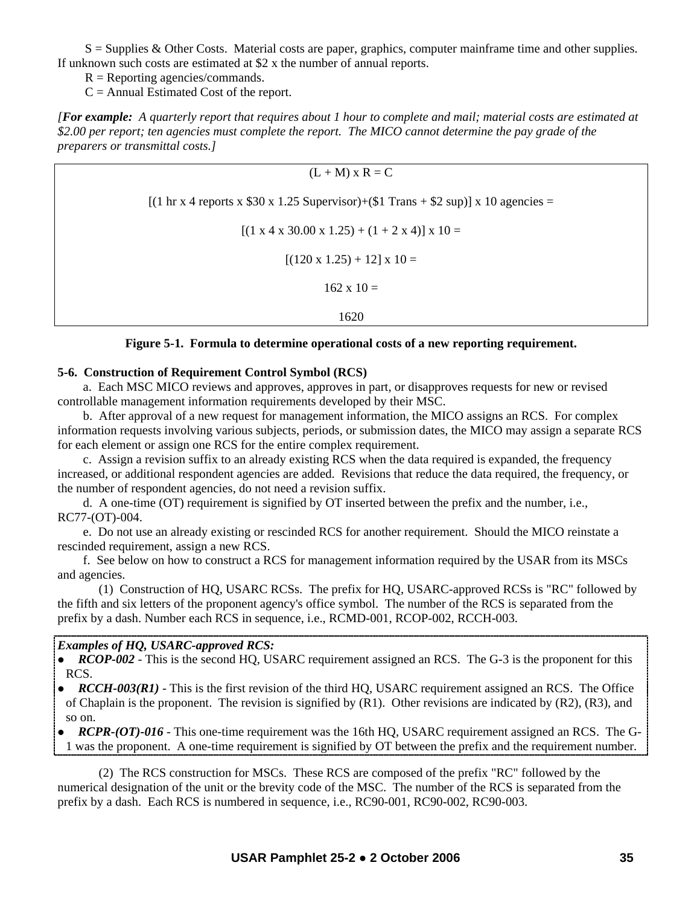S = Supplies & Other Costs. Material costs are paper, graphics, computer mainframe time and other supplies. If unknown such costs are estimated at $2 x the number of annual reports.

R = Reporting agencies/commands.

C = Annual Estimated Cost of the report.

*[**For example:** A quarterly report that requires about 1 hour to complete and mail; material costs are estimated at $2.00 per report; ten agencies must complete the report. The MICO cannot determine the pay grade of the preparers or transmittal costs.]*

$$(L + M) \times R = C$$

$$[(1 \text{ hr} \times 4 \text{ reports} \times \$30 \times 1.25 \text{ Supervisor})+(\$1 \text{ Trans} + \$2 \text{ sup})] \times 10 \text{ agencies} =$$

$$[(1 \times 4 \times 30.00 \times 1.25) + (1 + 2 \times 4)] \times 10 =$$

$$[(120 \times 1.25) + 12] \times 10 =$$

$$162 \times 10 =$$

$$1620$$

**Figure 5-1. Formula to determine operational costs of a new reporting requirement.**

**5-6. Construction of Requirement Control Symbol (RCS)**

a. Each MSC MICO reviews and approves, approves in part, or disapproves requests for new or revised controllable management information requirements developed by their MSC.

b. After approval of a new request for management information, the MICO assigns an RCS. For complex information requests involving various subjects, periods, or submission dates, the MICO may assign a separate RCS for each element or assign one RCS for the entire complex requirement.

c. Assign a revision suffix to an already existing RCS when the data required is expanded, the frequency increased, or additional respondent agencies are added. Revisions that reduce the data required, the frequency, or the number of respondent agencies, do not need a revision suffix.

d. A one-time (OT) requirement is signified by OT inserted between the prefix and the number, i.e., RC77-(OT)-004.

e. Do not use an already existing or rescinded RCS for another requirement. Should the MICO reinstate a rescinded requirement, assign a new RCS.

f. See below on how to construct a RCS for management information required by the USAR from its MSCs and agencies.

(1) Construction of HQ, USARC RCSs. The prefix for HQ, USARC-approved RCSs is "RC" followed by the fifth and six letters of the proponent agency's office symbol. The number of the RCS is separated from the prefix by a dash. Number each RCS in sequence, i.e., RCMD-001, RCOP-002, RCCH-003.

***Examples of HQ, USARC-approved RCS:***

- ***RCOP-002*** - This is the second HQ, USARC requirement assigned an RCS. The G-3 is the proponent for this RCS.
- ***RCCH-003(R1)*** - This is the first revision of the third HQ, USARC requirement assigned an RCS. The Office of Chaplain is the proponent. The revision is signified by (R1). Other revisions are indicated by (R2), (R3), and so on.
- ***RCPR-(OT)-016*** - This one-time requirement was the 16th HQ, USARC requirement assigned an RCS. The G-1 was the proponent. A one-time requirement is signified by OT between the prefix and the requirement number.

(2) The RCS construction for MSCs. These RCS are composed of the prefix "RC" followed by the numerical designation of the unit or the brevity code of the MSC. The number of the RCS is separated from the prefix by a dash. Each RCS is numbered in sequence, i.e., RC90-001, RC90-002, RC90-003.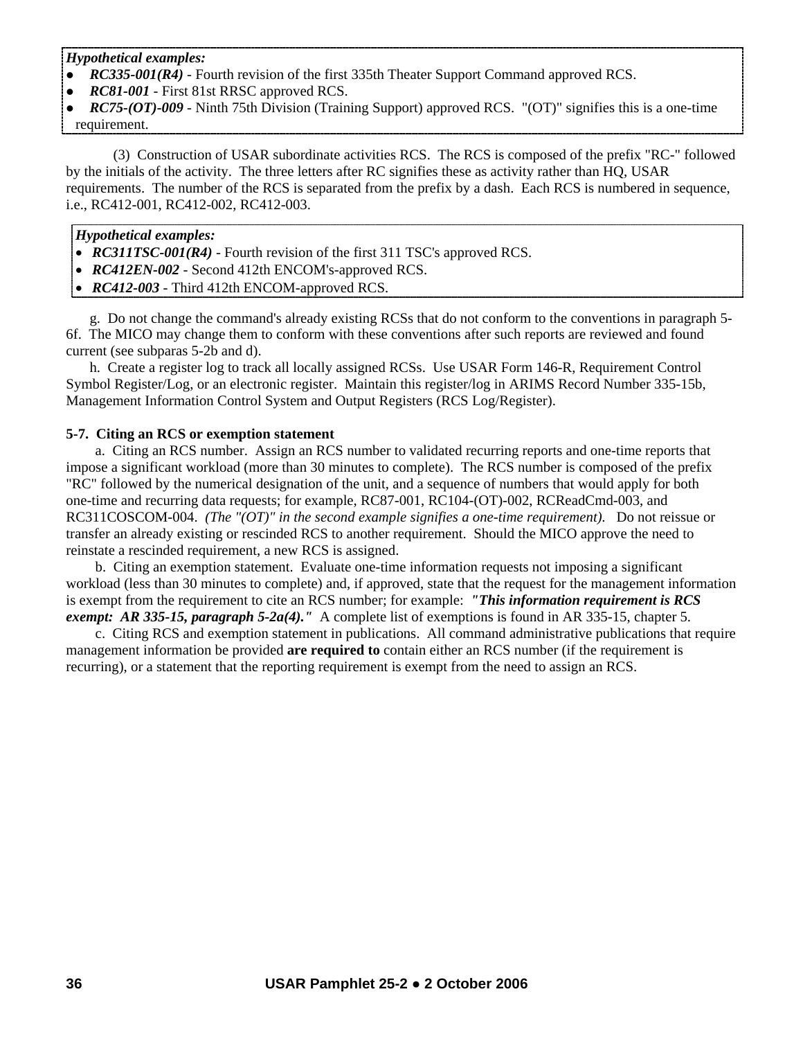***Hypothetical examples:***

- ***RC335-001(R4)*** - Fourth revision of the first 335th Theater Support Command approved RCS.
- ***RC81-001*** - First 81st RRSC approved RCS.
- ***RC75-(OT)-009*** - Ninth 75th Division (Training Support) approved RCS. "(OT)" signifies this is a one-time requirement.

(3) Construction of USAR subordinate activities RCS. The RCS is composed of the prefix "RC-" followed by the initials of the activity. The three letters after RC signifies these as activity rather than HQ, USAR requirements. The number of the RCS is separated from the prefix by a dash. Each RCS is numbered in sequence, i.e., RC412-001, RC412-002, RC412-003.

***Hypothetical examples:***

- ***RC311TSC-001(R4)*** - Fourth revision of the first 311 TSC's approved RCS.
- ***RC412EN-002*** - Second 412th ENCOM's-approved RCS.
- ***RC412-003*** - Third 412th ENCOM-approved RCS.

g. Do not change the command's already existing RCSs that do not conform to the conventions in paragraph 5-6f. The MICO may change them to conform with these conventions after such reports are reviewed and found current (see subparas 5-2b and d).

h. Create a register log to track all locally assigned RCSs. Use USAR Form 146-R, Requirement Control Symbol Register/Log, or an electronic register. Maintain this register/log in ARIMS Record Number 335-15b, Management Information Control System and Output Registers (RCS Log/Register).

**5-7. Citing an RCS or exemption statement**

a. Citing an RCS number. Assign an RCS number to validated recurring reports and one-time reports that impose a significant workload (more than 30 minutes to complete). The RCS number is composed of the prefix "RC" followed by the numerical designation of the unit, and a sequence of numbers that would apply for both one-time and recurring data requests; for example, RC87-001, RC104-(OT)-002, RCReadCmd-003, and RC311COSCOM-004. *(The "(OT)" in the second example signifies a one-time requirement).* Do not reissue or transfer an already existing or rescinded RCS to another requirement. Should the MICO approve the need to reinstate a rescinded requirement, a new RCS is assigned.

b. Citing an exemption statement. Evaluate one-time information requests not imposing a significant workload (less than 30 minutes to complete) and, if approved, state that the request for the management information is exempt from the requirement to cite an RCS number; for example: ***"This information requirement is RCS exempt: AR 335-15, paragraph 5-2a(4)."*** A complete list of exemptions is found in AR 335-15, chapter 5.

c. Citing RCS and exemption statement in publications. All command administrative publications that require management information be provided **are required to** contain either an RCS number (if the requirement is recurring), or a statement that the reporting requirement is exempt from the need to assign an RCS.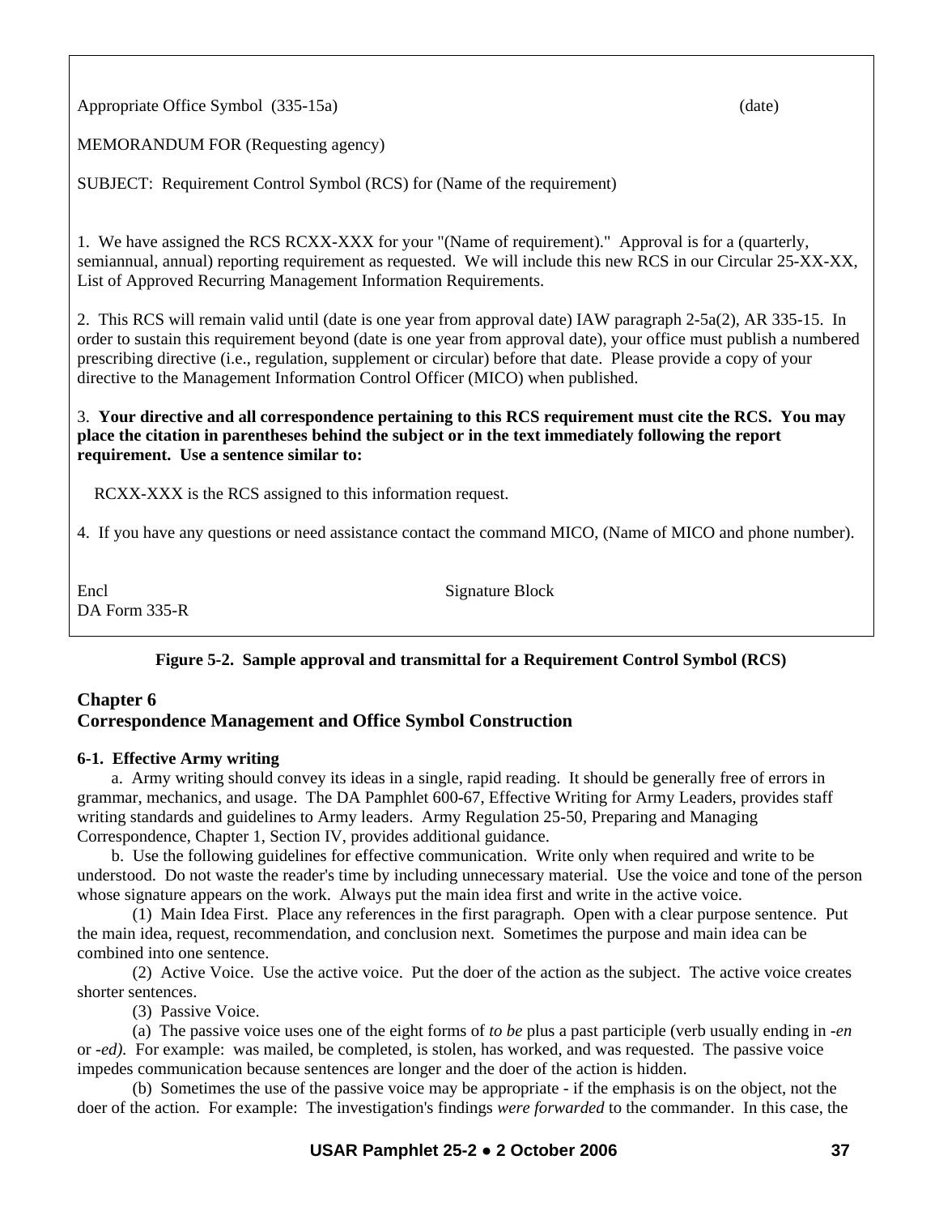Appropriate Office Symbol (335-15a) (date)

MEMORANDUM FOR (Requesting agency)

SUBJECT: Requirement Control Symbol (RCS) for (Name of the requirement)

1. We have assigned the RCS RCXX-XXX for your "(Name of requirement)." Approval is for a (quarterly, semiannual, annual) reporting requirement as requested. We will include this new RCS in our Circular 25-XX-XX, List of Approved Recurring Management Information Requirements.

2. This RCS will remain valid until (date is one year from approval date) IAW paragraph 2-5a(2), AR 335-15. In order to sustain this requirement beyond (date is one year from approval date), your office must publish a numbered prescribing directive (i.e., regulation, supplement or circular) before that date. Please provide a copy of your directive to the Management Information Control Officer (MICO) when published.

3. **Your directive and all correspondence pertaining to this RCS requirement must cite the RCS. You may place the citation in parentheses behind the subject or in the text immediately following the report requirement. Use a sentence similar to:**

RCXX-XXX is the RCS assigned to this information request.

4. If you have any questions or need assistance contact the command MICO, (Name of MICO and phone number).

Encl Signature Block
DA Form 335-R

**Figure 5-2. Sample approval and transmittal for a Requirement Control Symbol (RCS)**

## Chapter 6
## Correspondence Management and Office Symbol Construction

**6-1. Effective Army writing**

a. Army writing should convey its ideas in a single, rapid reading. It should be generally free of errors in grammar, mechanics, and usage. The DA Pamphlet 600-67, Effective Writing for Army Leaders, provides staff writing standards and guidelines to Army leaders. Army Regulation 25-50, Preparing and Managing Correspondence, Chapter 1, Section IV, provides additional guidance.

b. Use the following guidelines for effective communication. Write only when required and write to be understood. Do not waste the reader's time by including unnecessary material. Use the voice and tone of the person whose signature appears on the work. Always put the main idea first and write in the active voice.

(1) Main Idea First. Place any references in the first paragraph. Open with a clear purpose sentence. Put the main idea, request, recommendation, and conclusion next. Sometimes the purpose and main idea can be combined into one sentence.

(2) Active Voice. Use the active voice. Put the doer of the action as the subject. The active voice creates shorter sentences.

(3) Passive Voice.

(a) The passive voice uses one of the eight forms of *to be* plus a past participle (verb usually ending in *-en* or *-ed)*. For example: was mailed, be completed, is stolen, has worked, and was requested. The passive voice impedes communication because sentences are longer and the doer of the action is hidden.

(b) Sometimes the use of the passive voice may be appropriate - if the emphasis is on the object, not the doer of the action. For example: The investigation's findings *were forwarded* to the commander. In this case, the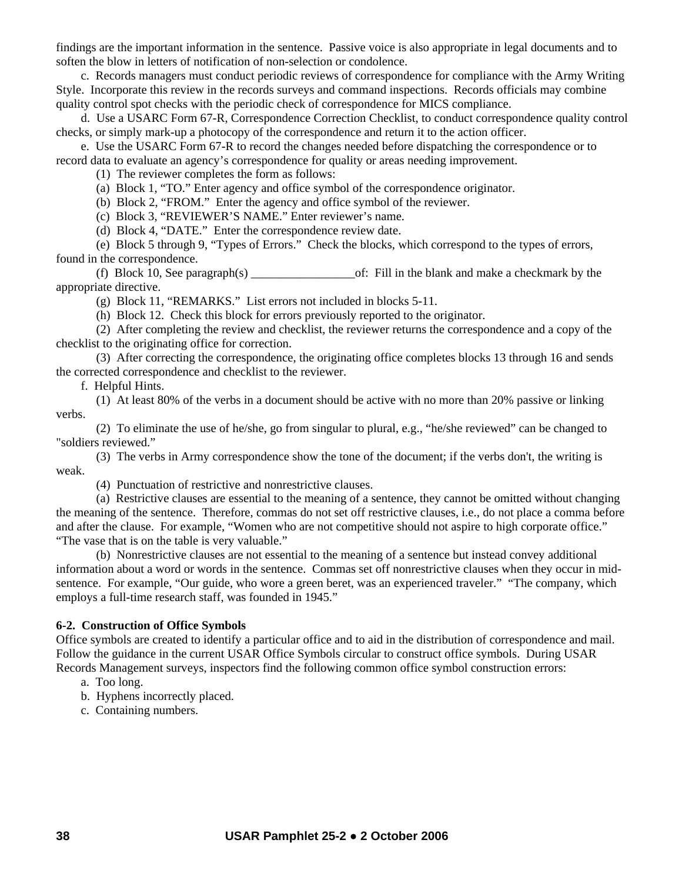findings are the important information in the sentence.  Passive voice is also appropriate in legal documents and to soften the blow in letters of notification of non-selection or condolence.

c.  Records managers must conduct periodic reviews of correspondence for compliance with the Army Writing Style.  Incorporate this review in the records surveys and command inspections.  Records officials may combine quality control spot checks with the periodic check of correspondence for MICS compliance.

d.  Use a USARC Form 67-R, Correspondence Correction Checklist, to conduct correspondence quality control checks, or simply mark-up a photocopy of the correspondence and return it to the action officer.

e.  Use the USARC Form 67-R to record the changes needed before dispatching the correspondence or to record data to evaluate an agency's correspondence for quality or areas needing improvement.

(1)  The reviewer completes the form as follows:

(a)  Block 1, "TO." Enter agency and office symbol of the correspondence originator.

(b)  Block 2, "FROM."  Enter the agency and office symbol of the reviewer.

(c)  Block 3, "REVIEWER'S NAME." Enter reviewer's name.

(d)  Block 4, "DATE."  Enter the correspondence review date.

(e)  Block 5 through 9, "Types of Errors."  Check the blocks, which correspond to the types of errors, found in the correspondence.

(f)  Block 10, See paragraph(s) _________________of:  Fill in the blank and make a checkmark by the appropriate directive.

(g)  Block 11, "REMARKS."  List errors not included in blocks 5-11.

(h)  Block 12.  Check this block for errors previously reported to the originator.

(2)  After completing the review and checklist, the reviewer returns the correspondence and a copy of the checklist to the originating office for correction.

(3)  After correcting the correspondence, the originating office completes blocks 13 through 16 and sends the corrected correspondence and checklist to the reviewer.

f.  Helpful Hints.

(1)  At least 80% of the verbs in a document should be active with no more than 20% passive or linking verbs.

(2)  To eliminate the use of he/she, go from singular to plural, e.g., "he/she reviewed" can be changed to "soldiers reviewed."

(3)  The verbs in Army correspondence show the tone of the document; if the verbs don't, the writing is weak.

(4)  Punctuation of restrictive and nonrestrictive clauses.

(a)  Restrictive clauses are essential to the meaning of a sentence, they cannot be omitted without changing the meaning of the sentence.  Therefore, commas do not set off restrictive clauses, i.e., do not place a comma before and after the clause.  For example, "Women who are not competitive should not aspire to high corporate office."  "The vase that is on the table is very valuable."

(b)  Nonrestrictive clauses are not essential to the meaning of a sentence but instead convey additional information about a word or words in the sentence.  Commas set off nonrestrictive clauses when they occur in mid-sentence.  For example, "Our guide, who wore a green beret, was an experienced traveler."  "The company, which employs a full-time research staff, was founded in 1945."

**6-2.  Construction of Office Symbols**

Office symbols are created to identify a particular office and to aid in the distribution of correspondence and mail. Follow the guidance in the current USAR Office Symbols circular to construct office symbols.  During USAR Records Management surveys, inspectors find the following common office symbol construction errors:

a.  Too long.

b.  Hyphens incorrectly placed.

c.  Containing numbers.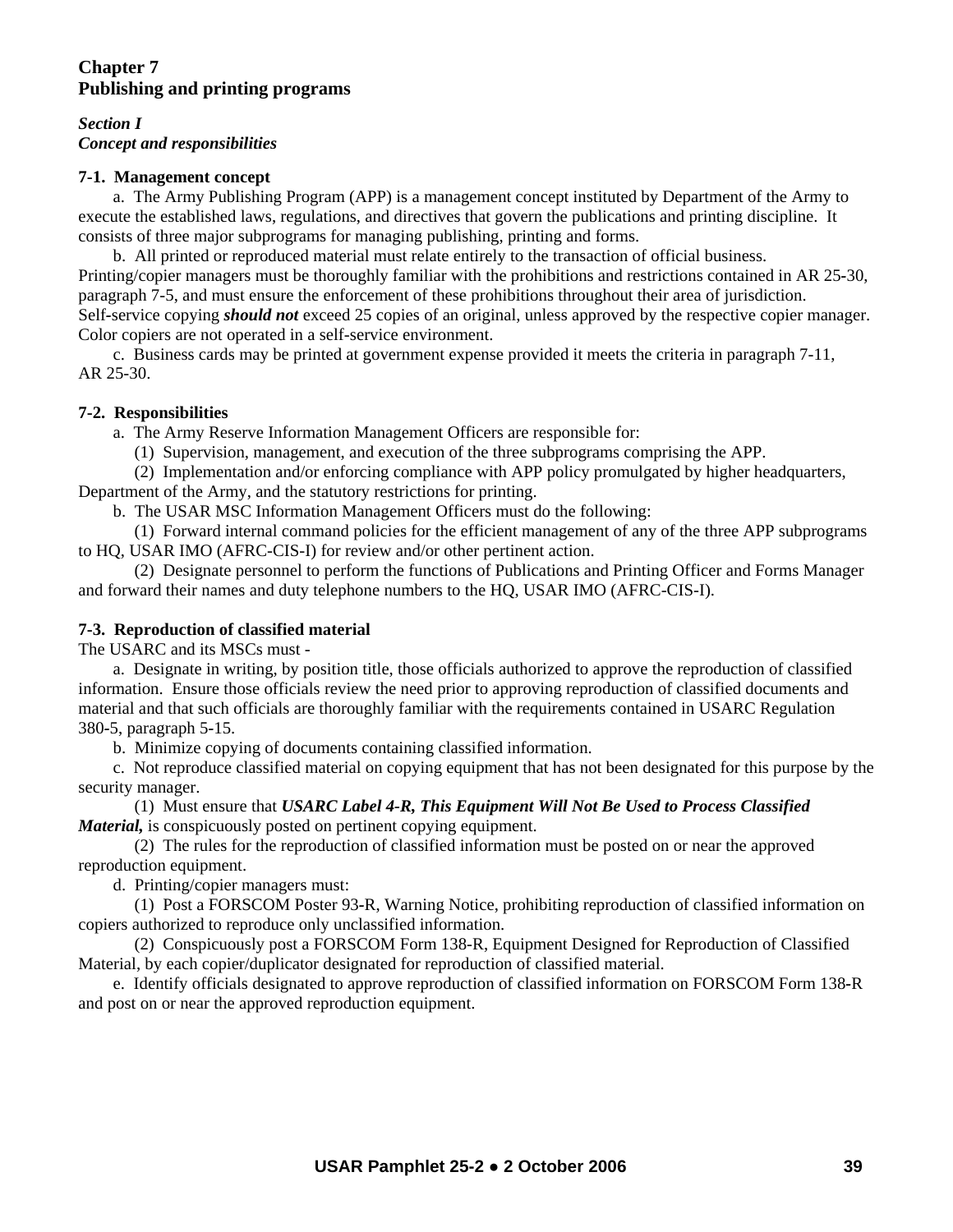# Chapter 7
# Publishing and printing programs

### *Section I*
### *Concept and responsibilities*

**7-1. Management concept**

a. The Army Publishing Program (APP) is a management concept instituted by Department of the Army to execute the established laws, regulations, and directives that govern the publications and printing discipline. It consists of three major subprograms for managing publishing, printing and forms.

b. All printed or reproduced material must relate entirely to the transaction of official business. Printing/copier managers must be thoroughly familiar with the prohibitions and restrictions contained in AR 25-30, paragraph 7-5, and must ensure the enforcement of these prohibitions throughout their area of jurisdiction. Self-service copying ***should not*** exceed 25 copies of an original, unless approved by the respective copier manager. Color copiers are not operated in a self-service environment.

c. Business cards may be printed at government expense provided it meets the criteria in paragraph 7-11, AR 25-30.

**7-2. Responsibilities**

a. The Army Reserve Information Management Officers are responsible for:

(1) Supervision, management, and execution of the three subprograms comprising the APP.

(2) Implementation and/or enforcing compliance with APP policy promulgated by higher headquarters, Department of the Army, and the statutory restrictions for printing.

b. The USAR MSC Information Management Officers must do the following:

(1) Forward internal command policies for the efficient management of any of the three APP subprograms to HQ, USAR IMO (AFRC-CIS-I) for review and/or other pertinent action.

(2) Designate personnel to perform the functions of Publications and Printing Officer and Forms Manager and forward their names and duty telephone numbers to the HQ, USAR IMO (AFRC-CIS-I).

**7-3. Reproduction of classified material**

The USARC and its MSCs must -

a. Designate in writing, by position title, those officials authorized to approve the reproduction of classified information. Ensure those officials review the need prior to approving reproduction of classified documents and material and that such officials are thoroughly familiar with the requirements contained in USARC Regulation 380-5, paragraph 5-15.

b. Minimize copying of documents containing classified information.

c. Not reproduce classified material on copying equipment that has not been designated for this purpose by the security manager.

(1) Must ensure that ***USARC Label 4-R, This Equipment Will Not Be Used to Process Classified Material,*** is conspicuously posted on pertinent copying equipment.

(2) The rules for the reproduction of classified information must be posted on or near the approved reproduction equipment.

d. Printing/copier managers must:

(1) Post a FORSCOM Poster 93-R, Warning Notice, prohibiting reproduction of classified information on copiers authorized to reproduce only unclassified information.

(2) Conspicuously post a FORSCOM Form 138-R, Equipment Designed for Reproduction of Classified Material, by each copier/duplicator designated for reproduction of classified material.

e. Identify officials designated to approve reproduction of classified information on FORSCOM Form 138-R and post on or near the approved reproduction equipment.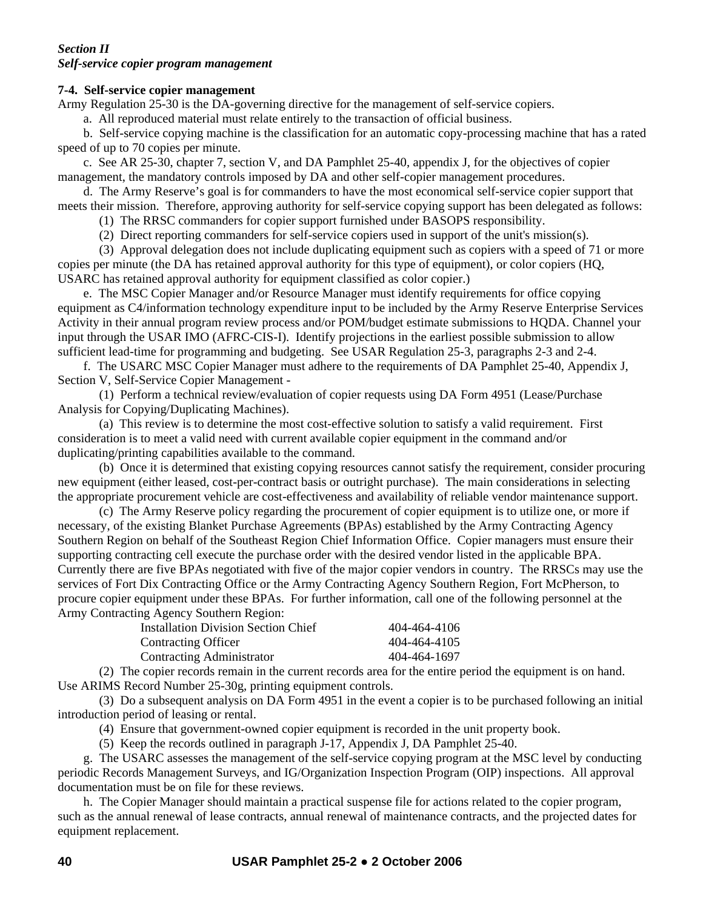*Section II*
***Self-service copier program management***

**7-4. Self-service copier management**

Army Regulation 25-30 is the DA-governing directive for the management of self-service copiers.

a. All reproduced material must relate entirely to the transaction of official business.

b. Self-service copying machine is the classification for an automatic copy-processing machine that has a rated speed of up to 70 copies per minute.

c. See AR 25-30, chapter 7, section V, and DA Pamphlet 25-40, appendix J, for the objectives of copier management, the mandatory controls imposed by DA and other self-copier management procedures.

d. The Army Reserve's goal is for commanders to have the most economical self-service copier support that meets their mission. Therefore, approving authority for self-service copying support has been delegated as follows:

(1) The RRSC commanders for copier support furnished under BASOPS responsibility.

(2) Direct reporting commanders for self-service copiers used in support of the unit's mission(s).

(3) Approval delegation does not include duplicating equipment such as copiers with a speed of 71 or more copies per minute (the DA has retained approval authority for this type of equipment), or color copiers (HQ, USARC has retained approval authority for equipment classified as color copier.)

e. The MSC Copier Manager and/or Resource Manager must identify requirements for office copying equipment as C4/information technology expenditure input to be included by the Army Reserve Enterprise Services Activity in their annual program review process and/or POM/budget estimate submissions to HQDA. Channel your input through the USAR IMO (AFRC-CIS-I). Identify projections in the earliest possible submission to allow sufficient lead-time for programming and budgeting. See USAR Regulation 25-3, paragraphs 2-3 and 2-4.

f. The USARC MSC Copier Manager must adhere to the requirements of DA Pamphlet 25-40, Appendix J, Section V, Self-Service Copier Management -

(1) Perform a technical review/evaluation of copier requests using DA Form 4951 (Lease/Purchase Analysis for Copying/Duplicating Machines).

(a) This review is to determine the most cost-effective solution to satisfy a valid requirement. First consideration is to meet a valid need with current available copier equipment in the command and/or duplicating/printing capabilities available to the command.

(b) Once it is determined that existing copying resources cannot satisfy the requirement, consider procuring new equipment (either leased, cost-per-contract basis or outright purchase). The main considerations in selecting the appropriate procurement vehicle are cost-effectiveness and availability of reliable vendor maintenance support.

(c) The Army Reserve policy regarding the procurement of copier equipment is to utilize one, or more if necessary, of the existing Blanket Purchase Agreements (BPAs) established by the Army Contracting Agency Southern Region on behalf of the Southeast Region Chief Information Office. Copier managers must ensure their supporting contracting cell execute the purchase order with the desired vendor listed in the applicable BPA. Currently there are five BPAs negotiated with five of the major copier vendors in country. The RRSCs may use the services of Fort Dix Contracting Office or the Army Contracting Agency Southern Region, Fort McPherson, to procure copier equipment under these BPAs. For further information, call one of the following personnel at the Army Contracting Agency Southern Region:

| | |
|---|---|
| Installation Division Section Chief | 404-464-4106 |
| Contracting Officer | 404-464-4105 |
| Contracting Administrator | 404-464-1697 |

(2) The copier records remain in the current records area for the entire period the equipment is on hand. Use ARIMS Record Number 25-30g, printing equipment controls.

(3) Do a subsequent analysis on DA Form 4951 in the event a copier is to be purchased following an initial introduction period of leasing or rental.

(4) Ensure that government-owned copier equipment is recorded in the unit property book.

(5) Keep the records outlined in paragraph J-17, Appendix J, DA Pamphlet 25-40.

g. The USARC assesses the management of the self-service copying program at the MSC level by conducting periodic Records Management Surveys, and IG/Organization Inspection Program (OIP) inspections. All approval documentation must be on file for these reviews.

h. The Copier Manager should maintain a practical suspense file for actions related to the copier program, such as the annual renewal of lease contracts, annual renewal of maintenance contracts, and the projected dates for equipment replacement.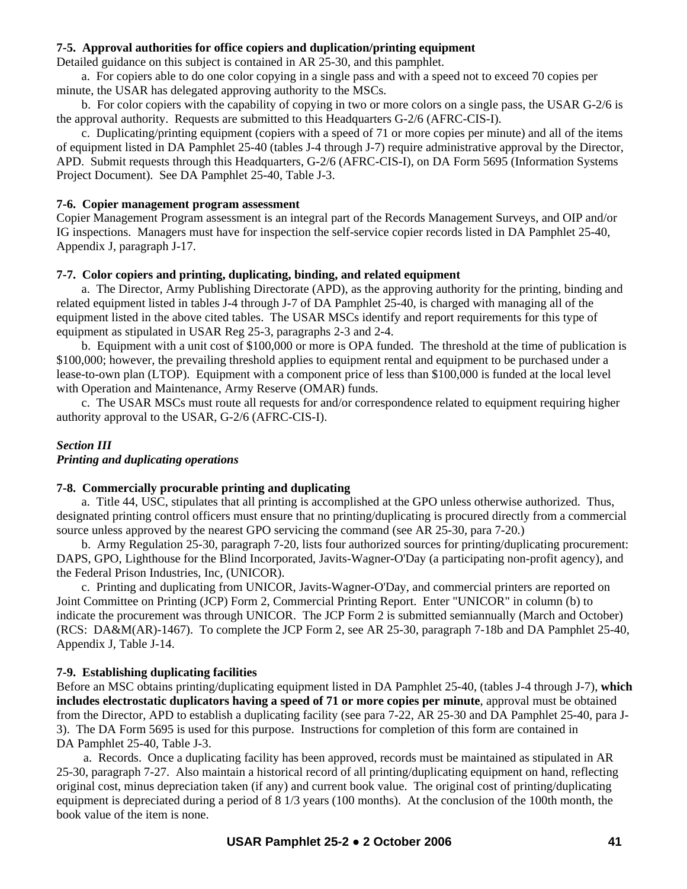**7-5. Approval authorities for office copiers and duplication/printing equipment**
Detailed guidance on this subject is contained in AR 25-30, and this pamphlet.

a. For copiers able to do one color copying in a single pass and with a speed not to exceed 70 copies per minute, the USAR has delegated approving authority to the MSCs.

b. For color copiers with the capability of copying in two or more colors on a single pass, the USAR G-2/6 is the approval authority. Requests are submitted to this Headquarters G-2/6 (AFRC-CIS-I).

c. Duplicating/printing equipment (copiers with a speed of 71 or more copies per minute) and all of the items of equipment listed in DA Pamphlet 25-40 (tables J-4 through J-7) require administrative approval by the Director, APD. Submit requests through this Headquarters, G-2/6 (AFRC-CIS-I), on DA Form 5695 (Information Systems Project Document). See DA Pamphlet 25-40, Table J-3.

**7-6. Copier management program assessment**
Copier Management Program assessment is an integral part of the Records Management Surveys, and OIP and/or IG inspections. Managers must have for inspection the self-service copier records listed in DA Pamphlet 25-40, Appendix J, paragraph J-17.

**7-7. Color copiers and printing, duplicating, binding, and related equipment**

a. The Director, Army Publishing Directorate (APD), as the approving authority for the printing, binding and related equipment listed in tables J-4 through J-7 of DA Pamphlet 25-40, is charged with managing all of the equipment listed in the above cited tables. The USAR MSCs identify and report requirements for this type of equipment as stipulated in USAR Reg 25-3, paragraphs 2-3 and 2-4.

b. Equipment with a unit cost of $100,000 or more is OPA funded. The threshold at the time of publication is $100,000; however, the prevailing threshold applies to equipment rental and equipment to be purchased under a lease-to-own plan (LTOP). Equipment with a component price of less than $100,000 is funded at the local level with Operation and Maintenance, Army Reserve (OMAR) funds.

c. The USAR MSCs must route all requests for and/or correspondence related to equipment requiring higher authority approval to the USAR, G-2/6 (AFRC-CIS-I).

***Section III***
***Printing and duplicating operations***

**7-8. Commercially procurable printing and duplicating**

a. Title 44, USC, stipulates that all printing is accomplished at the GPO unless otherwise authorized. Thus, designated printing control officers must ensure that no printing/duplicating is procured directly from a commercial source unless approved by the nearest GPO servicing the command (see AR 25-30, para 7-20.)

b. Army Regulation 25-30, paragraph 7-20, lists four authorized sources for printing/duplicating procurement: DAPS, GPO, Lighthouse for the Blind Incorporated, Javits-Wagner-O'Day (a participating non-profit agency), and the Federal Prison Industries, Inc, (UNICOR).

c. Printing and duplicating from UNICOR, Javits-Wagner-O'Day, and commercial printers are reported on Joint Committee on Printing (JCP) Form 2, Commercial Printing Report. Enter "UNICOR" in column (b) to indicate the procurement was through UNICOR. The JCP Form 2 is submitted semiannually (March and October) (RCS: DA&M(AR)-1467). To complete the JCP Form 2, see AR 25-30, paragraph 7-18b and DA Pamphlet 25-40, Appendix J, Table J-14.

**7-9. Establishing duplicating facilities**
Before an MSC obtains printing/duplicating equipment listed in DA Pamphlet 25-40, (tables J-4 through J-7), **which includes electrostatic duplicators having a speed of 71 or more copies per minute**, approval must be obtained from the Director, APD to establish a duplicating facility (see para 7-22, AR 25-30 and DA Pamphlet 25-40, para J-3). The DA Form 5695 is used for this purpose. Instructions for completion of this form are contained in DA Pamphlet 25-40, Table J-3.

a. Records. Once a duplicating facility has been approved, records must be maintained as stipulated in AR 25-30, paragraph 7-27. Also maintain a historical record of all printing/duplicating equipment on hand, reflecting original cost, minus depreciation taken (if any) and current book value. The original cost of printing/duplicating equipment is depreciated during a period of 8 1/3 years (100 months). At the conclusion of the 100th month, the book value of the item is none.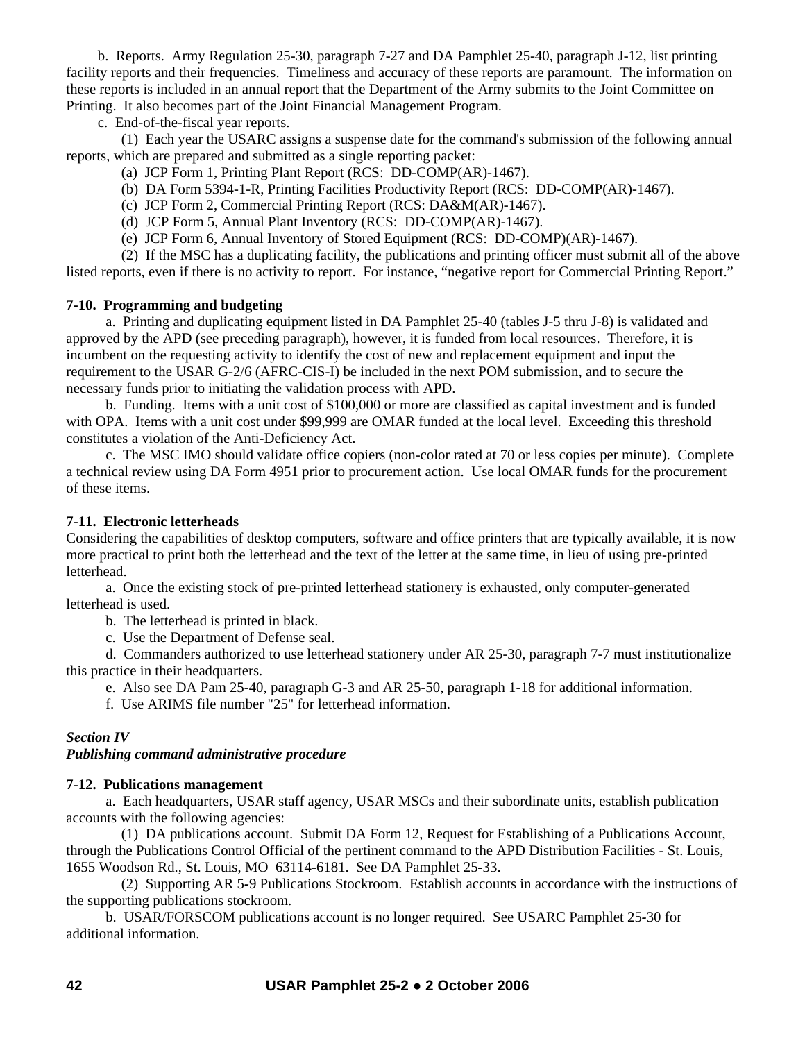b.  Reports.  Army Regulation 25-30, paragraph 7-27 and DA Pamphlet 25-40, paragraph J-12, list printing facility reports and their frequencies.  Timeliness and accuracy of these reports are paramount.  The information on these reports is included in an annual report that the Department of the Army submits to the Joint Committee on Printing.  It also becomes part of the Joint Financial Management Program.

c.  End-of-the-fiscal year reports.

(1)  Each year the USARC assigns a suspense date for the command's submission of the following annual reports, which are prepared and submitted as a single reporting packet:

(a)  JCP Form 1, Printing Plant Report (RCS:  DD-COMP(AR)-1467).

(b)  DA Form 5394-1-R, Printing Facilities Productivity Report (RCS:  DD-COMP(AR)-1467).

(c)  JCP Form 2, Commercial Printing Report (RCS: DA&M(AR)-1467).

(d)  JCP Form 5, Annual Plant Inventory (RCS:  DD-COMP(AR)-1467).

(e)  JCP Form 6, Annual Inventory of Stored Equipment (RCS:  DD-COMP)(AR)-1467).

(2)  If the MSC has a duplicating facility, the publications and printing officer must submit all of the above listed reports, even if there is no activity to report.  For instance, "negative report for Commercial Printing Report."

**7-10.  Programming and budgeting**

a.  Printing and duplicating equipment listed in DA Pamphlet 25-40 (tables J-5 thru J-8) is validated and approved by the APD (see preceding paragraph), however, it is funded from local resources.  Therefore, it is incumbent on the requesting activity to identify the cost of new and replacement equipment and input the requirement to the USAR G-2/6 (AFRC-CIS-I) be included in the next POM submission, and to secure the necessary funds prior to initiating the validation process with APD.

b.  Funding.  Items with a unit cost of $100,000 or more are classified as capital investment and is funded with OPA.  Items with a unit cost under $99,999 are OMAR funded at the local level.  Exceeding this threshold constitutes a violation of the Anti-Deficiency Act.

c.  The MSC IMO should validate office copiers (non-color rated at 70 or less copies per minute).  Complete a technical review using DA Form 4951 prior to procurement action.  Use local OMAR funds for the procurement of these items.

**7-11.  Electronic letterheads**

Considering the capabilities of desktop computers, software and office printers that are typically available, it is now more practical to print both the letterhead and the text of the letter at the same time, in lieu of using pre-printed letterhead.

a.  Once the existing stock of pre-printed letterhead stationery is exhausted, only computer-generated letterhead is used.

b.  The letterhead is printed in black.

c.  Use the Department of Defense seal.

d.  Commanders authorized to use letterhead stationery under AR 25-30, paragraph 7-7 must institutionalize this practice in their headquarters.

e.  Also see DA Pam 25-40, paragraph G-3 and AR 25-50, paragraph 1-18 for additional information.

f.  Use ARIMS file number "25" for letterhead information.

***Section IV***
***Publishing command administrative procedure***

**7-12.  Publications management**

a.  Each headquarters, USAR staff agency, USAR MSCs and their subordinate units, establish publication accounts with the following agencies:

(1)  DA publications account.  Submit DA Form 12, Request for Establishing of a Publications Account, through the Publications Control Official of the pertinent command to the APD Distribution Facilities - St. Louis, 1655 Woodson Rd., St. Louis, MO  63114-6181.  See DA Pamphlet 25-33.

(2)  Supporting AR 5-9 Publications Stockroom.  Establish accounts in accordance with the instructions of the supporting publications stockroom.

b.  USAR/FORSCOM publications account is no longer required.  See USARC Pamphlet 25-30 for additional information.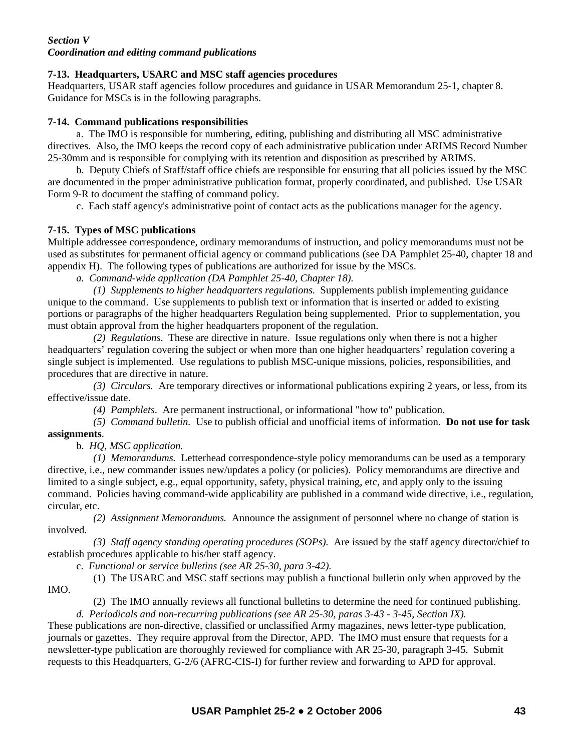***Section V***
***Coordination and editing command publications***

**7-13. Headquarters, USARC and MSC staff agencies procedures**

Headquarters, USAR staff agencies follow procedures and guidance in USAR Memorandum 25-1, chapter 8. Guidance for MSCs is in the following paragraphs.

**7-14. Command publications responsibilities**

a. The IMO is responsible for numbering, editing, publishing and distributing all MSC administrative directives. Also, the IMO keeps the record copy of each administrative publication under ARIMS Record Number 25-30mm and is responsible for complying with its retention and disposition as prescribed by ARIMS.

b. Deputy Chiefs of Staff/staff office chiefs are responsible for ensuring that all policies issued by the MSC are documented in the proper administrative publication format, properly coordinated, and published. Use USAR Form 9-R to document the staffing of command policy.

c. Each staff agency's administrative point of contact acts as the publications manager for the agency.

**7-15. Types of MSC publications**

Multiple addressee correspondence, ordinary memorandums of instruction, and policy memorandums must not be used as substitutes for permanent official agency or command publications (see DA Pamphlet 25-40, chapter 18 and appendix H). The following types of publications are authorized for issue by the MSCs.

*a. Command-wide application (DA Pamphlet 25-40, Chapter 18).*

*(1) Supplements to higher headquarters regulations.* Supplements publish implementing guidance unique to the command. Use supplements to publish text or information that is inserted or added to existing portions or paragraphs of the higher headquarters Regulation being supplemented. Prior to supplementation, you must obtain approval from the higher headquarters proponent of the regulation.

*(2) Regulations.* These are directive in nature. Issue regulations only when there is not a higher headquarters' regulation covering the subject or when more than one higher headquarters' regulation covering a single subject is implemented. Use regulations to publish MSC-unique missions, policies, responsibilities, and procedures that are directive in nature.

*(3) Circulars.* Are temporary directives or informational publications expiring 2 years, or less, from its effective/issue date.

*(4) Pamphlets*. Are permanent instructional, or informational "how to" publication.

*(5) Command bulletin.* Use to publish official and unofficial items of information. **Do not use for task assignments**.

b. *HQ, MSC application.*

*(1) Memorandums.* Letterhead correspondence-style policy memorandums can be used as a temporary directive, i.e., new commander issues new/updates a policy (or policies). Policy memorandums are directive and limited to a single subject, e.g., equal opportunity, safety, physical training, etc, and apply only to the issuing command. Policies having command-wide applicability are published in a command wide directive, i.e., regulation, circular, etc.

*(2) Assignment Memorandums.* Announce the assignment of personnel where no change of station is involved.

*(3) Staff agency standing operating procedures (SOPs).* Are issued by the staff agency director/chief to establish procedures applicable to his/her staff agency.

c. *Functional or service bulletins (see AR 25-30, para 3-42).*

(1) The USARC and MSC staff sections may publish a functional bulletin only when approved by the IMO.

(2) The IMO annually reviews all functional bulletins to determine the need for continued publishing.

*d. Periodicals and non-recurring publications (see AR 25-30, paras 3-43 - 3-45, Section IX).* These publications are non-directive, classified or unclassified Army magazines, news letter-type publication, journals or gazettes. They require approval from the Director, APD. The IMO must ensure that requests for a newsletter-type publication are thoroughly reviewed for compliance with AR 25-30, paragraph 3-45. Submit requests to this Headquarters, G-2/6 (AFRC-CIS-I) for further review and forwarding to APD for approval.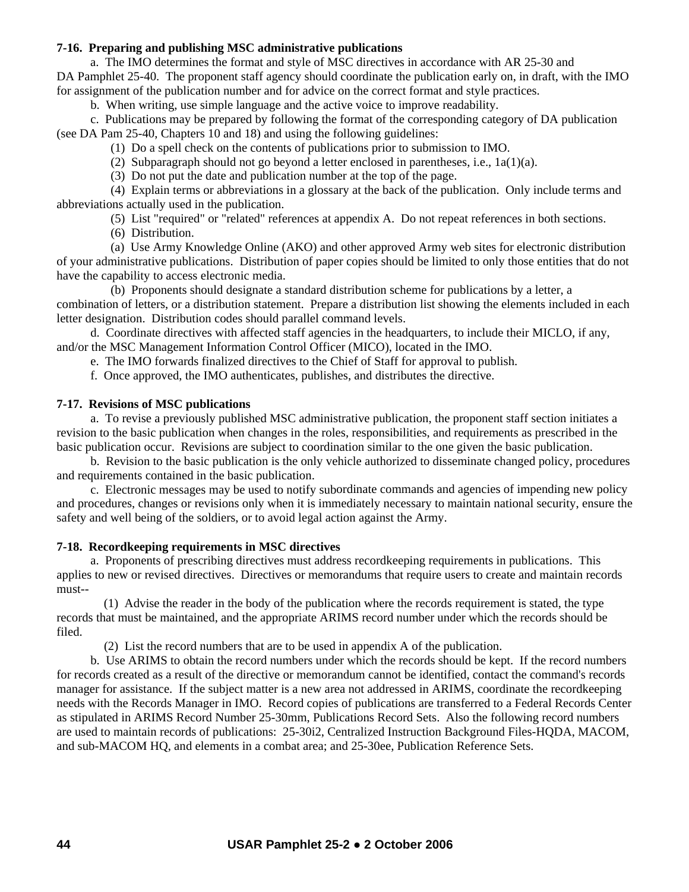**7-16. Preparing and publishing MSC administrative publications**

a. The IMO determines the format and style of MSC directives in accordance with AR 25-30 and DA Pamphlet 25-40. The proponent staff agency should coordinate the publication early on, in draft, with the IMO for assignment of the publication number and for advice on the correct format and style practices.

b. When writing, use simple language and the active voice to improve readability.

c. Publications may be prepared by following the format of the corresponding category of DA publication (see DA Pam 25-40, Chapters 10 and 18) and using the following guidelines:

(1) Do a spell check on the contents of publications prior to submission to IMO.

(2) Subparagraph should not go beyond a letter enclosed in parentheses, i.e., 1a(1)(a).

(3) Do not put the date and publication number at the top of the page.

(4) Explain terms or abbreviations in a glossary at the back of the publication. Only include terms and abbreviations actually used in the publication.

(5) List "required" or "related" references at appendix A. Do not repeat references in both sections.

(6) Distribution.

(a) Use Army Knowledge Online (AKO) and other approved Army web sites for electronic distribution of your administrative publications. Distribution of paper copies should be limited to only those entities that do not have the capability to access electronic media.

(b) Proponents should designate a standard distribution scheme for publications by a letter, a combination of letters, or a distribution statement. Prepare a distribution list showing the elements included in each letter designation. Distribution codes should parallel command levels.

d. Coordinate directives with affected staff agencies in the headquarters, to include their MICLO, if any, and/or the MSC Management Information Control Officer (MICO), located in the IMO.

e. The IMO forwards finalized directives to the Chief of Staff for approval to publish.

f. Once approved, the IMO authenticates, publishes, and distributes the directive.

**7-17. Revisions of MSC publications**

a. To revise a previously published MSC administrative publication, the proponent staff section initiates a revision to the basic publication when changes in the roles, responsibilities, and requirements as prescribed in the basic publication occur. Revisions are subject to coordination similar to the one given the basic publication.

b. Revision to the basic publication is the only vehicle authorized to disseminate changed policy, procedures and requirements contained in the basic publication.

c. Electronic messages may be used to notify subordinate commands and agencies of impending new policy and procedures, changes or revisions only when it is immediately necessary to maintain national security, ensure the safety and well being of the soldiers, or to avoid legal action against the Army.

**7-18. Recordkeeping requirements in MSC directives**

a. Proponents of prescribing directives must address recordkeeping requirements in publications. This applies to new or revised directives. Directives or memorandums that require users to create and maintain records must--

(1) Advise the reader in the body of the publication where the records requirement is stated, the type records that must be maintained, and the appropriate ARIMS record number under which the records should be filed.

(2) List the record numbers that are to be used in appendix A of the publication.

b. Use ARIMS to obtain the record numbers under which the records should be kept. If the record numbers for records created as a result of the directive or memorandum cannot be identified, contact the command's records manager for assistance. If the subject matter is a new area not addressed in ARIMS, coordinate the recordkeeping needs with the Records Manager in IMO. Record copies of publications are transferred to a Federal Records Center as stipulated in ARIMS Record Number 25-30mm, Publications Record Sets. Also the following record numbers are used to maintain records of publications: 25-30i2, Centralized Instruction Background Files-HQDA, MACOM, and sub-MACOM HQ, and elements in a combat area; and 25-30ee, Publication Reference Sets.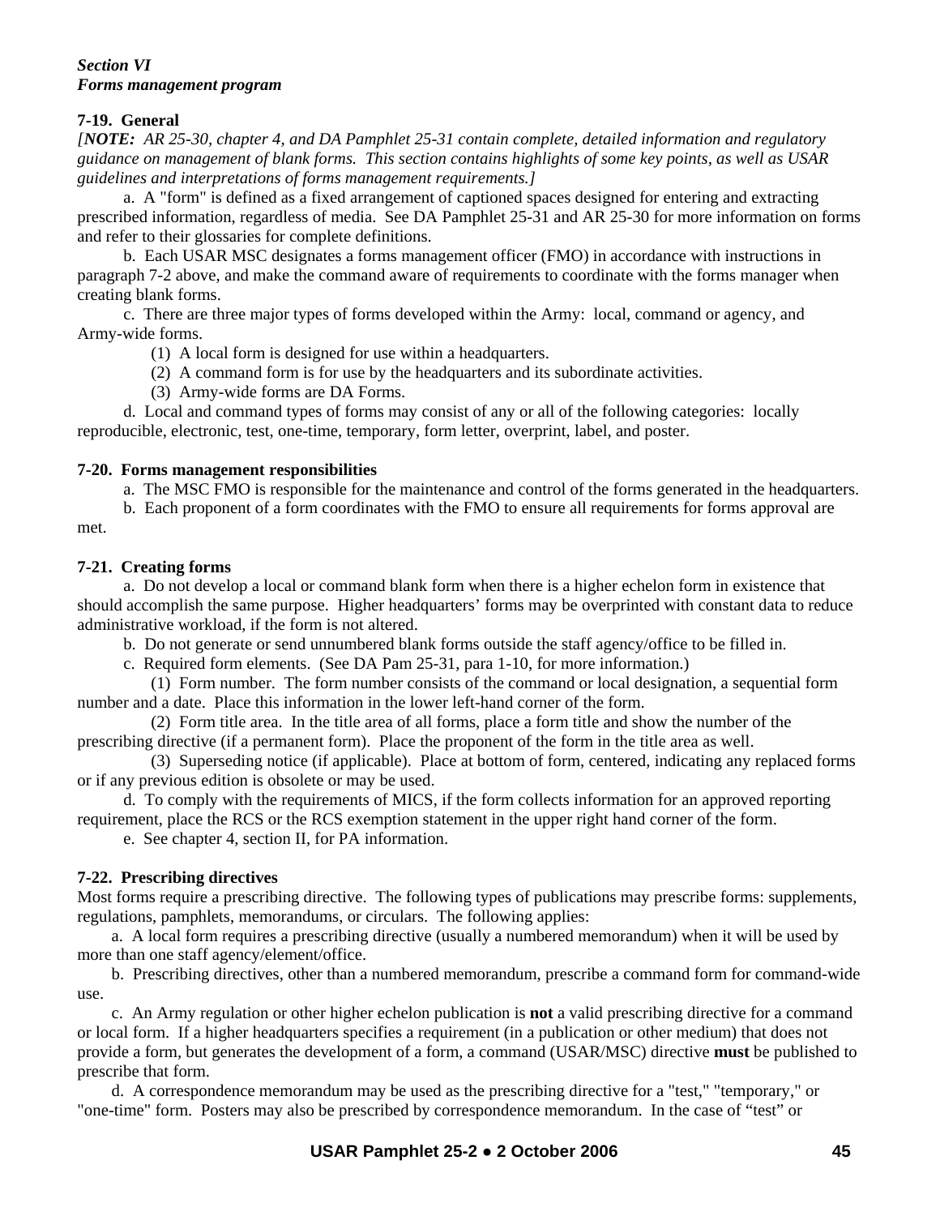*Section VI*
***Forms management program***

**7-19. General**

*[**NOTE:** AR 25-30, chapter 4, and DA Pamphlet 25-31 contain complete, detailed information and regulatory guidance on management of blank forms. This section contains highlights of some key points, as well as USAR guidelines and interpretations of forms management requirements.]*

a. A "form" is defined as a fixed arrangement of captioned spaces designed for entering and extracting prescribed information, regardless of media. See DA Pamphlet 25-31 and AR 25-30 for more information on forms and refer to their glossaries for complete definitions.

b. Each USAR MSC designates a forms management officer (FMO) in accordance with instructions in paragraph 7-2 above, and make the command aware of requirements to coordinate with the forms manager when creating blank forms.

c. There are three major types of forms developed within the Army: local, command or agency, and Army-wide forms.

(1) A local form is designed for use within a headquarters.

(2) A command form is for use by the headquarters and its subordinate activities.

(3) Army-wide forms are DA Forms.

d. Local and command types of forms may consist of any or all of the following categories: locally reproducible, electronic, test, one-time, temporary, form letter, overprint, label, and poster.

**7-20. Forms management responsibilities**

a. The MSC FMO is responsible for the maintenance and control of the forms generated in the headquarters.

b. Each proponent of a form coordinates with the FMO to ensure all requirements for forms approval are met.

**7-21. Creating forms**

a. Do not develop a local or command blank form when there is a higher echelon form in existence that should accomplish the same purpose. Higher headquarters' forms may be overprinted with constant data to reduce administrative workload, if the form is not altered.

b. Do not generate or send unnumbered blank forms outside the staff agency/office to be filled in.

c. Required form elements. (See DA Pam 25-31, para 1-10, for more information.)

(1) Form number. The form number consists of the command or local designation, a sequential form number and a date. Place this information in the lower left-hand corner of the form.

(2) Form title area. In the title area of all forms, place a form title and show the number of the prescribing directive (if a permanent form). Place the proponent of the form in the title area as well.

(3) Superseding notice (if applicable). Place at bottom of form, centered, indicating any replaced forms or if any previous edition is obsolete or may be used.

d. To comply with the requirements of MICS, if the form collects information for an approved reporting requirement, place the RCS or the RCS exemption statement in the upper right hand corner of the form.

e. See chapter 4, section II, for PA information.

**7-22. Prescribing directives**

Most forms require a prescribing directive. The following types of publications may prescribe forms: supplements, regulations, pamphlets, memorandums, or circulars. The following applies:

a. A local form requires a prescribing directive (usually a numbered memorandum) when it will be used by more than one staff agency/element/office.

b. Prescribing directives, other than a numbered memorandum, prescribe a command form for command-wide use.

c. An Army regulation or other higher echelon publication is **not** a valid prescribing directive for a command or local form. If a higher headquarters specifies a requirement (in a publication or other medium) that does not provide a form, but generates the development of a form, a command (USAR/MSC) directive **must** be published to prescribe that form.

d. A correspondence memorandum may be used as the prescribing directive for a "test," "temporary," or "one-time" form. Posters may also be prescribed by correspondence memorandum. In the case of "test" or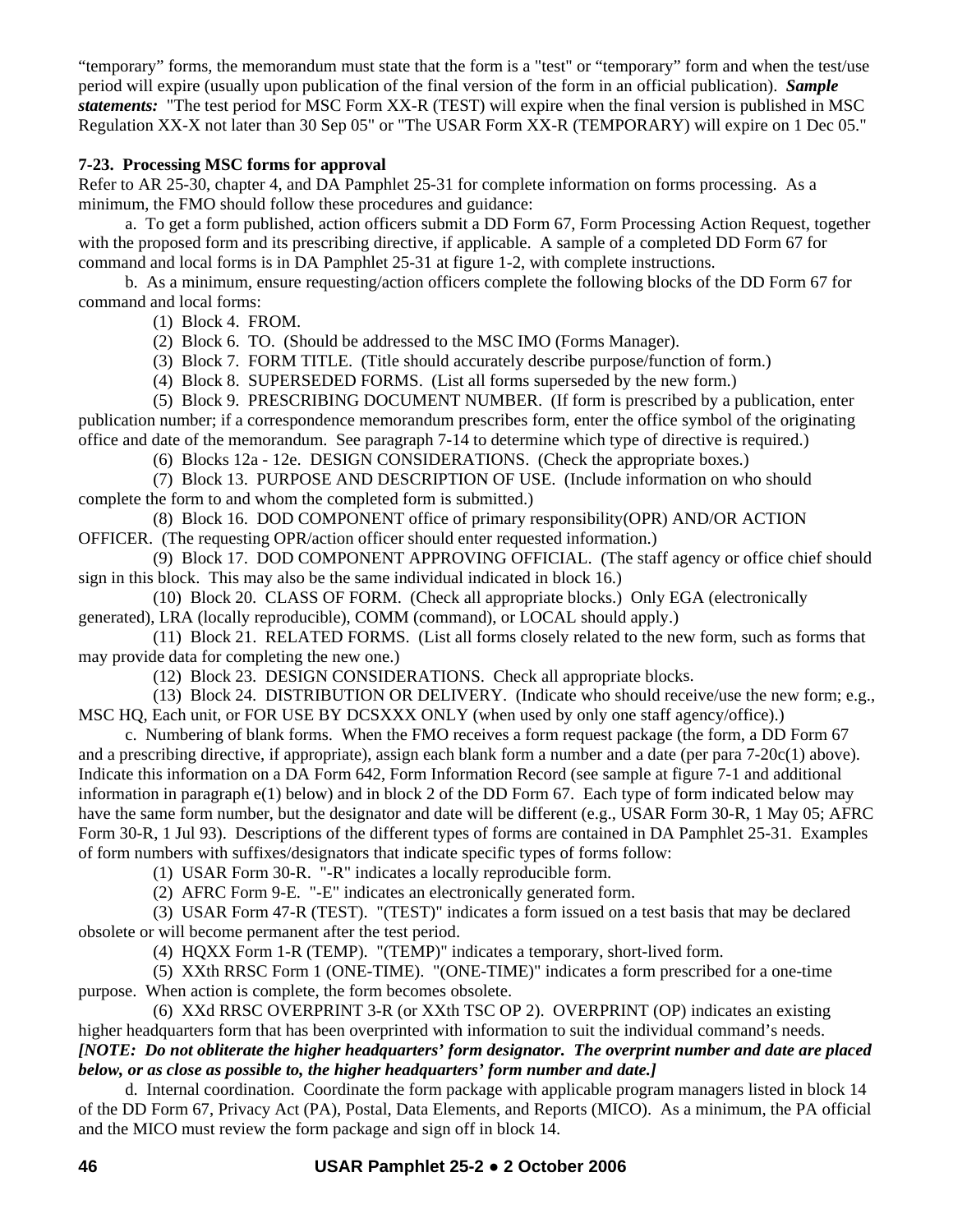"temporary" forms, the memorandum must state that the form is a "test" or "temporary" form and when the test/use period will expire (usually upon publication of the final version of the form in an official publication). ***Sample statements:*** "The test period for MSC Form XX-R (TEST) will expire when the final version is published in MSC Regulation XX-X not later than 30 Sep 05" or "The USAR Form XX-R (TEMPORARY) will expire on 1 Dec 05."

**7-23. Processing MSC forms for approval**

Refer to AR 25-30, chapter 4, and DA Pamphlet 25-31 for complete information on forms processing. As a minimum, the FMO should follow these procedures and guidance:

a. To get a form published, action officers submit a DD Form 67, Form Processing Action Request, together with the proposed form and its prescribing directive, if applicable. A sample of a completed DD Form 67 for command and local forms is in DA Pamphlet 25-31 at figure 1-2, with complete instructions.

b. As a minimum, ensure requesting/action officers complete the following blocks of the DD Form 67 for command and local forms:

(1) Block 4. FROM.

(2) Block 6. TO. (Should be addressed to the MSC IMO (Forms Manager).

(3) Block 7. FORM TITLE. (Title should accurately describe purpose/function of form.)

(4) Block 8. SUPERSEDED FORMS. (List all forms superseded by the new form.)

(5) Block 9. PRESCRIBING DOCUMENT NUMBER. (If form is prescribed by a publication, enter publication number; if a correspondence memorandum prescribes form, enter the office symbol of the originating office and date of the memorandum. See paragraph 7-14 to determine which type of directive is required.)

(6) Blocks 12a - 12e. DESIGN CONSIDERATIONS. (Check the appropriate boxes.)

(7) Block 13. PURPOSE AND DESCRIPTION OF USE. (Include information on who should complete the form to and whom the completed form is submitted.)

(8) Block 16. DOD COMPONENT office of primary responsibility(OPR) AND/OR ACTION OFFICER. (The requesting OPR/action officer should enter requested information.)

(9) Block 17. DOD COMPONENT APPROVING OFFICIAL. (The staff agency or office chief should sign in this block. This may also be the same individual indicated in block 16.)

(10) Block 20. CLASS OF FORM. (Check all appropriate blocks.) Only EGA (electronically generated), LRA (locally reproducible), COMM (command), or LOCAL should apply.)

(11) Block 21. RELATED FORMS. (List all forms closely related to the new form, such as forms that may provide data for completing the new one.)

(12) Block 23. DESIGN CONSIDERATIONS. Check all appropriate blocks.

(13) Block 24. DISTRIBUTION OR DELIVERY. (Indicate who should receive/use the new form; e.g., MSC HQ, Each unit, or FOR USE BY DCSXXX ONLY (when used by only one staff agency/office).)

c. Numbering of blank forms. When the FMO receives a form request package (the form, a DD Form 67 and a prescribing directive, if appropriate), assign each blank form a number and a date (per para 7-20c(1) above). Indicate this information on a DA Form 642, Form Information Record (see sample at figure 7-1 and additional information in paragraph e(1) below) and in block 2 of the DD Form 67. Each type of form indicated below may have the same form number, but the designator and date will be different (e.g., USAR Form 30-R, 1 May 05; AFRC Form 30-R, 1 Jul 93). Descriptions of the different types of forms are contained in DA Pamphlet 25-31. Examples of form numbers with suffixes/designators that indicate specific types of forms follow:

(1) USAR Form 30-R. "-R" indicates a locally reproducible form.

(2) AFRC Form 9-E. "-E" indicates an electronically generated form.

(3) USAR Form 47-R (TEST). "(TEST)" indicates a form issued on a test basis that may be declared obsolete or will become permanent after the test period.

(4) HQXX Form 1-R (TEMP). "(TEMP)" indicates a temporary, short-lived form.

(5) XXth RRSC Form 1 (ONE-TIME). "(ONE-TIME)" indicates a form prescribed for a one-time purpose. When action is complete, the form becomes obsolete.

(6) XXd RRSC OVERPRINT 3-R (or XXth TSC OP 2). OVERPRINT (OP) indicates an existing higher headquarters form that has been overprinted with information to suit the individual command's needs. ***[NOTE: Do not obliterate the higher headquarters' form designator. The overprint number and date are placed below, or as close as possible to, the higher headquarters' form number and date.]***

d. Internal coordination. Coordinate the form package with applicable program managers listed in block 14 of the DD Form 67, Privacy Act (PA), Postal, Data Elements, and Reports (MICO). As a minimum, the PA official and the MICO must review the form package and sign off in block 14.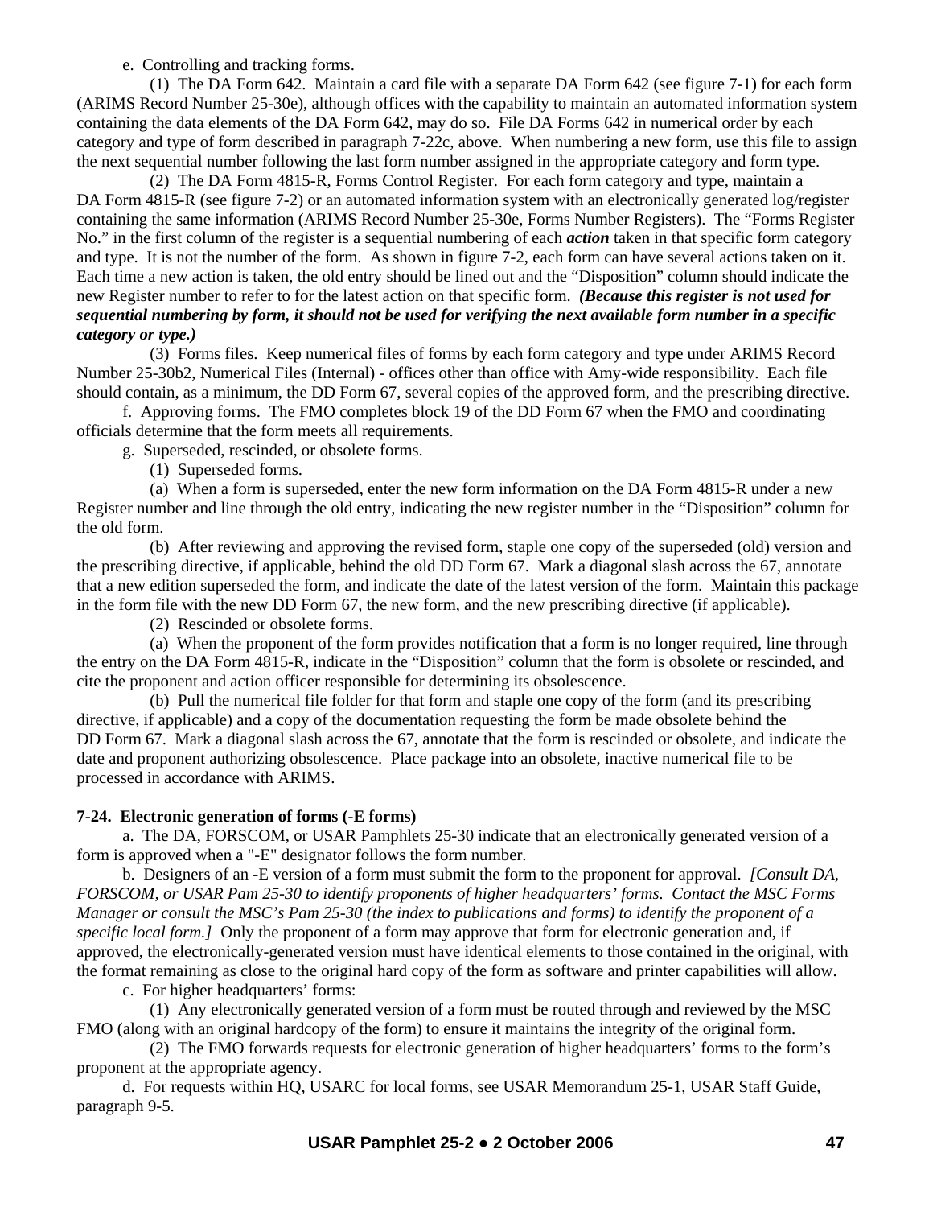e. Controlling and tracking forms.

(1) The DA Form 642. Maintain a card file with a separate DA Form 642 (see figure 7-1) for each form (ARIMS Record Number 25-30e), although offices with the capability to maintain an automated information system containing the data elements of the DA Form 642, may do so. File DA Forms 642 in numerical order by each category and type of form described in paragraph 7-22c, above. When numbering a new form, use this file to assign the next sequential number following the last form number assigned in the appropriate category and form type.

(2) The DA Form 4815-R, Forms Control Register. For each form category and type, maintain a DA Form 4815-R (see figure 7-2) or an automated information system with an electronically generated log/register containing the same information (ARIMS Record Number 25-30e, Forms Number Registers). The "Forms Register No." in the first column of the register is a sequential numbering of each ***action*** taken in that specific form category and type. It is not the number of the form. As shown in figure 7-2, each form can have several actions taken on it. Each time a new action is taken, the old entry should be lined out and the "Disposition" column should indicate the new Register number to refer to for the latest action on that specific form. ***(Because this register is not used for sequential numbering by form, it should not be used for verifying the next available form number in a specific category or type.)***

(3) Forms files. Keep numerical files of forms by each form category and type under ARIMS Record Number 25-30b2, Numerical Files (Internal) - offices other than office with Amy-wide responsibility. Each file should contain, as a minimum, the DD Form 67, several copies of the approved form, and the prescribing directive.

f. Approving forms. The FMO completes block 19 of the DD Form 67 when the FMO and coordinating officials determine that the form meets all requirements.

g. Superseded, rescinded, or obsolete forms.

(1) Superseded forms.

(a) When a form is superseded, enter the new form information on the DA Form 4815-R under a new Register number and line through the old entry, indicating the new register number in the "Disposition" column for the old form.

(b) After reviewing and approving the revised form, staple one copy of the superseded (old) version and the prescribing directive, if applicable, behind the old DD Form 67. Mark a diagonal slash across the 67, annotate that a new edition superseded the form, and indicate the date of the latest version of the form. Maintain this package in the form file with the new DD Form 67, the new form, and the new prescribing directive (if applicable).

(2) Rescinded or obsolete forms.

(a) When the proponent of the form provides notification that a form is no longer required, line through the entry on the DA Form 4815-R, indicate in the "Disposition" column that the form is obsolete or rescinded, and cite the proponent and action officer responsible for determining its obsolescence.

(b) Pull the numerical file folder for that form and staple one copy of the form (and its prescribing directive, if applicable) and a copy of the documentation requesting the form be made obsolete behind the DD Form 67. Mark a diagonal slash across the 67, annotate that the form is rescinded or obsolete, and indicate the date and proponent authorizing obsolescence. Place package into an obsolete, inactive numerical file to be processed in accordance with ARIMS.

**7-24. Electronic generation of forms (-E forms)**

a. The DA, FORSCOM, or USAR Pamphlets 25-30 indicate that an electronically generated version of a form is approved when a "-E" designator follows the form number.

b. Designers of an -E version of a form must submit the form to the proponent for approval. *[Consult DA, FORSCOM, or USAR Pam 25-30 to identify proponents of higher headquarters' forms. Contact the MSC Forms Manager or consult the MSC's Pam 25-30 (the index to publications and forms) to identify the proponent of a specific local form.]* Only the proponent of a form may approve that form for electronic generation and, if approved, the electronically-generated version must have identical elements to those contained in the original, with the format remaining as close to the original hard copy of the form as software and printer capabilities will allow.

c. For higher headquarters' forms:

(1) Any electronically generated version of a form must be routed through and reviewed by the MSC FMO (along with an original hardcopy of the form) to ensure it maintains the integrity of the original form.

(2) The FMO forwards requests for electronic generation of higher headquarters' forms to the form's proponent at the appropriate agency.

d. For requests within HQ, USARC for local forms, see USAR Memorandum 25-1, USAR Staff Guide, paragraph 9-5.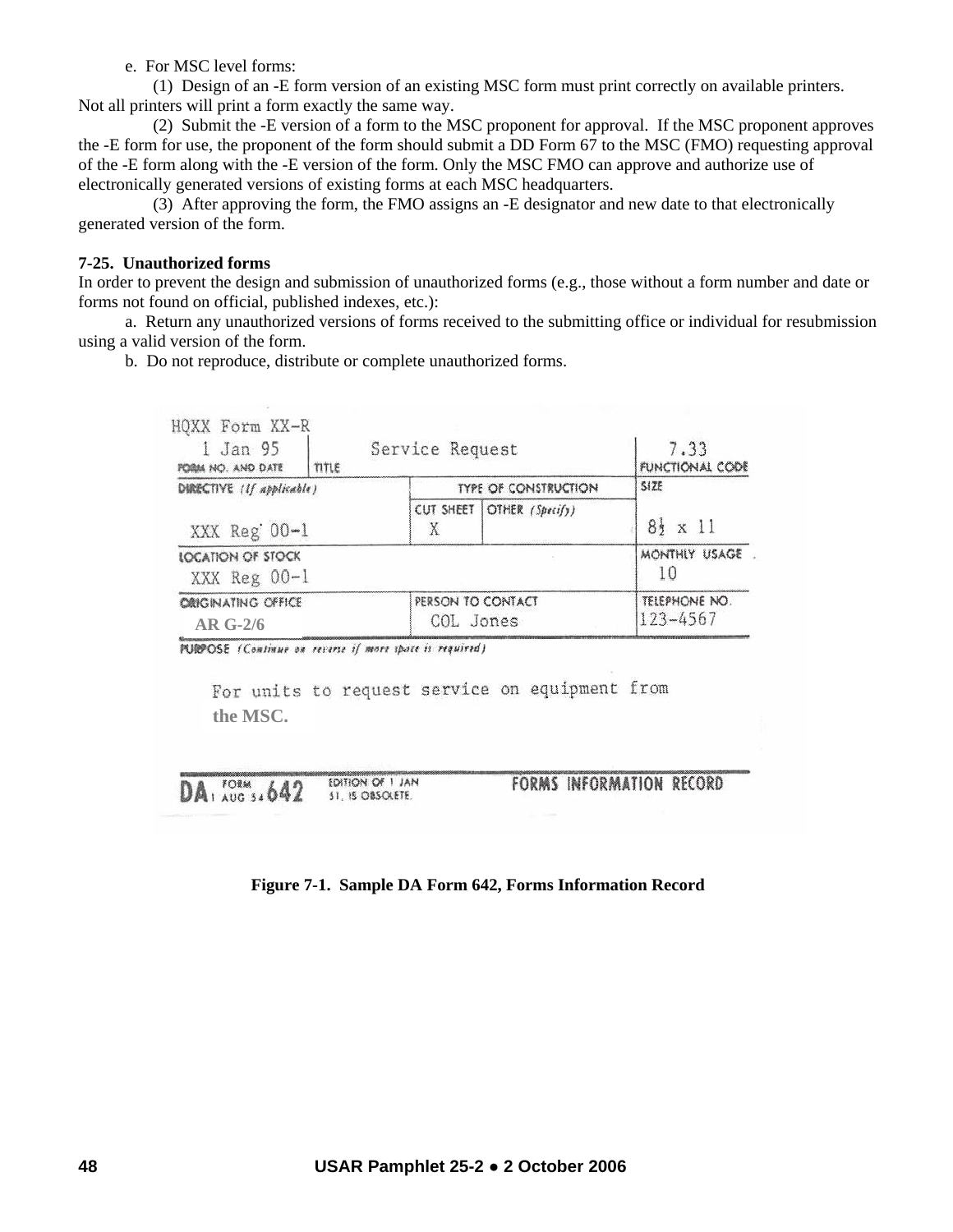e. For MSC level forms:

(1) Design of an -E form version of an existing MSC form must print correctly on available printers. Not all printers will print a form exactly the same way.

(2) Submit the -E version of a form to the MSC proponent for approval. If the MSC proponent approves the -E form for use, the proponent of the form should submit a DD Form 67 to the MSC (FMO) requesting approval of the -E form along with the -E version of the form. Only the MSC FMO can approve and authorize use of electronically generated versions of existing forms at each MSC headquarters.

(3) After approving the form, the FMO assigns an -E designator and new date to that electronically generated version of the form.

**7-25. Unauthorized forms**

In order to prevent the design and submission of unauthorized forms (e.g., those without a form number and date or forms not found on official, published indexes, etc.):

a. Return any unauthorized versions of forms received to the submitting office or individual for resubmission using a valid version of the form.

b. Do not reproduce, distribute or complete unauthorized forms.

| HQXX Form XX-R 1 Jan 95 FORM NO. AND DATE | TITLE Service Request | | FUNCTIONAL CODE 7.33 |
|---|---|---|---|
| DIRECTIVE *(If applicable)* XXX Reg 00-1 | TYPE OF CONSTRUCTION: CUT SHEET X | OTHER *(Specify)* | SIZE 8½ x 11 |
| LOCATION OF STOCK XXX Reg 00-1 | | | MONTHLY USAGE 10 |
| ORIGINATING OFFICE AR G-2/6 | PERSON TO CONTACT COL Jones | | TELEPHONE NO. 123-4567 |

PURPOSE *(Continue on reverse if more space is required)*

For units to request service on equipment from the MSC.

DA FORM 642, 1 AUG 54 — EDITION OF 1 JAN 51, IS OBSOLETE. — FORMS INFORMATION RECORD

**Figure 7-1. Sample DA Form 642, Forms Information Record**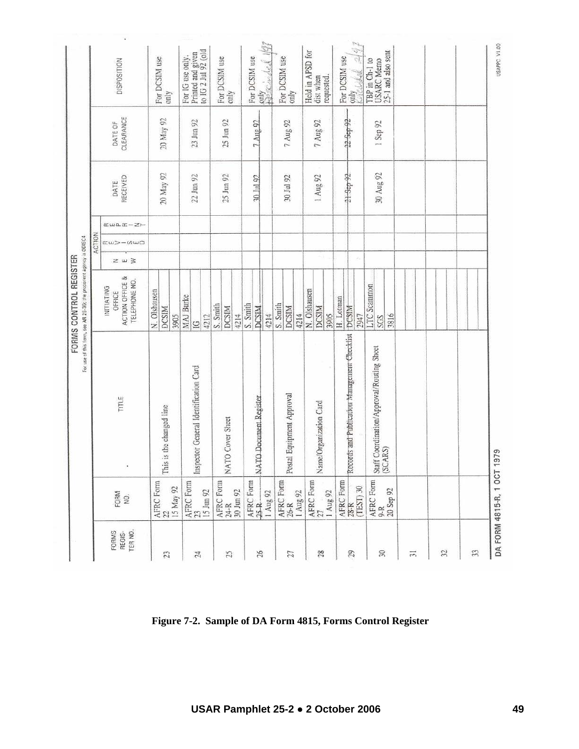**FORMS CONTROL REGISTER**

For use of this form, see AR 25-30; the proponent agency is ODISC4

| FORMS REGISTER NO. | FORM NO. | TITLE | INITIATING OFFICE ACTION OFFICE & TELEPHONE NO. | ACTION NEW | ACTION REVISED | ACTION REPRINT | DATE RECEIVED | DATE OF CLEARANCE | DISPOSITION |
|---|---|---|---|---|---|---|---|---|---|
| 23 | AFRC Form 22 15 May 92 | This is the changed line | N. Olshausen DCSIM 3905 | | | | 20 May 92 | 20 May 92 | For DCSIM use only |
| 24 | AFRC Form 23 15 Jun 92 | Inspector General Identification Card | MAJ Burke IG 4212 | | | | 22 Jun 92 | 23 Jun 92 | For IG use only. Printed and given to IG 2 Jul 92 (old |
| 25 | AFRC Form 24-R 30 Jun 92 | NATO Cover Sheet | S. Smith DCSIM 4214 | | | | 25 Jun 92 | 25 Jun 92 | For DCSIM use only |
| 26 | AFRC Form ~~25-R~~ 1 Aug 92 | ~~NATO Document Register~~ | S. Smith ~~DCSIM~~ 4214 | | | | ~~30 Jul 92~~ | ~~7 Aug 92~~ | For DCSIM use only Rescinded 1/97 |
| 27 | AFRC Form 26-R 1 Aug 92 | Postal Equipment Approval | S. Smith DCSIM 4214 | | | | 30 Jul 92 | 7 Aug 92 | For DCSIM use only |
| 28 | AFRC Form 27 1 Aug 92 | Name/Organization Card | N. Olshausen DCSIM 3905 | | | | 1 Aug 92 | 7 Aug 92 | Held in APSD for dist when requested. |
| 29 | AFRC Form ~~28-R~~ (TEST) 30 | ~~Records and Publication Management Checklist~~ | H. Lotman ~~DCSIM~~ 2947 | | | | ~~21 Sep 92~~ | ~~22 Sep 92~~ | For DCSIM use only Rescinded 2/97 |
| 30 | AFRC Form 9-R 20 Sep 92 | Staff Coordination/Approval/Routing Sheet (SCARS) | LTC Scammon SGS 3816 | | | | 30 Aug 92 | 1 Sep 92 | TBP in Ch-1 to USARC Memo 25-1 and also sent |
| 31 | | | | | | | | | |
| 32 | | | | | | | | | |
| 33 | | | | | | | | | |

DA FORM 4815-R, 1 OCT 1979 USAPPC V1.00

**Figure 7-2. Sample of DA Form 4815, Forms Control Register**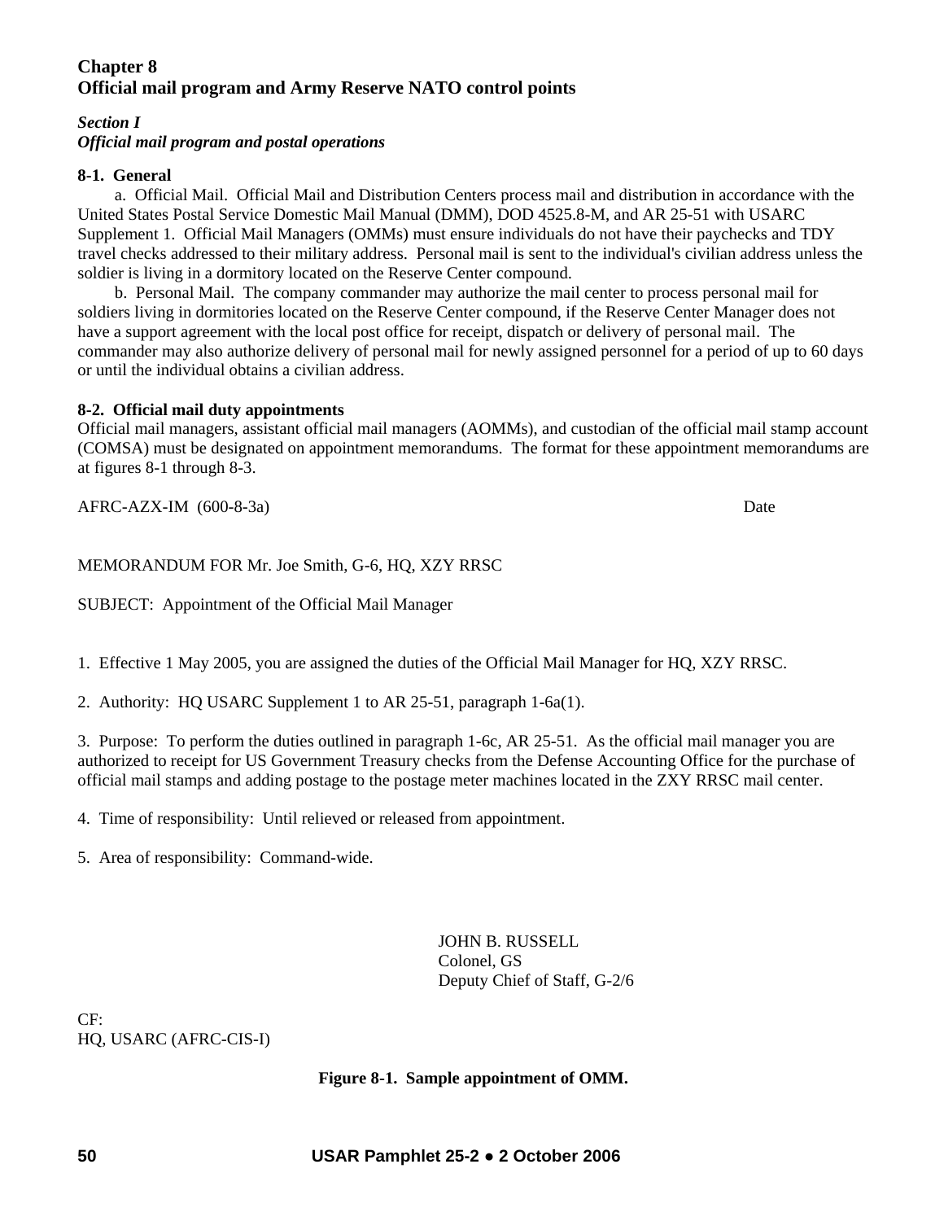# Chapter 8
# Official mail program and Army Reserve NATO control points

## *Section I*
## *Official mail program and postal operations*

### 8-1. General

a. Official Mail. Official Mail and Distribution Centers process mail and distribution in accordance with the United States Postal Service Domestic Mail Manual (DMM), DOD 4525.8-M, and AR 25-51 with USARC Supplement 1. Official Mail Managers (OMMs) must ensure individuals do not have their paychecks and TDY travel checks addressed to their military address. Personal mail is sent to the individual's civilian address unless the soldier is living in a dormitory located on the Reserve Center compound.

b. Personal Mail. The company commander may authorize the mail center to process personal mail for soldiers living in dormitories located on the Reserve Center compound, if the Reserve Center Manager does not have a support agreement with the local post office for receipt, dispatch or delivery of personal mail. The commander may also authorize delivery of personal mail for newly assigned personnel for a period of up to 60 days or until the individual obtains a civilian address.

### 8-2. Official mail duty appointments

Official mail managers, assistant official mail managers (AOMMs), and custodian of the official mail stamp account (COMSA) must be designated on appointment memorandums. The format for these appointment memorandums are at figures 8-1 through 8-3.

AFRC-AZX-IM (600-8-3a) Date

MEMORANDUM FOR Mr. Joe Smith, G-6, HQ, XZY RRSC

SUBJECT: Appointment of the Official Mail Manager

1. Effective 1 May 2005, you are assigned the duties of the Official Mail Manager for HQ, XZY RRSC.

2. Authority: HQ USARC Supplement 1 to AR 25-51, paragraph 1-6a(1).

3. Purpose: To perform the duties outlined in paragraph 1-6c, AR 25-51. As the official mail manager you are authorized to receipt for US Government Treasury checks from the Defense Accounting Office for the purchase of official mail stamps and adding postage to the postage meter machines located in the ZXY RRSC mail center.

4. Time of responsibility: Until relieved or released from appointment.

5. Area of responsibility: Command-wide.

JOHN B. RUSSELL
Colonel, GS
Deputy Chief of Staff, G-2/6

CF:
HQ, USARC (AFRC-CIS-I)

**Figure 8-1. Sample appointment of OMM.**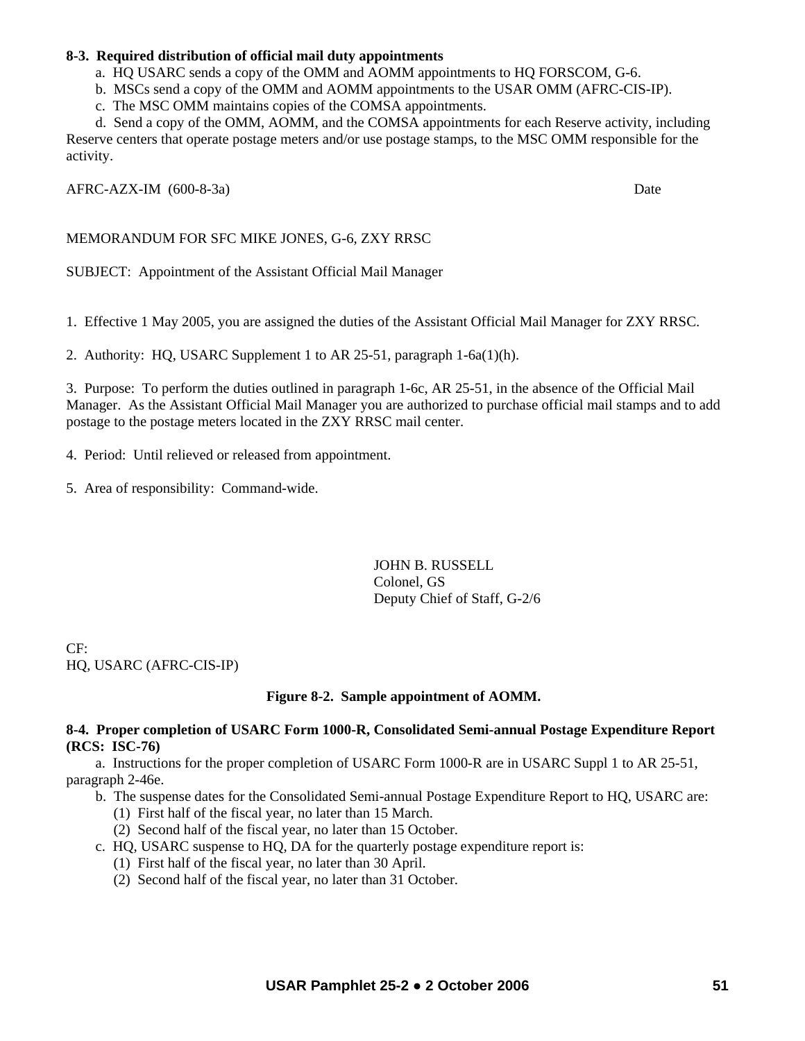**8-3. Required distribution of official mail duty appointments**

a. HQ USARC sends a copy of the OMM and AOMM appointments to HQ FORSCOM, G-6.

b. MSCs send a copy of the OMM and AOMM appointments to the USAR OMM (AFRC-CIS-IP).

c. The MSC OMM maintains copies of the COMSA appointments.

d. Send a copy of the OMM, AOMM, and the COMSA appointments for each Reserve activity, including Reserve centers that operate postage meters and/or use postage stamps, to the MSC OMM responsible for the activity.

AFRC-AZX-IM (600-8-3a) Date

MEMORANDUM FOR SFC MIKE JONES, G-6, ZXY RRSC

SUBJECT: Appointment of the Assistant Official Mail Manager

1. Effective 1 May 2005, you are assigned the duties of the Assistant Official Mail Manager for ZXY RRSC.

2. Authority: HQ, USARC Supplement 1 to AR 25-51, paragraph 1-6a(1)(h).

3. Purpose: To perform the duties outlined in paragraph 1-6c, AR 25-51, in the absence of the Official Mail Manager. As the Assistant Official Mail Manager you are authorized to purchase official mail stamps and to add postage to the postage meters located in the ZXY RRSC mail center.

4. Period: Until relieved or released from appointment.

5. Area of responsibility: Command-wide.

JOHN B. RUSSELL
Colonel, GS
Deputy Chief of Staff, G-2/6

CF:
HQ, USARC (AFRC-CIS-IP)

**Figure 8-2. Sample appointment of AOMM.**

**8-4. Proper completion of USARC Form 1000-R, Consolidated Semi-annual Postage Expenditure Report (RCS: ISC-76)**

a. Instructions for the proper completion of USARC Form 1000-R are in USARC Suppl 1 to AR 25-51, paragraph 2-46e.

b. The suspense dates for the Consolidated Semi-annual Postage Expenditure Report to HQ, USARC are:

(1) First half of the fiscal year, no later than 15 March.

(2) Second half of the fiscal year, no later than 15 October.

c. HQ, USARC suspense to HQ, DA for the quarterly postage expenditure report is:

(1) First half of the fiscal year, no later than 30 April.

(2) Second half of the fiscal year, no later than 31 October.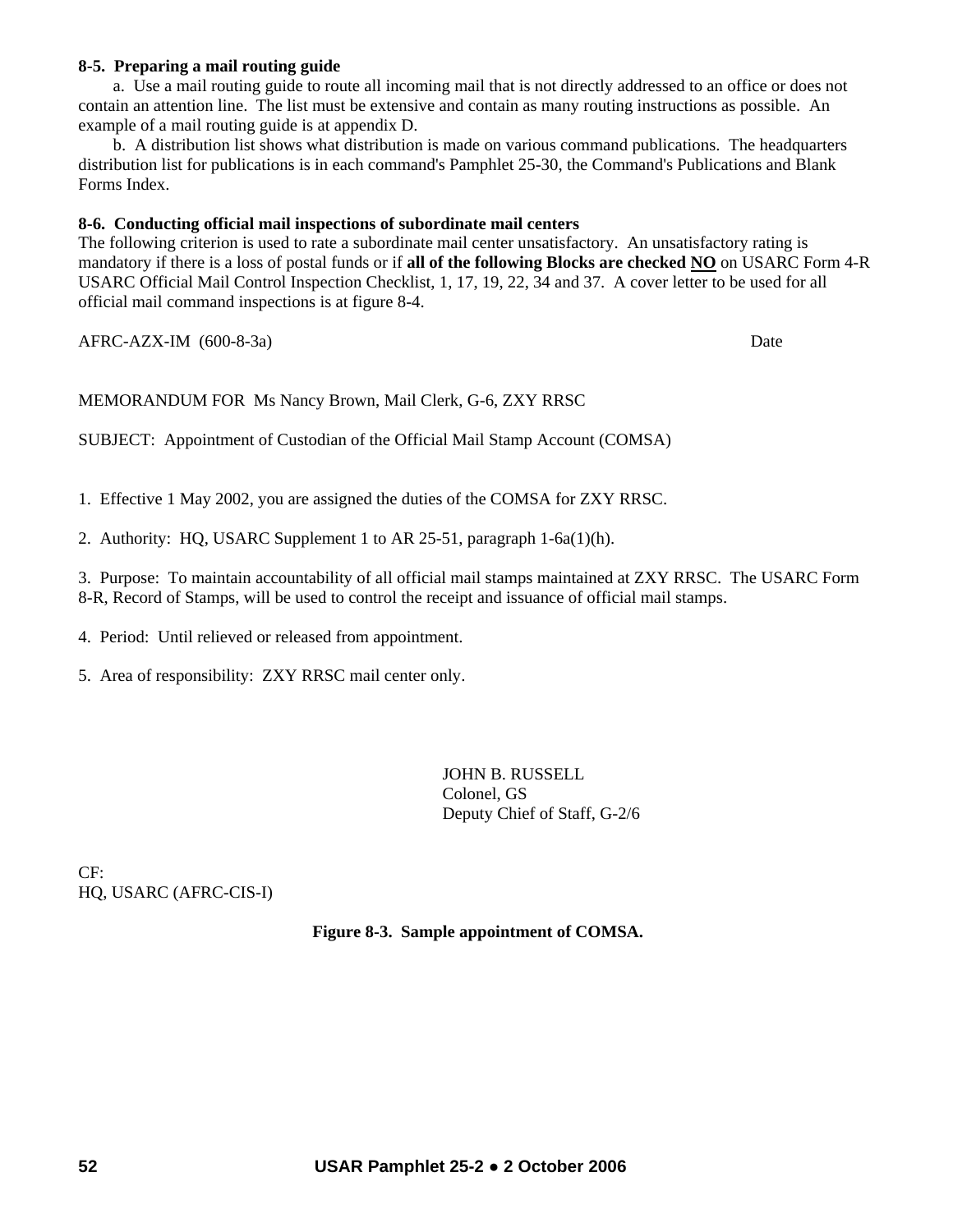**8-5. Preparing a mail routing guide**

a. Use a mail routing guide to route all incoming mail that is not directly addressed to an office or does not contain an attention line. The list must be extensive and contain as many routing instructions as possible. An example of a mail routing guide is at appendix D.

b. A distribution list shows what distribution is made on various command publications. The headquarters distribution list for publications is in each command's Pamphlet 25-30, the Command's Publications and Blank Forms Index.

**8-6. Conducting official mail inspections of subordinate mail centers**

The following criterion is used to rate a subordinate mail center unsatisfactory. An unsatisfactory rating is mandatory if there is a loss of postal funds or if **all of the following Blocks are checked <u>NO</u>** on USARC Form 4-R USARC Official Mail Control Inspection Checklist, 1, 17, 19, 22, 34 and 37. A cover letter to be used for all official mail command inspections is at figure 8-4.

AFRC-AZX-IM (600-8-3a) Date

MEMORANDUM FOR Ms Nancy Brown, Mail Clerk, G-6, ZXY RRSC

SUBJECT: Appointment of Custodian of the Official Mail Stamp Account (COMSA)

1. Effective 1 May 2002, you are assigned the duties of the COMSA for ZXY RRSC.

2. Authority: HQ, USARC Supplement 1 to AR 25-51, paragraph 1-6a(1)(h).

3. Purpose: To maintain accountability of all official mail stamps maintained at ZXY RRSC. The USARC Form 8-R, Record of Stamps, will be used to control the receipt and issuance of official mail stamps.

4. Period: Until relieved or released from appointment.

5. Area of responsibility: ZXY RRSC mail center only.

JOHN B. RUSSELL
Colonel, GS
Deputy Chief of Staff, G-2/6

CF:
HQ, USARC (AFRC-CIS-I)

**Figure 8-3. Sample appointment of COMSA.**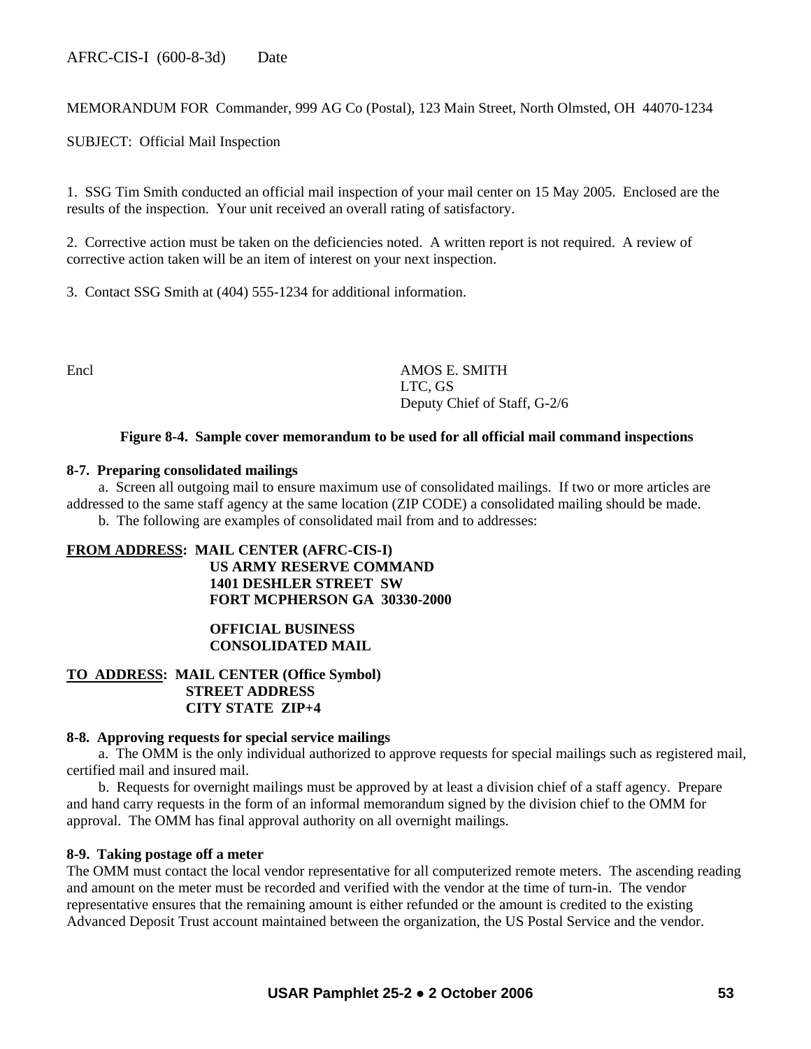AFRC-CIS-I (600-8-3d) Date

MEMORANDUM FOR Commander, 999 AG Co (Postal), 123 Main Street, North Olmsted, OH 44070-1234

SUBJECT: Official Mail Inspection

1. SSG Tim Smith conducted an official mail inspection of your mail center on 15 May 2005. Enclosed are the results of the inspection. Your unit received an overall rating of satisfactory.

2. Corrective action must be taken on the deficiencies noted. A written report is not required. A review of corrective action taken will be an item of interest on your next inspection.

3. Contact SSG Smith at (404) 555-1234 for additional information.

Encl

AMOS E. SMITH
LTC, GS
Deputy Chief of Staff, G-2/6

**Figure 8-4. Sample cover memorandum to be used for all official mail command inspections**

**8-7. Preparing consolidated mailings**

a. Screen all outgoing mail to ensure maximum use of consolidated mailings. If two or more articles are addressed to the same staff agency at the same location (ZIP CODE) a consolidated mailing should be made.

b. The following are examples of consolidated mail from and to addresses:

**<u>FROM ADDRESS</u>: MAIL CENTER (AFRC-CIS-I)**
**US ARMY RESERVE COMMAND**
**1401 DESHLER STREET SW**
**FORT MCPHERSON GA 30330-2000**

**OFFICIAL BUSINESS**
**CONSOLIDATED MAIL**

**<u>TO ADDRESS</u>: MAIL CENTER (Office Symbol)**
**STREET ADDRESS**
**CITY STATE ZIP+4**

**8-8. Approving requests for special service mailings**

a. The OMM is the only individual authorized to approve requests for special mailings such as registered mail, certified mail and insured mail.

b. Requests for overnight mailings must be approved by at least a division chief of a staff agency. Prepare and hand carry requests in the form of an informal memorandum signed by the division chief to the OMM for approval. The OMM has final approval authority on all overnight mailings.

**8-9. Taking postage off a meter**

The OMM must contact the local vendor representative for all computerized remote meters. The ascending reading and amount on the meter must be recorded and verified with the vendor at the time of turn-in. The vendor representative ensures that the remaining amount is either refunded or the amount is credited to the existing Advanced Deposit Trust account maintained between the organization, the US Postal Service and the vendor.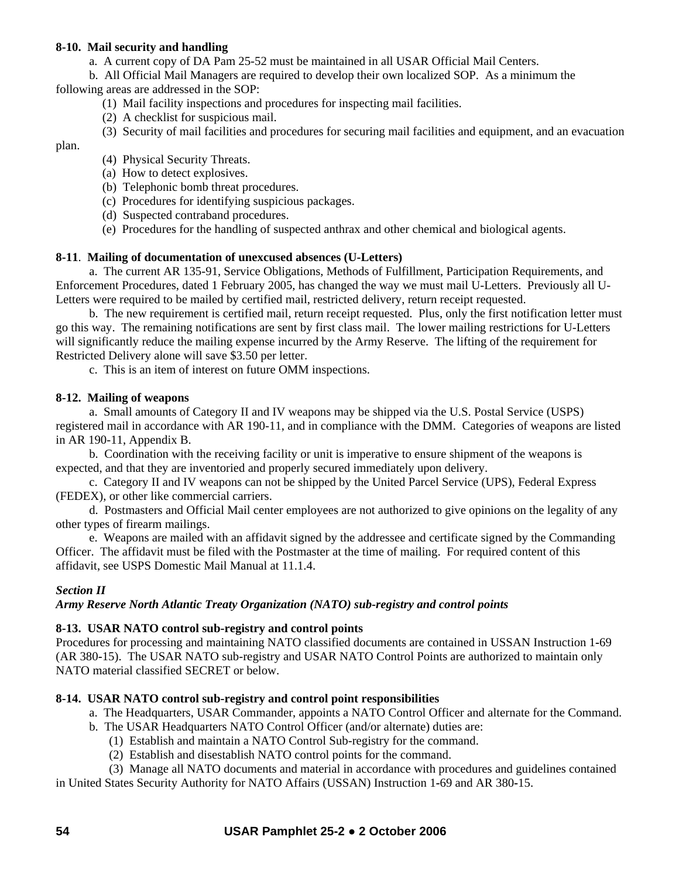**8-10. Mail security and handling**

a. A current copy of DA Pam 25-52 must be maintained in all USAR Official Mail Centers.

b. All Official Mail Managers are required to develop their own localized SOP. As a minimum the following areas are addressed in the SOP:

(1) Mail facility inspections and procedures for inspecting mail facilities.

(2) A checklist for suspicious mail.

(3) Security of mail facilities and procedures for securing mail facilities and equipment, and an evacuation plan.

(4) Physical Security Threats.

(a) How to detect explosives.

(b) Telephonic bomb threat procedures.

(c) Procedures for identifying suspicious packages.

(d) Suspected contraband procedures.

(e) Procedures for the handling of suspected anthrax and other chemical and biological agents.

**8-11. Mailing of documentation of unexcused absences (U-Letters)**

a. The current AR 135-91, Service Obligations, Methods of Fulfillment, Participation Requirements, and Enforcement Procedures, dated 1 February 2005, has changed the way we must mail U-Letters. Previously all U-Letters were required to be mailed by certified mail, restricted delivery, return receipt requested.

b. The new requirement is certified mail, return receipt requested. Plus, only the first notification letter must go this way. The remaining notifications are sent by first class mail. The lower mailing restrictions for U-Letters will significantly reduce the mailing expense incurred by the Army Reserve. The lifting of the requirement for Restricted Delivery alone will save $3.50 per letter.

c. This is an item of interest on future OMM inspections.

**8-12. Mailing of weapons**

a. Small amounts of Category II and IV weapons may be shipped via the U.S. Postal Service (USPS) registered mail in accordance with AR 190-11, and in compliance with the DMM. Categories of weapons are listed in AR 190-11, Appendix B.

b. Coordination with the receiving facility or unit is imperative to ensure shipment of the weapons is expected, and that they are inventoried and properly secured immediately upon delivery.

c. Category II and IV weapons can not be shipped by the United Parcel Service (UPS), Federal Express (FEDEX), or other like commercial carriers.

d. Postmasters and Official Mail center employees are not authorized to give opinions on the legality of any other types of firearm mailings.

e. Weapons are mailed with an affidavit signed by the addressee and certificate signed by the Commanding Officer. The affidavit must be filed with the Postmaster at the time of mailing. For required content of this affidavit, see USPS Domestic Mail Manual at 11.1.4.

***Section II***
***Army Reserve North Atlantic Treaty Organization (NATO) sub-registry and control points***

**8-13. USAR NATO control sub-registry and control points**

Procedures for processing and maintaining NATO classified documents are contained in USSAN Instruction 1-69 (AR 380-15). The USAR NATO sub-registry and USAR NATO Control Points are authorized to maintain only NATO material classified SECRET or below.

**8-14. USAR NATO control sub-registry and control point responsibilities**

a. The Headquarters, USAR Commander, appoints a NATO Control Officer and alternate for the Command.

b. The USAR Headquarters NATO Control Officer (and/or alternate) duties are:

(1) Establish and maintain a NATO Control Sub-registry for the command.

(2) Establish and disestablish NATO control points for the command.

(3) Manage all NATO documents and material in accordance with procedures and guidelines contained in United States Security Authority for NATO Affairs (USSAN) Instruction 1-69 and AR 380-15.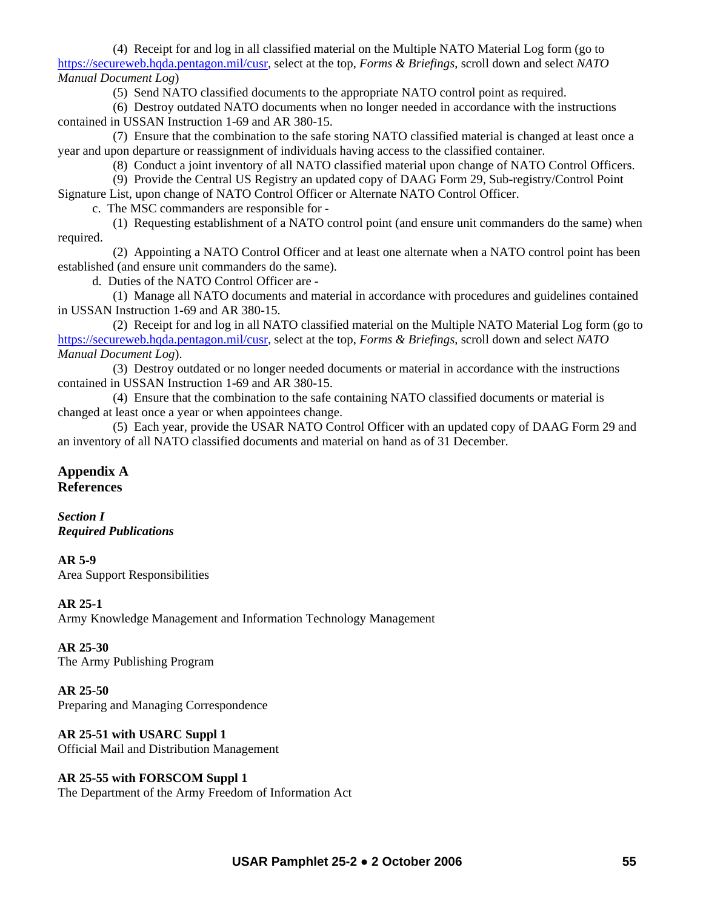(4) Receipt for and log in all classified material on the Multiple NATO Material Log form (go to https://secureweb.hqda.pentagon.mil/cusr, select at the top, *Forms & Briefings*, scroll down and select *NATO Manual Document Log*)

(5) Send NATO classified documents to the appropriate NATO control point as required.

(6) Destroy outdated NATO documents when no longer needed in accordance with the instructions contained in USSAN Instruction 1-69 and AR 380-15.

(7) Ensure that the combination to the safe storing NATO classified material is changed at least once a year and upon departure or reassignment of individuals having access to the classified container.

(8) Conduct a joint inventory of all NATO classified material upon change of NATO Control Officers.

(9) Provide the Central US Registry an updated copy of DAAG Form 29, Sub-registry/Control Point Signature List, upon change of NATO Control Officer or Alternate NATO Control Officer.

c. The MSC commanders are responsible for -

(1) Requesting establishment of a NATO control point (and ensure unit commanders do the same) when required.

(2) Appointing a NATO Control Officer and at least one alternate when a NATO control point has been established (and ensure unit commanders do the same).

d. Duties of the NATO Control Officer are -

(1) Manage all NATO documents and material in accordance with procedures and guidelines contained in USSAN Instruction 1-69 and AR 380-15.

(2) Receipt for and log in all NATO classified material on the Multiple NATO Material Log form (go to https://secureweb.hqda.pentagon.mil/cusr, select at the top, *Forms & Briefings*, scroll down and select *NATO Manual Document Log*).

(3) Destroy outdated or no longer needed documents or material in accordance with the instructions contained in USSAN Instruction 1-69 and AR 380-15.

(4) Ensure that the combination to the safe containing NATO classified documents or material is changed at least once a year or when appointees change.

(5) Each year, provide the USAR NATO Control Officer with an updated copy of DAAG Form 29 and an inventory of all NATO classified documents and material on hand as of 31 December.

## Appendix A
## References

### *Section I*
### *Required Publications*

**AR 5-9**
Area Support Responsibilities

**AR 25-1**
Army Knowledge Management and Information Technology Management

**AR 25-30**
The Army Publishing Program

**AR 25-50**
Preparing and Managing Correspondence

**AR 25-51 with USARC Suppl 1**
Official Mail and Distribution Management

**AR 25-55 with FORSCOM Suppl 1**
The Department of the Army Freedom of Information Act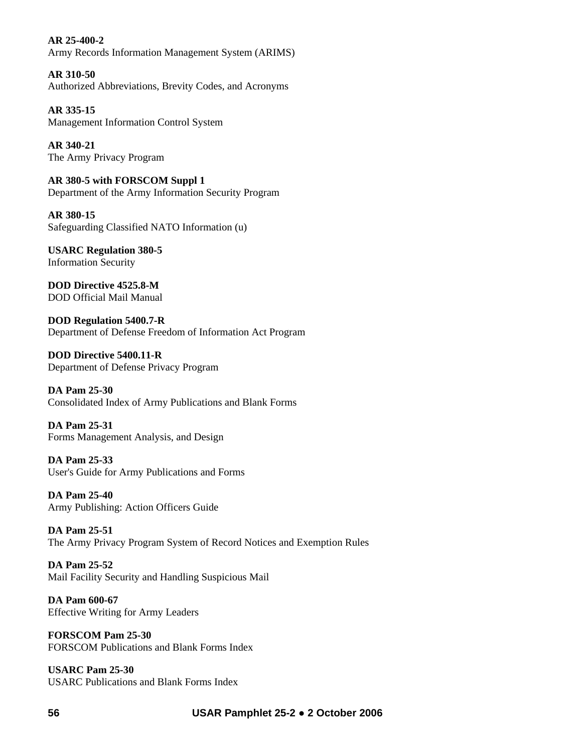**AR 25-400-2**
Army Records Information Management System (ARIMS)

**AR 310-50**
Authorized Abbreviations, Brevity Codes, and Acronyms

**AR 335-15**
Management Information Control System

**AR 340-21**
The Army Privacy Program

**AR 380-5 with FORSCOM Suppl 1**
Department of the Army Information Security Program

**AR 380-15**
Safeguarding Classified NATO Information (u)

**USARC Regulation 380-5**
Information Security

**DOD Directive 4525.8-M**
DOD Official Mail Manual

**DOD Regulation 5400.7-R**
Department of Defense Freedom of Information Act Program

**DOD Directive 5400.11-R**
Department of Defense Privacy Program

**DA Pam 25-30**
Consolidated Index of Army Publications and Blank Forms

**DA Pam 25-31**
Forms Management Analysis, and Design

**DA Pam 25-33**
User's Guide for Army Publications and Forms

**DA Pam 25-40**
Army Publishing: Action Officers Guide

**DA Pam 25-51**
The Army Privacy Program System of Record Notices and Exemption Rules

**DA Pam 25-52**
Mail Facility Security and Handling Suspicious Mail

**DA Pam 600-67**
Effective Writing for Army Leaders

**FORSCOM Pam 25-30**
FORSCOM Publications and Blank Forms Index

**USARC Pam 25-30**
USARC Publications and Blank Forms Index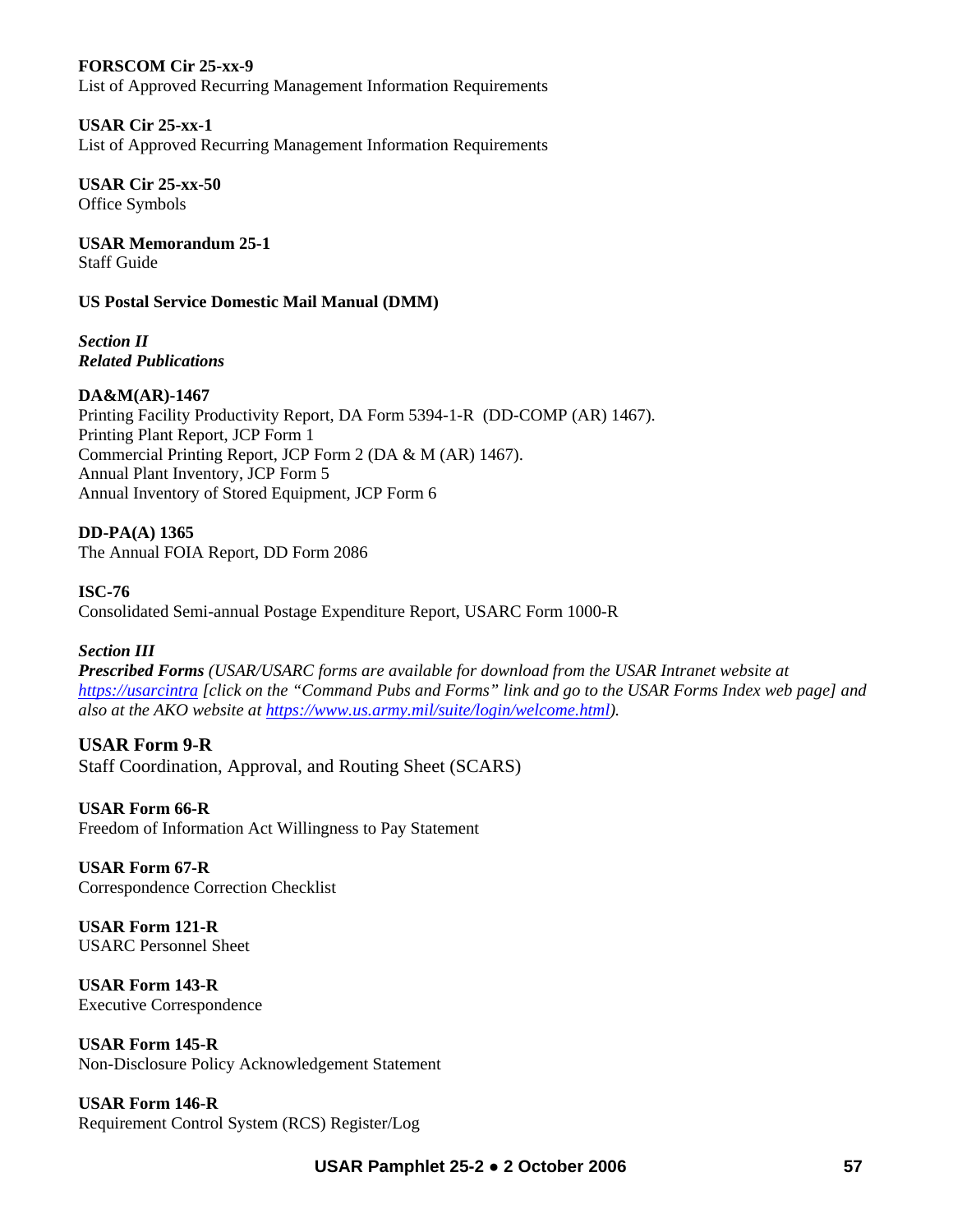**FORSCOM Cir 25-xx-9**
List of Approved Recurring Management Information Requirements

**USAR Cir 25-xx-1**
List of Approved Recurring Management Information Requirements

**USAR Cir 25-xx-50**
Office Symbols

**USAR Memorandum 25-1**
Staff Guide

**US Postal Service Domestic Mail Manual (DMM)**

***Section II***
***Related Publications***

**DA&M(AR)-1467**
Printing Facility Productivity Report, DA Form 5394-1-R (DD-COMP (AR) 1467).
Printing Plant Report, JCP Form 1
Commercial Printing Report, JCP Form 2 (DA & M (AR) 1467).
Annual Plant Inventory, JCP Form 5
Annual Inventory of Stored Equipment, JCP Form 6

**DD-PA(A) 1365**
The Annual FOIA Report, DD Form 2086

**ISC-76**
Consolidated Semi-annual Postage Expenditure Report, USARC Form 1000-R

***Section III***
***Prescribed Forms** (USAR/USARC forms are available for download from the USAR Intranet website at [https://usarcintra](https://usarcintra) [click on the "Command Pubs and Forms" link and go to the USAR Forms Index web page] and also at the AKO website at [https://www.us.army.mil/suite/login/welcome.html](https://www.us.army.mil/suite/login/welcome.html)).*

**USAR Form 9-R**
Staff Coordination, Approval, and Routing Sheet (SCARS)

**USAR Form 66-R**
Freedom of Information Act Willingness to Pay Statement

**USAR Form 67-R**
Correspondence Correction Checklist

**USAR Form 121-R**
USARC Personnel Sheet

**USAR Form 143-R**
Executive Correspondence

**USAR Form 145-R**
Non-Disclosure Policy Acknowledgement Statement

**USAR Form 146-R**
Requirement Control System (RCS) Register/Log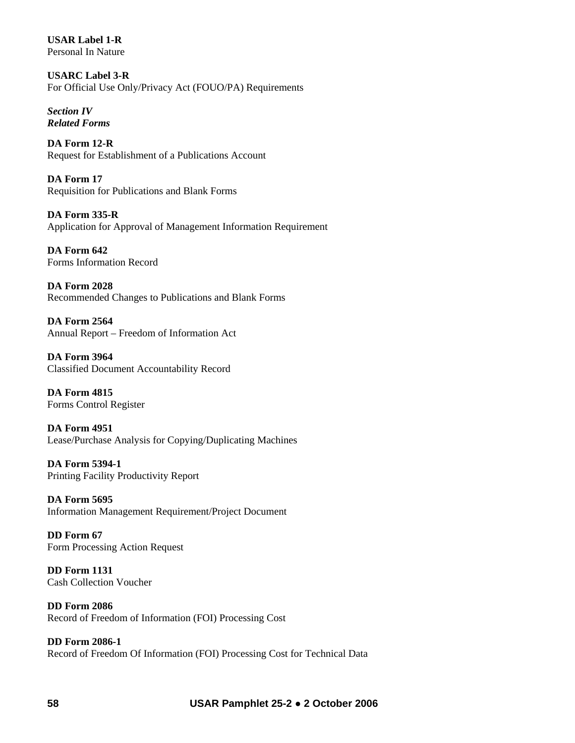**USAR Label 1-R**
Personal In Nature

**USARC Label 3-R**
For Official Use Only/Privacy Act (FOUO/PA) Requirements

***Section IV***
***Related Forms***

**DA Form 12-R**
Request for Establishment of a Publications Account

**DA Form 17**
Requisition for Publications and Blank Forms

**DA Form 335-R**
Application for Approval of Management Information Requirement

**DA Form 642**
Forms Information Record

**DA Form 2028**
Recommended Changes to Publications and Blank Forms

**DA Form 2564**
Annual Report – Freedom of Information Act

**DA Form 3964**
Classified Document Accountability Record

**DA Form 4815**
Forms Control Register

**DA Form 4951**
Lease/Purchase Analysis for Copying/Duplicating Machines

**DA Form 5394-1**
Printing Facility Productivity Report

**DA Form 5695**
Information Management Requirement/Project Document

**DD Form 67**
Form Processing Action Request

**DD Form 1131**
Cash Collection Voucher

**DD Form 2086**
Record of Freedom of Information (FOI) Processing Cost

**DD Form 2086-1**
Record of Freedom Of Information (FOI) Processing Cost for Technical Data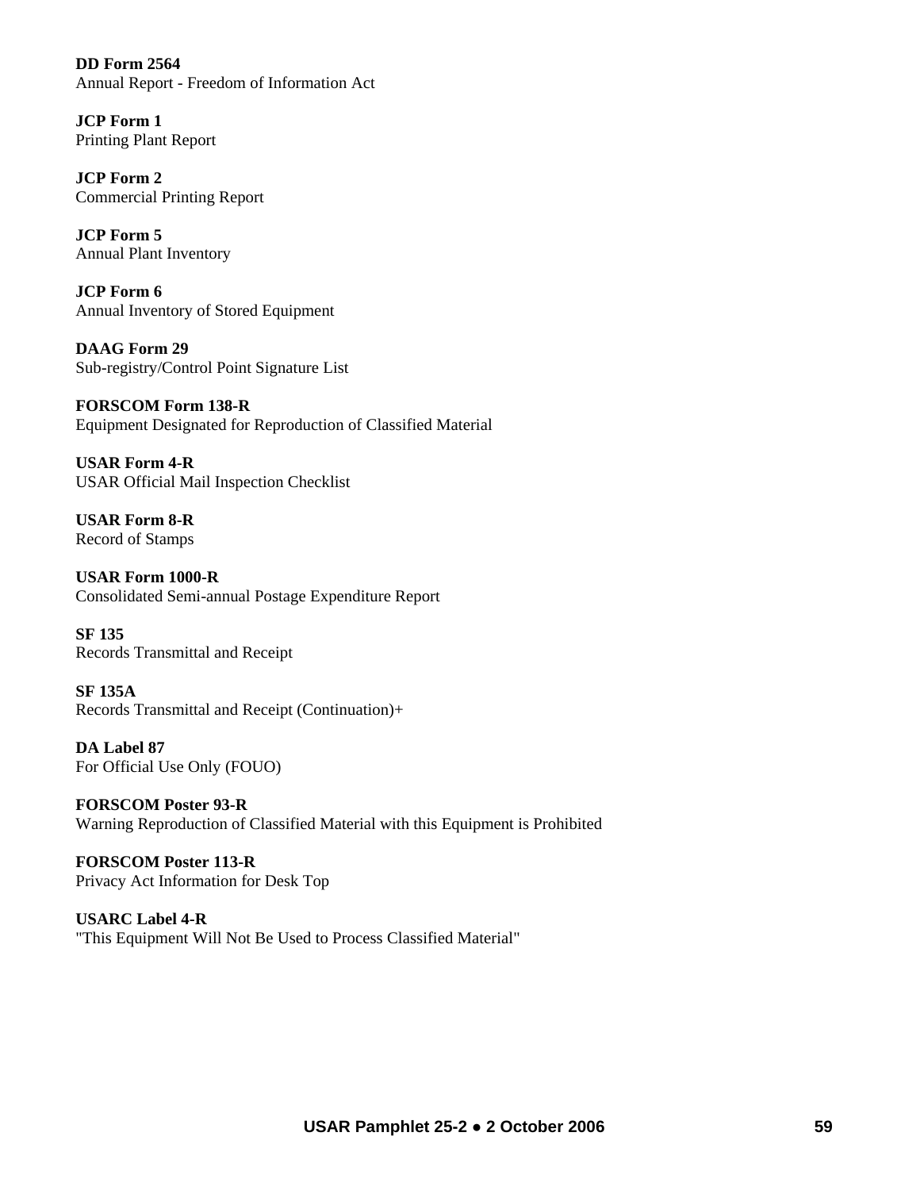**DD Form 2564**
Annual Report - Freedom of Information Act

**JCP Form 1**
Printing Plant Report

**JCP Form 2**
Commercial Printing Report

**JCP Form 5**
Annual Plant Inventory

**JCP Form 6**
Annual Inventory of Stored Equipment

**DAAG Form 29**
Sub-registry/Control Point Signature List

**FORSCOM Form 138-R**
Equipment Designated for Reproduction of Classified Material

**USAR Form 4-R**
USAR Official Mail Inspection Checklist

**USAR Form 8-R**
Record of Stamps

**USAR Form 1000-R**
Consolidated Semi-annual Postage Expenditure Report

**SF 135**
Records Transmittal and Receipt

**SF 135A**
Records Transmittal and Receipt (Continuation)+

**DA Label 87**
For Official Use Only (FOUO)

**FORSCOM Poster 93-R**
Warning Reproduction of Classified Material with this Equipment is Prohibited

**FORSCOM Poster 113-R**
Privacy Act Information for Desk Top

**USARC Label 4-R**
"This Equipment Will Not Be Used to Process Classified Material"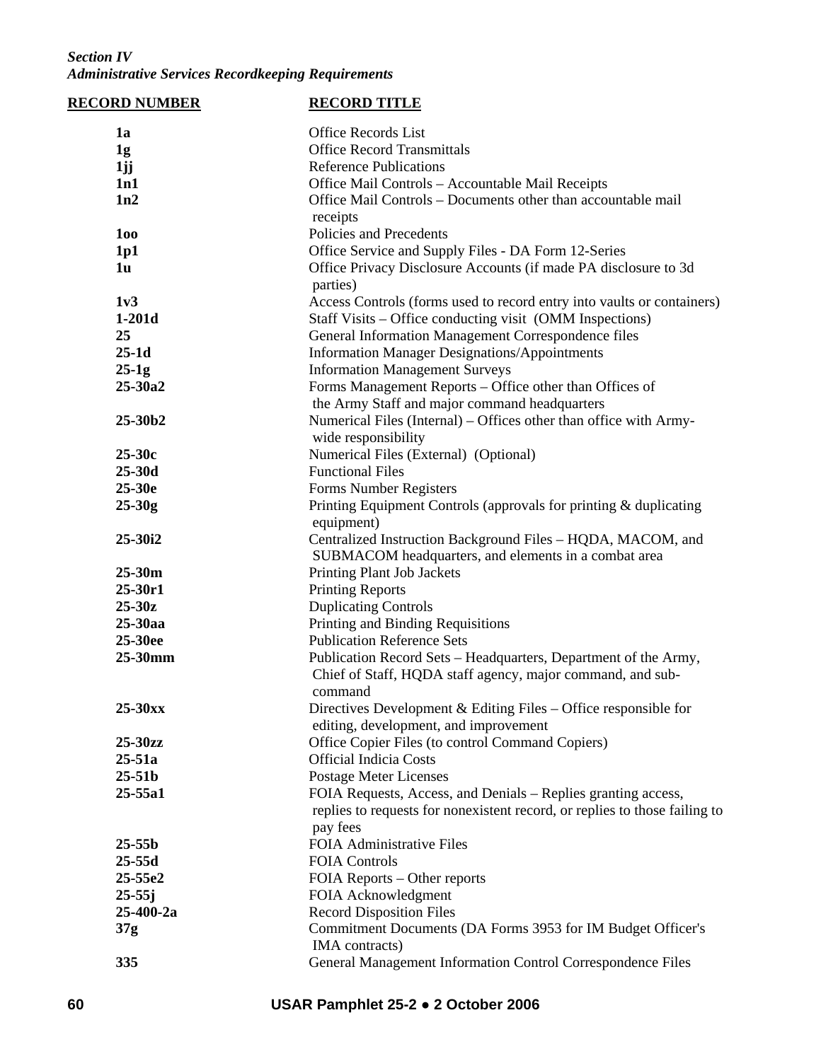*Section IV*
*Administrative Services Recordkeeping Requirements*

| RECORD NUMBER | RECORD TITLE |
|---|---|
| **1a** | Office Records List |
| **1g** | Office Record Transmittals |
| **1jj** | Reference Publications |
| **1n1** | Office Mail Controls – Accountable Mail Receipts |
| **1n2** | Office Mail Controls – Documents other than accountable mail receipts |
| **1oo** | Policies and Precedents |
| **1p1** | Office Service and Supply Files - DA Form 12-Series |
| **1u** | Office Privacy Disclosure Accounts (if made PA disclosure to 3d parties) |
| **1v3** | Access Controls (forms used to record entry into vaults or containers) |
| **1-201d** | Staff Visits – Office conducting visit (OMM Inspections) |
| **25** | General Information Management Correspondence files |
| **25-1d** | Information Manager Designations/Appointments |
| **25-1g** | Information Management Surveys |
| **25-30a2** | Forms Management Reports – Office other than Offices of the Army Staff and major command headquarters |
| **25-30b2** | Numerical Files (Internal) – Offices other than office with Army-wide responsibility |
| **25-30c** | Numerical Files (External) (Optional) |
| **25-30d** | Functional Files |
| **25-30e** | Forms Number Registers |
| **25-30g** | Printing Equipment Controls (approvals for printing & duplicating equipment) |
| **25-30i2** | Centralized Instruction Background Files – HQDA, MACOM, and SUBMACOM headquarters, and elements in a combat area |
| **25-30m** | Printing Plant Job Jackets |
| **25-30r1** | Printing Reports |
| **25-30z** | Duplicating Controls |
| **25-30aa** | Printing and Binding Requisitions |
| **25-30ee** | Publication Reference Sets |
| **25-30mm** | Publication Record Sets – Headquarters, Department of the Army, Chief of Staff, HQDA staff agency, major command, and sub-command |
| **25-30xx** | Directives Development & Editing Files – Office responsible for editing, development, and improvement |
| **25-30zz** | Office Copier Files (to control Command Copiers) |
| **25-51a** | Official Indicia Costs |
| **25-51b** | Postage Meter Licenses |
| **25-55a1** | FOIA Requests, Access, and Denials – Replies granting access, replies to requests for nonexistent record, or replies to those failing to pay fees |
| **25-55b** | FOIA Administrative Files |
| **25-55d** | FOIA Controls |
| **25-55e2** | FOIA Reports – Other reports |
| **25-55j** | FOIA Acknowledgment |
| **25-400-2a** | Record Disposition Files |
| **37g** | Commitment Documents (DA Forms 3953 for IM Budget Officer's IMA contracts) |
| **335** | General Management Information Control Correspondence Files |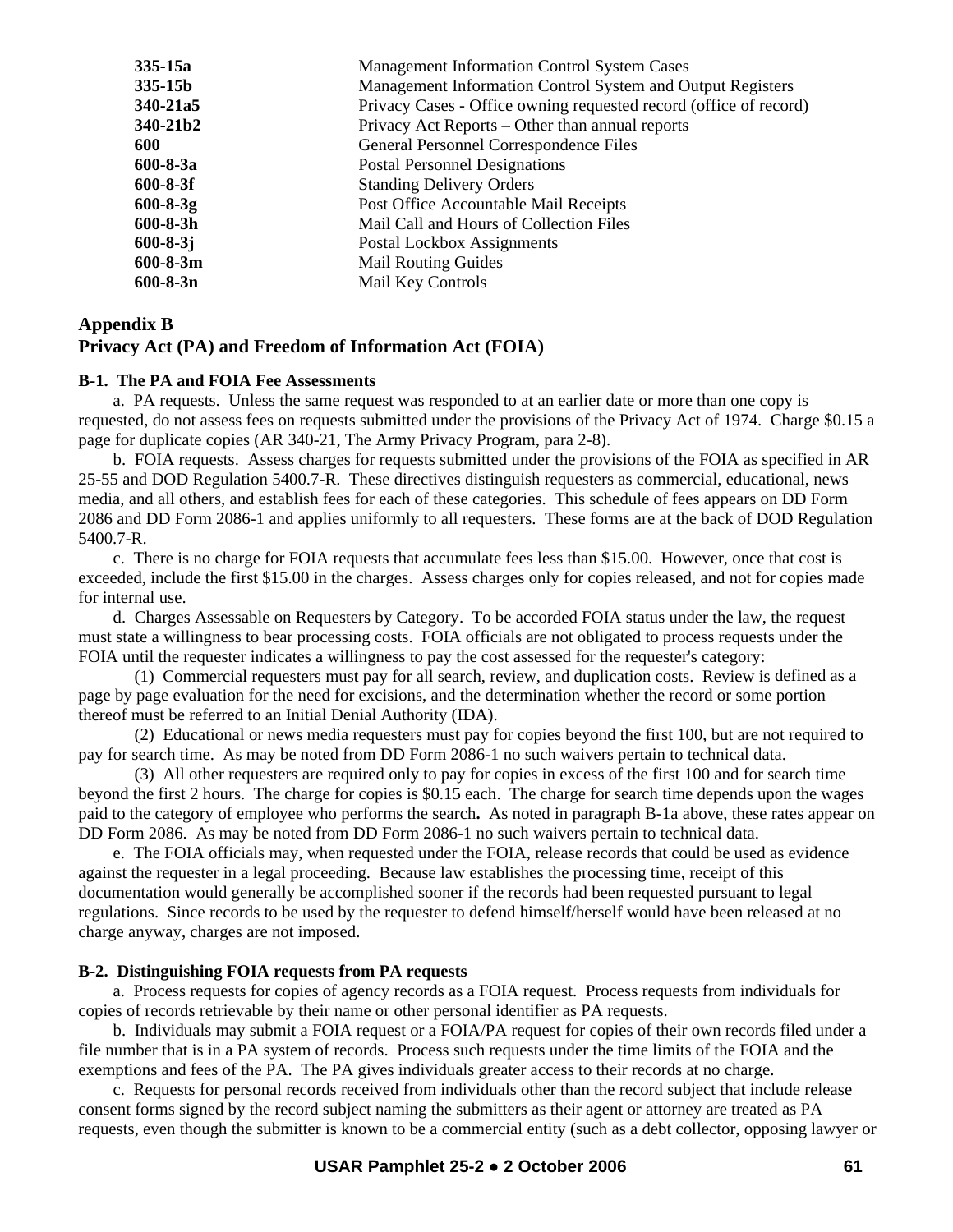| | |
|---|---|
| **335-15a** | Management Information Control System Cases |
| **335-15b** | Management Information Control System and Output Registers |
| **340-21a5** | Privacy Cases - Office owning requested record (office of record) |
| **340-21b2** | Privacy Act Reports – Other than annual reports |
| **600** | General Personnel Correspondence Files |
| **600-8-3a** | Postal Personnel Designations |
| **600-8-3f** | Standing Delivery Orders |
| **600-8-3g** | Post Office Accountable Mail Receipts |
| **600-8-3h** | Mail Call and Hours of Collection Files |
| **600-8-3j** | Postal Lockbox Assignments |
| **600-8-3m** | Mail Routing Guides |
| **600-8-3n** | Mail Key Controls |

## Appendix B
## Privacy Act (PA) and Freedom of Information Act (FOIA)

**B-1. The PA and FOIA Fee Assessments**

a. PA requests. Unless the same request was responded to at an earlier date or more than one copy is requested, do not assess fees on requests submitted under the provisions of the Privacy Act of 1974. Charge $0.15 a page for duplicate copies (AR 340-21, The Army Privacy Program, para 2-8).

b. FOIA requests. Assess charges for requests submitted under the provisions of the FOIA as specified in AR 25-55 and DOD Regulation 5400.7-R. These directives distinguish requesters as commercial, educational, news media, and all others, and establish fees for each of these categories. This schedule of fees appears on DD Form 2086 and DD Form 2086-1 and applies uniformly to all requesters. These forms are at the back of DOD Regulation 5400.7-R.

c. There is no charge for FOIA requests that accumulate fees less than $15.00. However, once that cost is exceeded, include the first $15.00 in the charges. Assess charges only for copies released, and not for copies made for internal use.

d. Charges Assessable on Requesters by Category. To be accorded FOIA status under the law, the request must state a willingness to bear processing costs. FOIA officials are not obligated to process requests under the FOIA until the requester indicates a willingness to pay the cost assessed for the requester's category:

(1) Commercial requesters must pay for all search, review, and duplication costs. Review is defined as a page by page evaluation for the need for excisions, and the determination whether the record or some portion thereof must be referred to an Initial Denial Authority (IDA).

(2) Educational or news media requesters must pay for copies beyond the first 100, but are not required to pay for search time. As may be noted from DD Form 2086-1 no such waivers pertain to technical data.

(3) All other requesters are required only to pay for copies in excess of the first 100 and for search time beyond the first 2 hours. The charge for copies is $0.15 each. The charge for search time depends upon the wages paid to the category of employee who performs the search**.** As noted in paragraph B-1a above, these rates appear on DD Form 2086. As may be noted from DD Form 2086-1 no such waivers pertain to technical data.

e. The FOIA officials may, when requested under the FOIA, release records that could be used as evidence against the requester in a legal proceeding. Because law establishes the processing time, receipt of this documentation would generally be accomplished sooner if the records had been requested pursuant to legal regulations. Since records to be used by the requester to defend himself/herself would have been released at no charge anyway, charges are not imposed.

**B-2. Distinguishing FOIA requests from PA requests**

a. Process requests for copies of agency records as a FOIA request. Process requests from individuals for copies of records retrievable by their name or other personal identifier as PA requests.

b. Individuals may submit a FOIA request or a FOIA/PA request for copies of their own records filed under a file number that is in a PA system of records. Process such requests under the time limits of the FOIA and the exemptions and fees of the PA. The PA gives individuals greater access to their records at no charge.

c. Requests for personal records received from individuals other than the record subject that include release consent forms signed by the record subject naming the submitters as their agent or attorney are treated as PA requests, even though the submitter is known to be a commercial entity (such as a debt collector, opposing lawyer or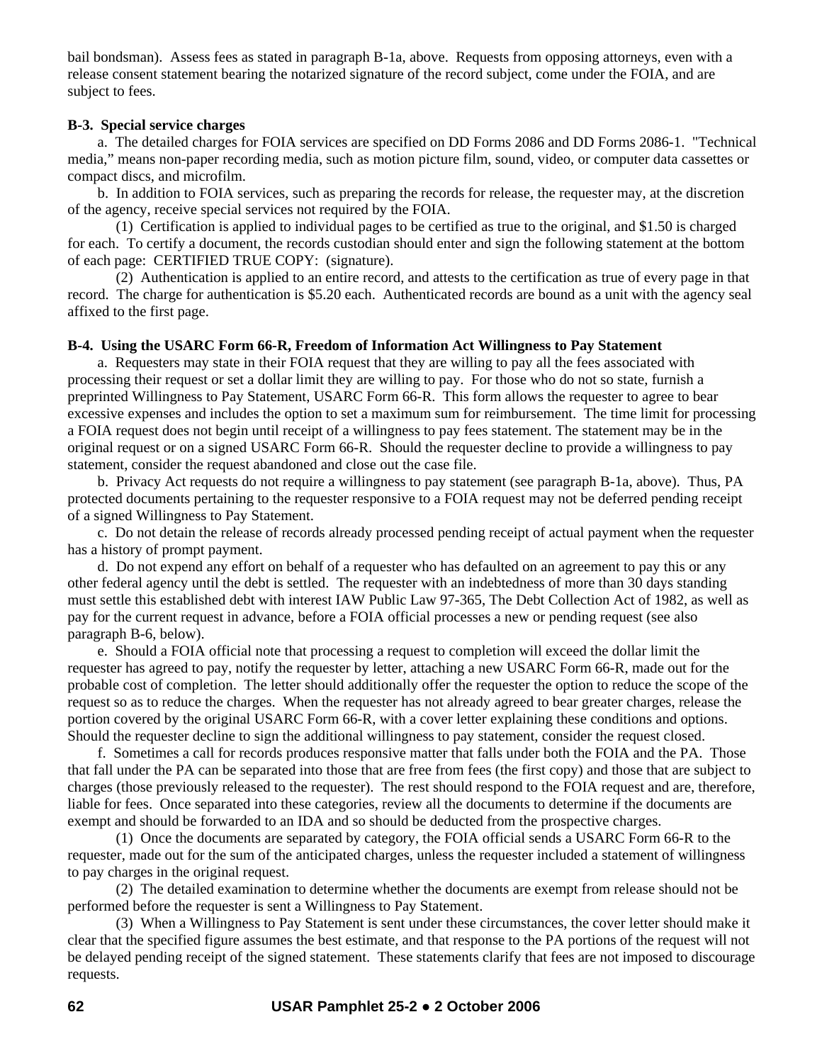bail bondsman). Assess fees as stated in paragraph B-1a, above. Requests from opposing attorneys, even with a release consent statement bearing the notarized signature of the record subject, come under the FOIA, and are subject to fees.

**B-3. Special service charges**

a. The detailed charges for FOIA services are specified on DD Forms 2086 and DD Forms 2086-1. "Technical media," means non-paper recording media, such as motion picture film, sound, video, or computer data cassettes or compact discs, and microfilm.

b. In addition to FOIA services, such as preparing the records for release, the requester may, at the discretion of the agency, receive special services not required by the FOIA.

(1) Certification is applied to individual pages to be certified as true to the original, and $1.50 is charged for each. To certify a document, the records custodian should enter and sign the following statement at the bottom of each page: CERTIFIED TRUE COPY: (signature).

(2) Authentication is applied to an entire record, and attests to the certification as true of every page in that record. The charge for authentication is $5.20 each. Authenticated records are bound as a unit with the agency seal affixed to the first page.

**B-4. Using the USARC Form 66-R, Freedom of Information Act Willingness to Pay Statement**

a. Requesters may state in their FOIA request that they are willing to pay all the fees associated with processing their request or set a dollar limit they are willing to pay. For those who do not so state, furnish a preprinted Willingness to Pay Statement, USARC Form 66-R. This form allows the requester to agree to bear excessive expenses and includes the option to set a maximum sum for reimbursement. The time limit for processing a FOIA request does not begin until receipt of a willingness to pay fees statement. The statement may be in the original request or on a signed USARC Form 66-R. Should the requester decline to provide a willingness to pay statement, consider the request abandoned and close out the case file.

b. Privacy Act requests do not require a willingness to pay statement (see paragraph B-1a, above). Thus, PA protected documents pertaining to the requester responsive to a FOIA request may not be deferred pending receipt of a signed Willingness to Pay Statement.

c. Do not detain the release of records already processed pending receipt of actual payment when the requester has a history of prompt payment.

d. Do not expend any effort on behalf of a requester who has defaulted on an agreement to pay this or any other federal agency until the debt is settled. The requester with an indebtedness of more than 30 days standing must settle this established debt with interest IAW Public Law 97-365, The Debt Collection Act of 1982, as well as pay for the current request in advance, before a FOIA official processes a new or pending request (see also paragraph B-6, below).

e. Should a FOIA official note that processing a request to completion will exceed the dollar limit the requester has agreed to pay, notify the requester by letter, attaching a new USARC Form 66-R, made out for the probable cost of completion. The letter should additionally offer the requester the option to reduce the scope of the request so as to reduce the charges. When the requester has not already agreed to bear greater charges, release the portion covered by the original USARC Form 66-R, with a cover letter explaining these conditions and options. Should the requester decline to sign the additional willingness to pay statement, consider the request closed.

f. Sometimes a call for records produces responsive matter that falls under both the FOIA and the PA. Those that fall under the PA can be separated into those that are free from fees (the first copy) and those that are subject to charges (those previously released to the requester). The rest should respond to the FOIA request and are, therefore, liable for fees. Once separated into these categories, review all the documents to determine if the documents are exempt and should be forwarded to an IDA and so should be deducted from the prospective charges.

(1) Once the documents are separated by category, the FOIA official sends a USARC Form 66-R to the requester, made out for the sum of the anticipated charges, unless the requester included a statement of willingness to pay charges in the original request.

(2) The detailed examination to determine whether the documents are exempt from release should not be performed before the requester is sent a Willingness to Pay Statement.

(3) When a Willingness to Pay Statement is sent under these circumstances, the cover letter should make it clear that the specified figure assumes the best estimate, and that response to the PA portions of the request will not be delayed pending receipt of the signed statement. These statements clarify that fees are not imposed to discourage requests.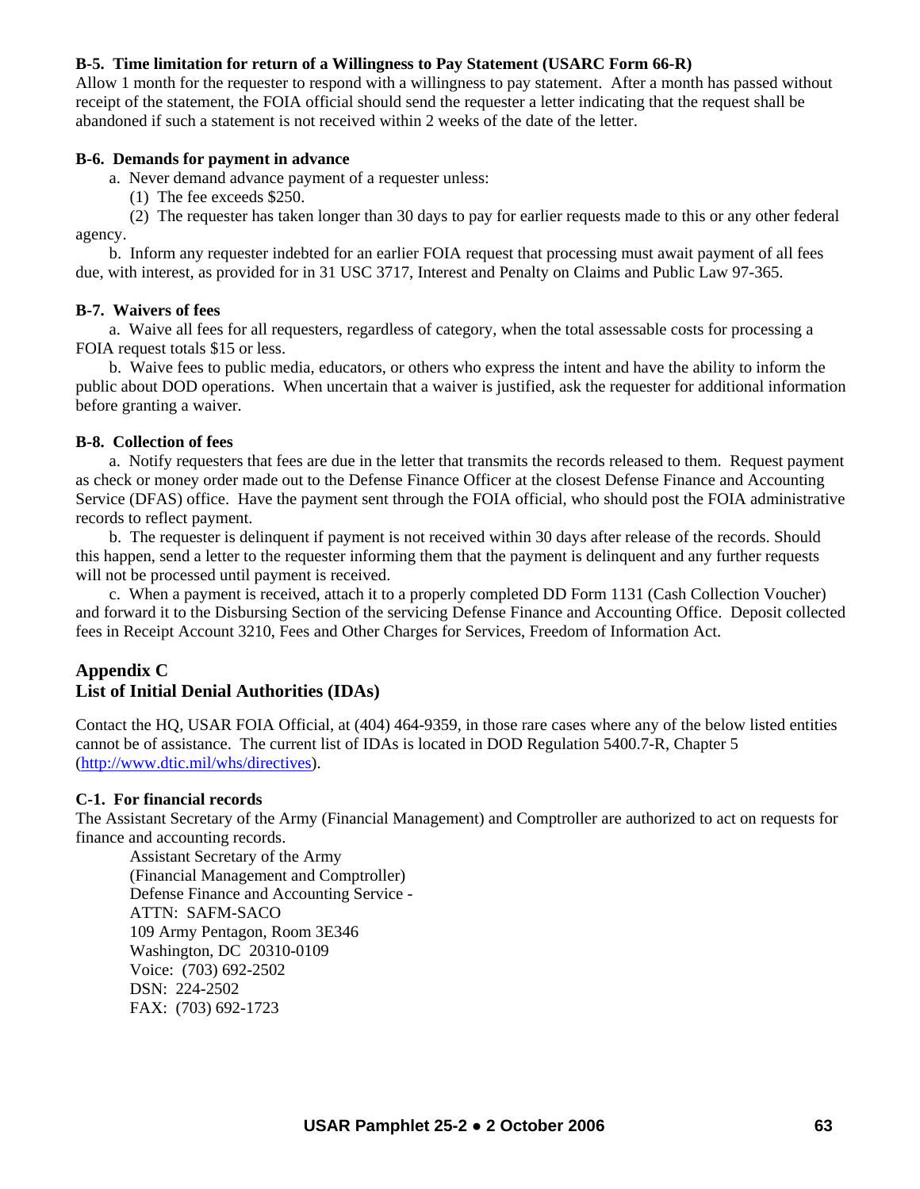**B-5. Time limitation for return of a Willingness to Pay Statement (USARC Form 66-R)**

Allow 1 month for the requester to respond with a willingness to pay statement. After a month has passed without receipt of the statement, the FOIA official should send the requester a letter indicating that the request shall be abandoned if such a statement is not received within 2 weeks of the date of the letter.

**B-6. Demands for payment in advance**

a. Never demand advance payment of a requester unless:

(1) The fee exceeds $250.

(2) The requester has taken longer than 30 days to pay for earlier requests made to this or any other federal agency.

b. Inform any requester indebted for an earlier FOIA request that processing must await payment of all fees due, with interest, as provided for in 31 USC 3717, Interest and Penalty on Claims and Public Law 97-365.

**B-7. Waivers of fees**

a. Waive all fees for all requesters, regardless of category, when the total assessable costs for processing a FOIA request totals $15 or less.

b. Waive fees to public media, educators, or others who express the intent and have the ability to inform the public about DOD operations. When uncertain that a waiver is justified, ask the requester for additional information before granting a waiver.

**B-8. Collection of fees**

a. Notify requesters that fees are due in the letter that transmits the records released to them. Request payment as check or money order made out to the Defense Finance Officer at the closest Defense Finance and Accounting Service (DFAS) office. Have the payment sent through the FOIA official, who should post the FOIA administrative records to reflect payment.

b. The requester is delinquent if payment is not received within 30 days after release of the records. Should this happen, send a letter to the requester informing them that the payment is delinquent and any further requests will not be processed until payment is received.

c. When a payment is received, attach it to a properly completed DD Form 1131 (Cash Collection Voucher) and forward it to the Disbursing Section of the servicing Defense Finance and Accounting Office. Deposit collected fees in Receipt Account 3210, Fees and Other Charges for Services, Freedom of Information Act.

## Appendix C
## List of Initial Denial Authorities (IDAs)

Contact the HQ, USAR FOIA Official, at (404) 464-9359, in those rare cases where any of the below listed entities cannot be of assistance. The current list of IDAs is located in DOD Regulation 5400.7-R, Chapter 5 (http://www.dtic.mil/whs/directives).

**C-1. For financial records**

The Assistant Secretary of the Army (Financial Management) and Comptroller are authorized to act on requests for finance and accounting records.

Assistant Secretary of the Army
(Financial Management and Comptroller)
Defense Finance and Accounting Service -
ATTN: SAFM-SACO
109 Army Pentagon, Room 3E346
Washington, DC 20310-0109
Voice: (703) 692-2502
DSN: 224-2502
FAX: (703) 692-1723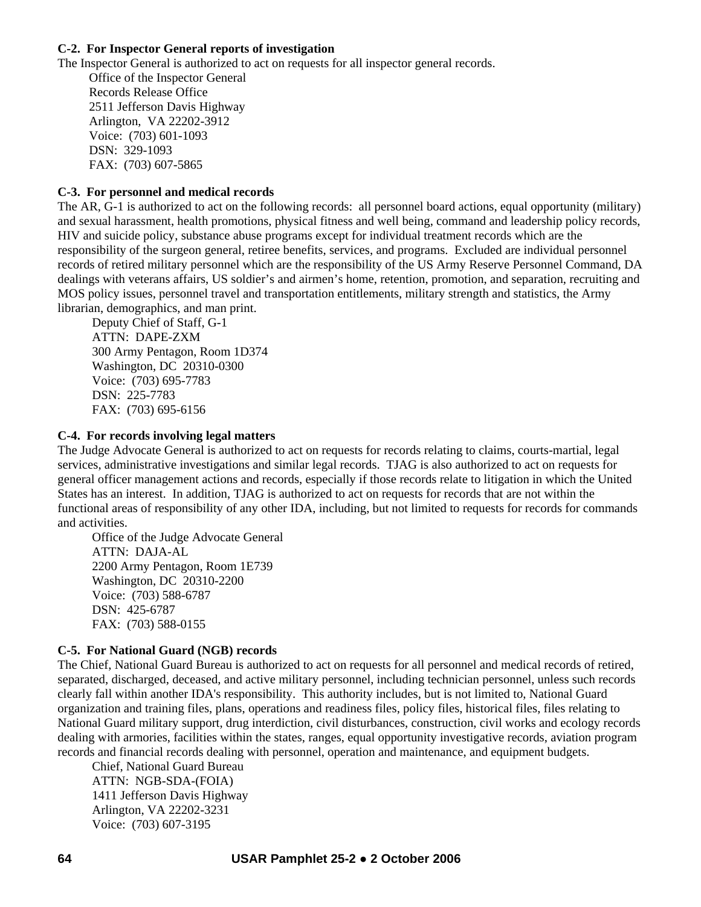**C-2. For Inspector General reports of investigation**

The Inspector General is authorized to act on requests for all inspector general records.

Office of the Inspector General
Records Release Office
2511 Jefferson Davis Highway
Arlington, VA 22202-3912
Voice: (703) 601-1093
DSN: 329-1093
FAX: (703) 607-5865

**C-3. For personnel and medical records**

The AR, G-1 is authorized to act on the following records: all personnel board actions, equal opportunity (military) and sexual harassment, health promotions, physical fitness and well being, command and leadership policy records, HIV and suicide policy, substance abuse programs except for individual treatment records which are the responsibility of the surgeon general, retiree benefits, services, and programs. Excluded are individual personnel records of retired military personnel which are the responsibility of the US Army Reserve Personnel Command, DA dealings with veterans affairs, US soldier's and airmen's home, retention, promotion, and separation, recruiting and MOS policy issues, personnel travel and transportation entitlements, military strength and statistics, the Army librarian, demographics, and man print.

Deputy Chief of Staff, G-1
ATTN: DAPE-ZXM
300 Army Pentagon, Room 1D374
Washington, DC 20310-0300
Voice: (703) 695-7783
DSN: 225-7783
FAX: (703) 695-6156

**C-4. For records involving legal matters**

The Judge Advocate General is authorized to act on requests for records relating to claims, courts-martial, legal services, administrative investigations and similar legal records. TJAG is also authorized to act on requests for general officer management actions and records, especially if those records relate to litigation in which the United States has an interest. In addition, TJAG is authorized to act on requests for records that are not within the functional areas of responsibility of any other IDA, including, but not limited to requests for records for commands and activities.

Office of the Judge Advocate General
ATTN: DAJA-AL
2200 Army Pentagon, Room 1E739
Washington, DC 20310-2200
Voice: (703) 588-6787
DSN: 425-6787
FAX: (703) 588-0155

**C-5. For National Guard (NGB) records**

The Chief, National Guard Bureau is authorized to act on requests for all personnel and medical records of retired, separated, discharged, deceased, and active military personnel, including technician personnel, unless such records clearly fall within another IDA's responsibility. This authority includes, but is not limited to, National Guard organization and training files, plans, operations and readiness files, policy files, historical files, files relating to National Guard military support, drug interdiction, civil disturbances, construction, civil works and ecology records dealing with armories, facilities within the states, ranges, equal opportunity investigative records, aviation program records and financial records dealing with personnel, operation and maintenance, and equipment budgets.

Chief, National Guard Bureau
ATTN: NGB-SDA-(FOIA)
1411 Jefferson Davis Highway
Arlington, VA 22202-3231
Voice: (703) 607-3195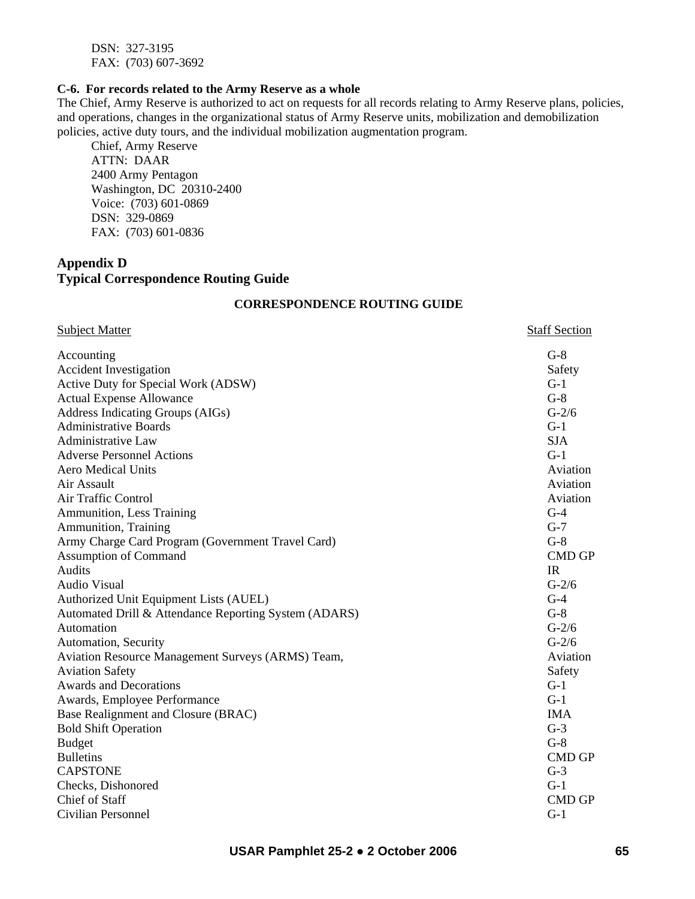DSN: 327-3195
FAX: (703) 607-3692

**C-6. For records related to the Army Reserve as a whole**

The Chief, Army Reserve is authorized to act on requests for all records relating to Army Reserve plans, policies, and operations, changes in the organizational status of Army Reserve units, mobilization and demobilization policies, active duty tours, and the individual mobilization augmentation program.

Chief, Army Reserve
ATTN: DAAR
2400 Army Pentagon
Washington, DC 20310-2400
Voice: (703) 601-0869
DSN: 329-0869
FAX: (703) 601-0836

## Appendix D
## Typical Correspondence Routing Guide

**CORRESPONDENCE ROUTING GUIDE**

| Subject Matter | Staff Section |
|---|---|
| Accounting | G-8 |
| Accident Investigation | Safety |
| Active Duty for Special Work (ADSW) | G-1 |
| Actual Expense Allowance | G-8 |
| Address Indicating Groups (AIGs) | G-2/6 |
| Administrative Boards | G-1 |
| Administrative Law | SJA |
| Adverse Personnel Actions | G-1 |
| Aero Medical Units | Aviation |
| Air Assault | Aviation |
| Air Traffic Control | Aviation |
| Ammunition, Less Training | G-4 |
| Ammunition, Training | G-7 |
| Army Charge Card Program (Government Travel Card) | G-8 |
| Assumption of Command | CMD GP |
| Audits | IR |
| Audio Visual | G-2/6 |
| Authorized Unit Equipment Lists (AUEL) | G-4 |
| Automated Drill & Attendance Reporting System (ADARS) | G-8 |
| Automation | G-2/6 |
| Automation, Security | G-2/6 |
| Aviation Resource Management Surveys (ARMS) Team, | Aviation |
| Aviation Safety | Safety |
| Awards and Decorations | G-1 |
| Awards, Employee Performance | G-1 |
| Base Realignment and Closure (BRAC) | IMA |
| Bold Shift Operation | G-3 |
| Budget | G-8 |
| Bulletins | CMD GP |
| CAPSTONE | G-3 |
| Checks, Dishonored | G-1 |
| Chief of Staff | CMD GP |
| Civilian Personnel | G-1 |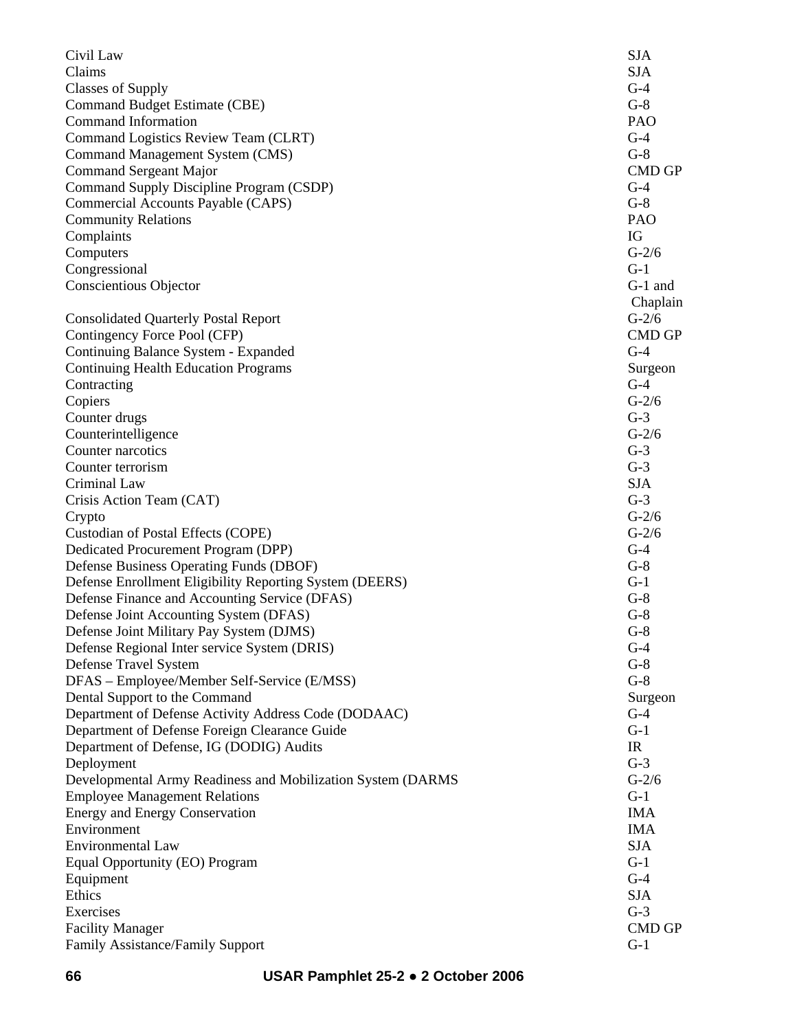| | |
|---|---|
| Civil Law | SJA |
| Claims | SJA |
| Classes of Supply | G-4 |
| Command Budget Estimate (CBE) | G-8 |
| Command Information | PAO |
| Command Logistics Review Team (CLRT) | G-4 |
| Command Management System (CMS) | G-8 |
| Command Sergeant Major | CMD GP |
| Command Supply Discipline Program (CSDP) | G-4 |
| Commercial Accounts Payable (CAPS) | G-8 |
| Community Relations | PAO |
| Complaints | IG |
| Computers | G-2/6 |
| Congressional | G-1 |
| Conscientious Objector | G-1 and Chaplain |
| Consolidated Quarterly Postal Report | G-2/6 |
| Contingency Force Pool (CFP) | CMD GP |
| Continuing Balance System - Expanded | G-4 |
| Continuing Health Education Programs | Surgeon |
| Contracting | G-4 |
| Copiers | G-2/6 |
| Counter drugs | G-3 |
| Counterintelligence | G-2/6 |
| Counter narcotics | G-3 |
| Counter terrorism | G-3 |
| Criminal Law | SJA |
| Crisis Action Team (CAT) | G-3 |
| Crypto | G-2/6 |
| Custodian of Postal Effects (COPE) | G-2/6 |
| Dedicated Procurement Program (DPP) | G-4 |
| Defense Business Operating Funds (DBOF) | G-8 |
| Defense Enrollment Eligibility Reporting System (DEERS) | G-1 |
| Defense Finance and Accounting Service (DFAS) | G-8 |
| Defense Joint Accounting System (DFAS) | G-8 |
| Defense Joint Military Pay System (DJMS) | G-8 |
| Defense Regional Inter service System (DRIS) | G-4 |
| Defense Travel System | G-8 |
| DFAS – Employee/Member Self-Service (E/MSS) | G-8 |
| Dental Support to the Command | Surgeon |
| Department of Defense Activity Address Code (DODAAC) | G-4 |
| Department of Defense Foreign Clearance Guide | G-1 |
| Department of Defense, IG (DODIG) Audits | IR |
| Deployment | G-3 |
| Developmental Army Readiness and Mobilization System (DARMS | G-2/6 |
| Employee Management Relations | G-1 |
| Energy and Energy Conservation | IMA |
| Environment | IMA |
| Environmental Law | SJA |
| Equal Opportunity (EO) Program | G-1 |
| Equipment | G-4 |
| Ethics | SJA |
| Exercises | G-3 |
| Facility Manager | CMD GP |
| Family Assistance/Family Support | G-1 |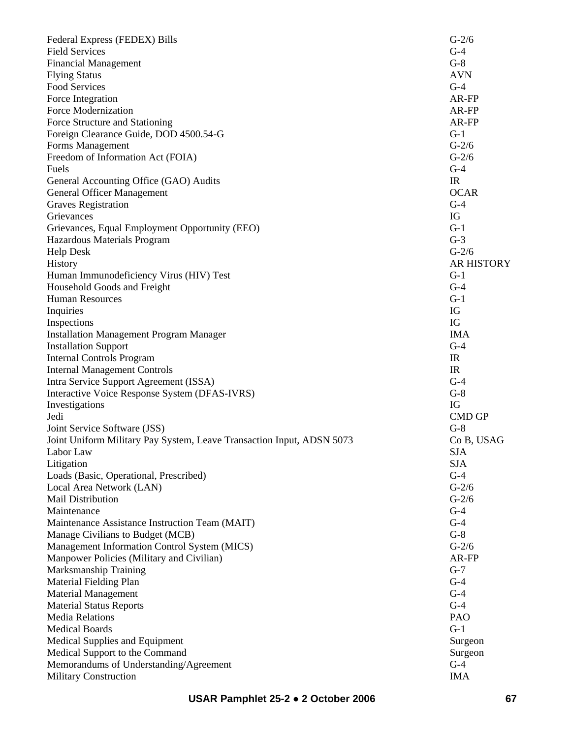| | |
|---|---|
| Federal Express (FEDEX) Bills | G-2/6 |
| Field Services | G-4 |
| Financial Management | G-8 |
| Flying Status | AVN |
| Food Services | G-4 |
| Force Integration | AR-FP |
| Force Modernization | AR-FP |
| Force Structure and Stationing | AR-FP |
| Foreign Clearance Guide, DOD 4500.54-G | G-1 |
| Forms Management | G-2/6 |
| Freedom of Information Act (FOIA) | G-2/6 |
| Fuels | G-4 |
| General Accounting Office (GAO) Audits | IR |
| General Officer Management | OCAR |
| Graves Registration | G-4 |
| Grievances | IG |
| Grievances, Equal Employment Opportunity (EEO) | G-1 |
| Hazardous Materials Program | G-3 |
| Help Desk | G-2/6 |
| History | AR HISTORY |
| Human Immunodeficiency Virus (HIV) Test | G-1 |
| Household Goods and Freight | G-4 |
| Human Resources | G-1 |
| Inquiries | IG |
| Inspections | IG |
| Installation Management Program Manager | IMA |
| Installation Support | G-4 |
| Internal Controls Program | IR |
| Internal Management Controls | IR |
| Intra Service Support Agreement (ISSA) | G-4 |
| Interactive Voice Response System (DFAS-IVRS) | G-8 |
| Investigations | IG |
| Jedi | CMD GP |
| Joint Service Software (JSS) | G-8 |
| Joint Uniform Military Pay System, Leave Transaction Input, ADSN 5073 | Co B, USAG |
| Labor Law | SJA |
| Litigation | SJA |
| Loads (Basic, Operational, Prescribed) | G-4 |
| Local Area Network (LAN) | G-2/6 |
| Mail Distribution | G-2/6 |
| Maintenance | G-4 |
| Maintenance Assistance Instruction Team (MAIT) | G-4 |
| Manage Civilians to Budget (MCB) | G-8 |
| Management Information Control System (MICS) | G-2/6 |
| Manpower Policies (Military and Civilian) | AR-FP |
| Marksmanship Training | G-7 |
| Material Fielding Plan | G-4 |
| Material Management | G-4 |
| Material Status Reports | G-4 |
| Media Relations | PAO |
| Medical Boards | G-1 |
| Medical Supplies and Equipment | Surgeon |
| Medical Support to the Command | Surgeon |
| Memorandums of Understanding/Agreement | G-4 |
| Military Construction | IMA |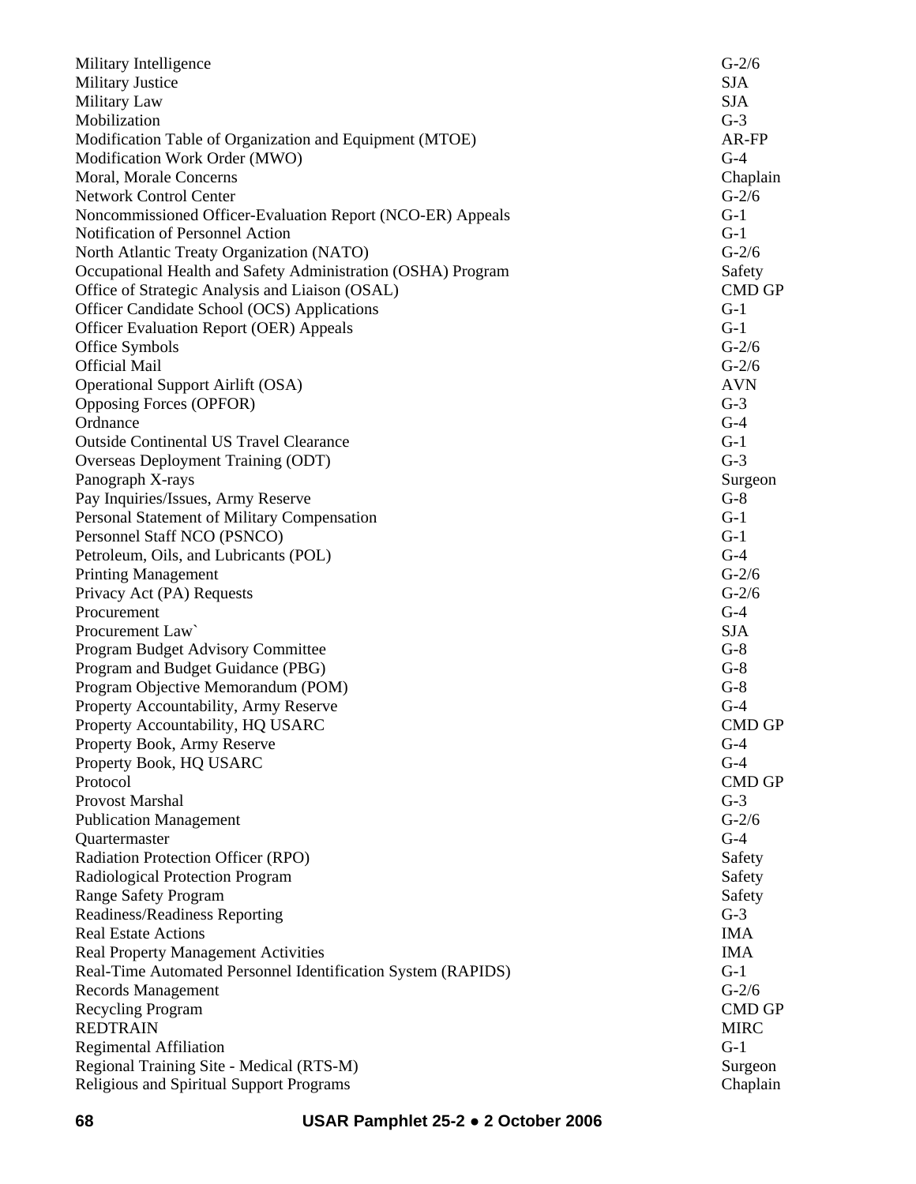| | |
|---|---|
| Military Intelligence | G-2/6 |
| Military Justice | SJA |
| Military Law | SJA |
| Mobilization | G-3 |
| Modification Table of Organization and Equipment (MTOE) | AR-FP |
| Modification Work Order (MWO) | G-4 |
| Moral, Morale Concerns | Chaplain |
| Network Control Center | G-2/6 |
| Noncommissioned Officer-Evaluation Report (NCO-ER) Appeals | G-1 |
| Notification of Personnel Action | G-1 |
| North Atlantic Treaty Organization (NATO) | G-2/6 |
| Occupational Health and Safety Administration (OSHA) Program | Safety |
| Office of Strategic Analysis and Liaison (OSAL) | CMD GP |
| Officer Candidate School (OCS) Applications | G-1 |
| Officer Evaluation Report (OER) Appeals | G-1 |
| Office Symbols | G-2/6 |
| Official Mail | G-2/6 |
| Operational Support Airlift (OSA) | AVN |
| Opposing Forces (OPFOR) | G-3 |
| Ordnance | G-4 |
| Outside Continental US Travel Clearance | G-1 |
| Overseas Deployment Training (ODT) | G-3 |
| Panograph X-rays | Surgeon |
| Pay Inquiries/Issues, Army Reserve | G-8 |
| Personal Statement of Military Compensation | G-1 |
| Personnel Staff NCO (PSNCO) | G-1 |
| Petroleum, Oils, and Lubricants (POL) | G-4 |
| Printing Management | G-2/6 |
| Privacy Act (PA) Requests | G-2/6 |
| Procurement | G-4 |
| Procurement Law` | SJA |
| Program Budget Advisory Committee | G-8 |
| Program and Budget Guidance (PBG) | G-8 |
| Program Objective Memorandum (POM) | G-8 |
| Property Accountability, Army Reserve | G-4 |
| Property Accountability, HQ USARC | CMD GP |
| Property Book, Army Reserve | G-4 |
| Property Book, HQ USARC | G-4 |
| Protocol | CMD GP |
| Provost Marshal | G-3 |
| Publication Management | G-2/6 |
| Quartermaster | G-4 |
| Radiation Protection Officer (RPO) | Safety |
| Radiological Protection Program | Safety |
| Range Safety Program | Safety |
| Readiness/Readiness Reporting | G-3 |
| Real Estate Actions | IMA |
| Real Property Management Activities | IMA |
| Real-Time Automated Personnel Identification System (RAPIDS) | G-1 |
| Records Management | G-2/6 |
| Recycling Program | CMD GP |
| REDTRAIN | MIRC |
| Regimental Affiliation | G-1 |
| Regional Training Site - Medical (RTS-M) | Surgeon |
| Religious and Spiritual Support Programs | Chaplain |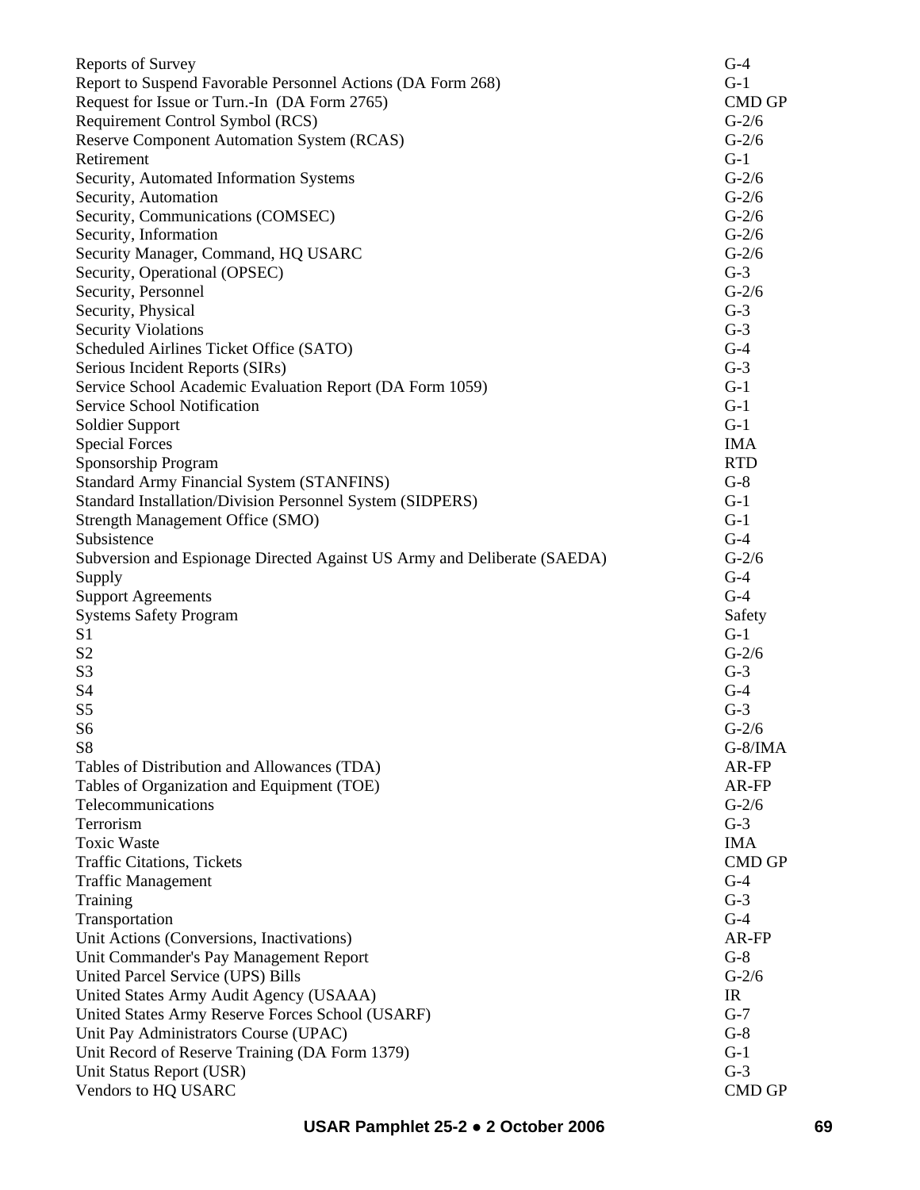| | |
|---|---|
| Reports of Survey | G-4 |
| Report to Suspend Favorable Personnel Actions (DA Form 268) | G-1 |
| Request for Issue or Turn.-In (DA Form 2765) | CMD GP |
| Requirement Control Symbol (RCS) | G-2/6 |
| Reserve Component Automation System (RCAS) | G-2/6 |
| Retirement | G-1 |
| Security, Automated Information Systems | G-2/6 |
| Security, Automation | G-2/6 |
| Security, Communications (COMSEC) | G-2/6 |
| Security, Information | G-2/6 |
| Security Manager, Command, HQ USARC | G-2/6 |
| Security, Operational (OPSEC) | G-3 |
| Security, Personnel | G-2/6 |
| Security, Physical | G-3 |
| Security Violations | G-3 |
| Scheduled Airlines Ticket Office (SATO) | G-4 |
| Serious Incident Reports (SIRs) | G-3 |
| Service School Academic Evaluation Report (DA Form 1059) | G-1 |
| Service School Notification | G-1 |
| Soldier Support | G-1 |
| Special Forces | IMA |
| Sponsorship Program | RTD |
| Standard Army Financial System (STANFINS) | G-8 |
| Standard Installation/Division Personnel System (SIDPERS) | G-1 |
| Strength Management Office (SMO) | G-1 |
| Subsistence | G-4 |
| Subversion and Espionage Directed Against US Army and Deliberate (SAEDA) | G-2/6 |
| Supply | G-4 |
| Support Agreements | G-4 |
| Systems Safety Program | Safety |
| S1 | G-1 |
| S2 | G-2/6 |
| S3 | G-3 |
| S4 | G-4 |
| S5 | G-3 |
| S6 | G-2/6 |
| S8 | G-8/IMA |
| Tables of Distribution and Allowances (TDA) | AR-FP |
| Tables of Organization and Equipment (TOE) | AR-FP |
| Telecommunications | G-2/6 |
| Terrorism | G-3 |
| Toxic Waste | IMA |
| Traffic Citations, Tickets | CMD GP |
| Traffic Management | G-4 |
| Training | G-3 |
| Transportation | G-4 |
| Unit Actions (Conversions, Inactivations) | AR-FP |
| Unit Commander's Pay Management Report | G-8 |
| United Parcel Service (UPS) Bills | G-2/6 |
| United States Army Audit Agency (USAAA) | IR |
| United States Army Reserve Forces School (USARF) | G-7 |
| Unit Pay Administrators Course (UPAC) | G-8 |
| Unit Record of Reserve Training (DA Form 1379) | G-1 |
| Unit Status Report (USR) | G-3 |
| Vendors to HQ USARC | CMD GP |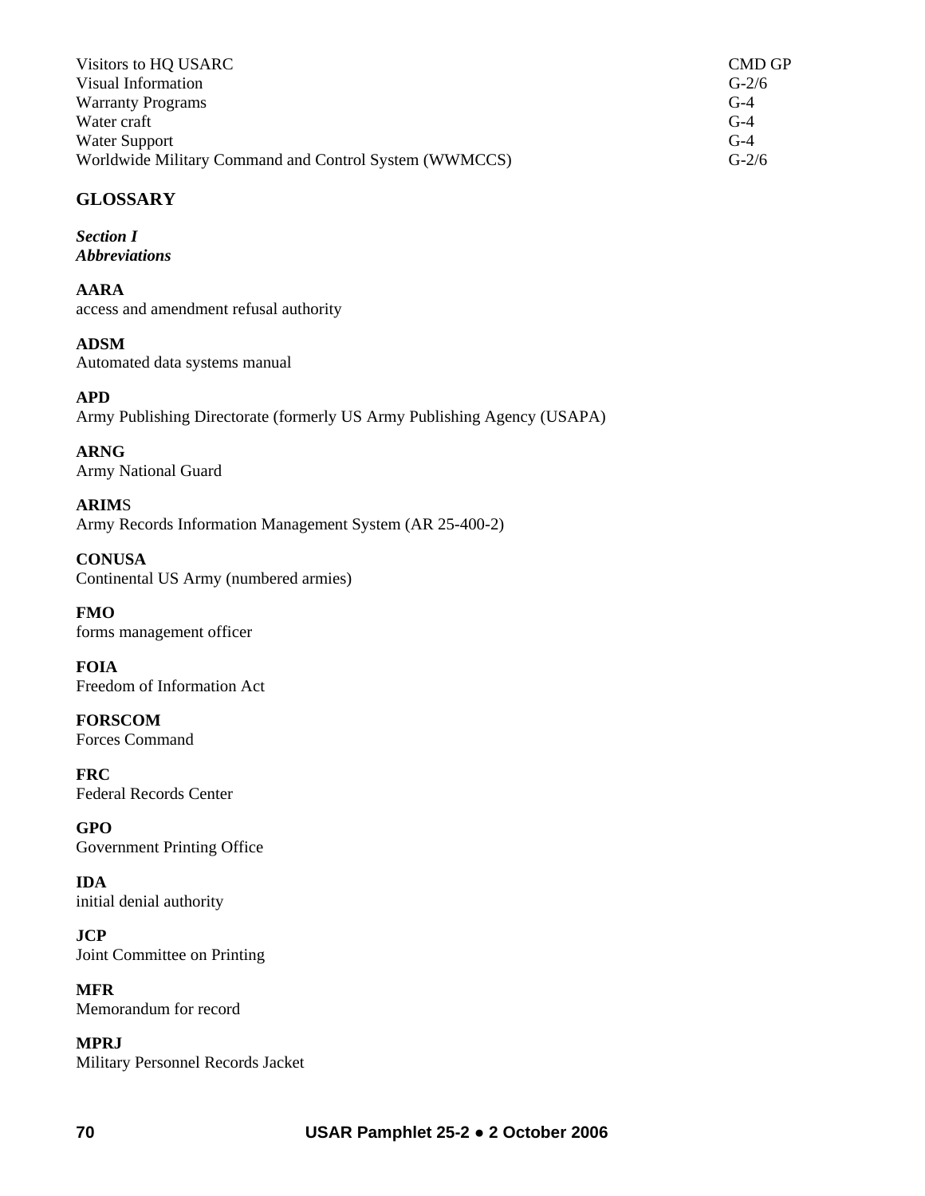| | |
|---|---|
| Visitors to HQ USARC | CMD GP |
| Visual Information | G-2/6 |
| Warranty Programs | G-4 |
| Water craft | G-4 |
| Water Support | G-4 |
| Worldwide Military Command and Control System (WWMCCS) | G-2/6 |

## GLOSSARY

***Section I***
***Abbreviations***

**AARA**
access and amendment refusal authority

**ADSM**
Automated data systems manual

**APD**
Army Publishing Directorate (formerly US Army Publishing Agency (USAPA)

**ARNG**
Army National Guard

**ARIM**S
Army Records Information Management System (AR 25-400-2)

**CONUSA**
Continental US Army (numbered armies)

**FMO**
forms management officer

**FOIA**
Freedom of Information Act

**FORSCOM**
Forces Command

**FRC**
Federal Records Center

**GPO**
Government Printing Office

**IDA**
initial denial authority

**JCP**
Joint Committee on Printing

**MFR**
Memorandum for record

**MPRJ**
Military Personnel Records Jacket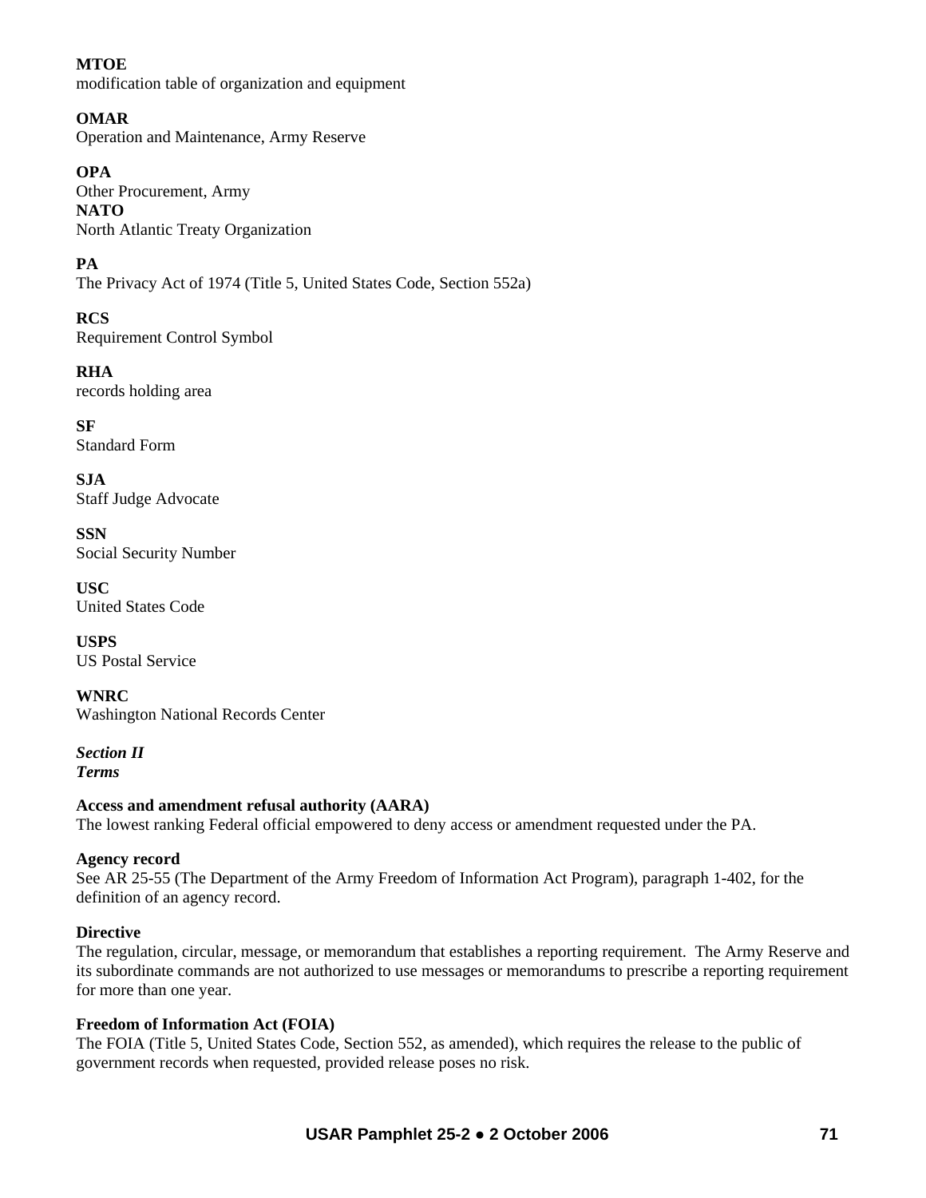**MTOE**
modification table of organization and equipment

**OMAR**
Operation and Maintenance, Army Reserve

**OPA**
Other Procurement, Army
**NATO**
North Atlantic Treaty Organization

**PA**
The Privacy Act of 1974 (Title 5, United States Code, Section 552a)

**RCS**
Requirement Control Symbol

**RHA**
records holding area

**SF**
Standard Form

**SJA**
Staff Judge Advocate

**SSN**
Social Security Number

**USC**
United States Code

**USPS**
US Postal Service

**WNRC**
Washington National Records Center

***Section II***
***Terms***

**Access and amendment refusal authority (AARA)**
The lowest ranking Federal official empowered to deny access or amendment requested under the PA.

**Agency record**
See AR 25-55 (The Department of the Army Freedom of Information Act Program), paragraph 1-402, for the definition of an agency record.

**Directive**
The regulation, circular, message, or memorandum that establishes a reporting requirement. The Army Reserve and its subordinate commands are not authorized to use messages or memorandums to prescribe a reporting requirement for more than one year.

**Freedom of Information Act (FOIA)**
The FOIA (Title 5, United States Code, Section 552, as amended), which requires the release to the public of government records when requested, provided release poses no risk.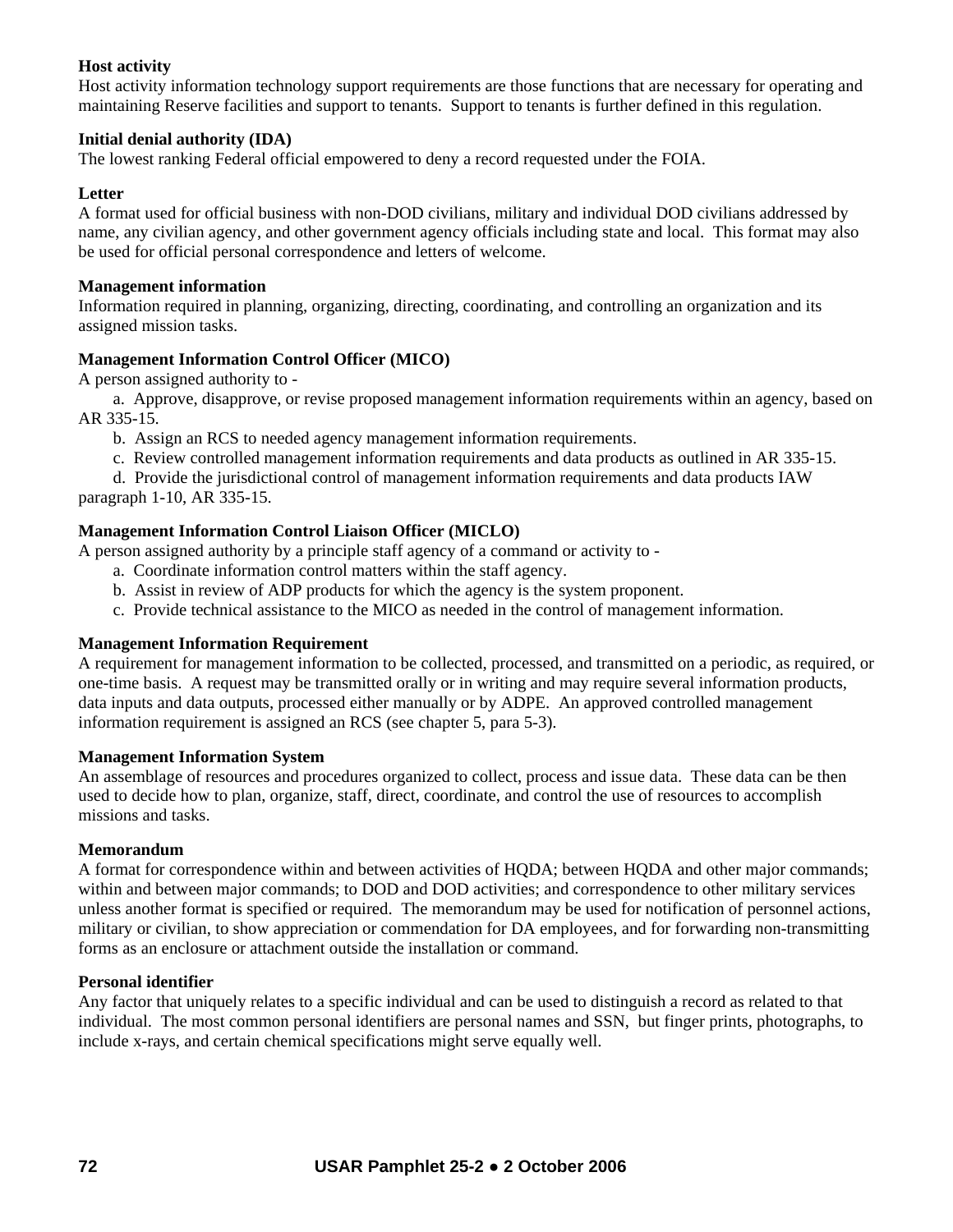**Host activity**
Host activity information technology support requirements are those functions that are necessary for operating and maintaining Reserve facilities and support to tenants.  Support to tenants is further defined in this regulation.

**Initial denial authority (IDA)**
The lowest ranking Federal official empowered to deny a record requested under the FOIA.

**Letter**
A format used for official business with non-DOD civilians, military and individual DOD civilians addressed by name, any civilian agency, and other government agency officials including state and local.  This format may also be used for official personal correspondence and letters of welcome.

**Management information**
Information required in planning, organizing, directing, coordinating, and controlling an organization and its assigned mission tasks.

**Management Information Control Officer (MICO)**
A person assigned authority to -

a.  Approve, disapprove, or revise proposed management information requirements within an agency, based on AR 335-15.

b.  Assign an RCS to needed agency management information requirements.

c.  Review controlled management information requirements and data products as outlined in AR 335-15.

d.  Provide the jurisdictional control of management information requirements and data products IAW paragraph 1-10, AR 335-15.

**Management Information Control Liaison Officer (MICLO)**
A person assigned authority by a principle staff agency of a command or activity to -

a.  Coordinate information control matters within the staff agency.

b.  Assist in review of ADP products for which the agency is the system proponent.

c.  Provide technical assistance to the MICO as needed in the control of management information.

**Management Information Requirement**
A requirement for management information to be collected, processed, and transmitted on a periodic, as required, or one-time basis.  A request may be transmitted orally or in writing and may require several information products, data inputs and data outputs, processed either manually or by ADPE.  An approved controlled management information requirement is assigned an RCS (see chapter 5, para 5-3).

**Management Information System**
An assemblage of resources and procedures organized to collect, process and issue data.  These data can be then used to decide how to plan, organize, staff, direct, coordinate, and control the use of resources to accomplish missions and tasks.

**Memorandum**
A format for correspondence within and between activities of HQDA; between HQDA and other major commands; within and between major commands; to DOD and DOD activities; and correspondence to other military services unless another format is specified or required.  The memorandum may be used for notification of personnel actions, military or civilian, to show appreciation or commendation for DA employees, and for forwarding non-transmitting forms as an enclosure or attachment outside the installation or command.

**Personal identifier**
Any factor that uniquely relates to a specific individual and can be used to distinguish a record as related to that individual.  The most common personal identifiers are personal names and SSN,  but finger prints, photographs, to include x-rays, and certain chemical specifications might serve equally well.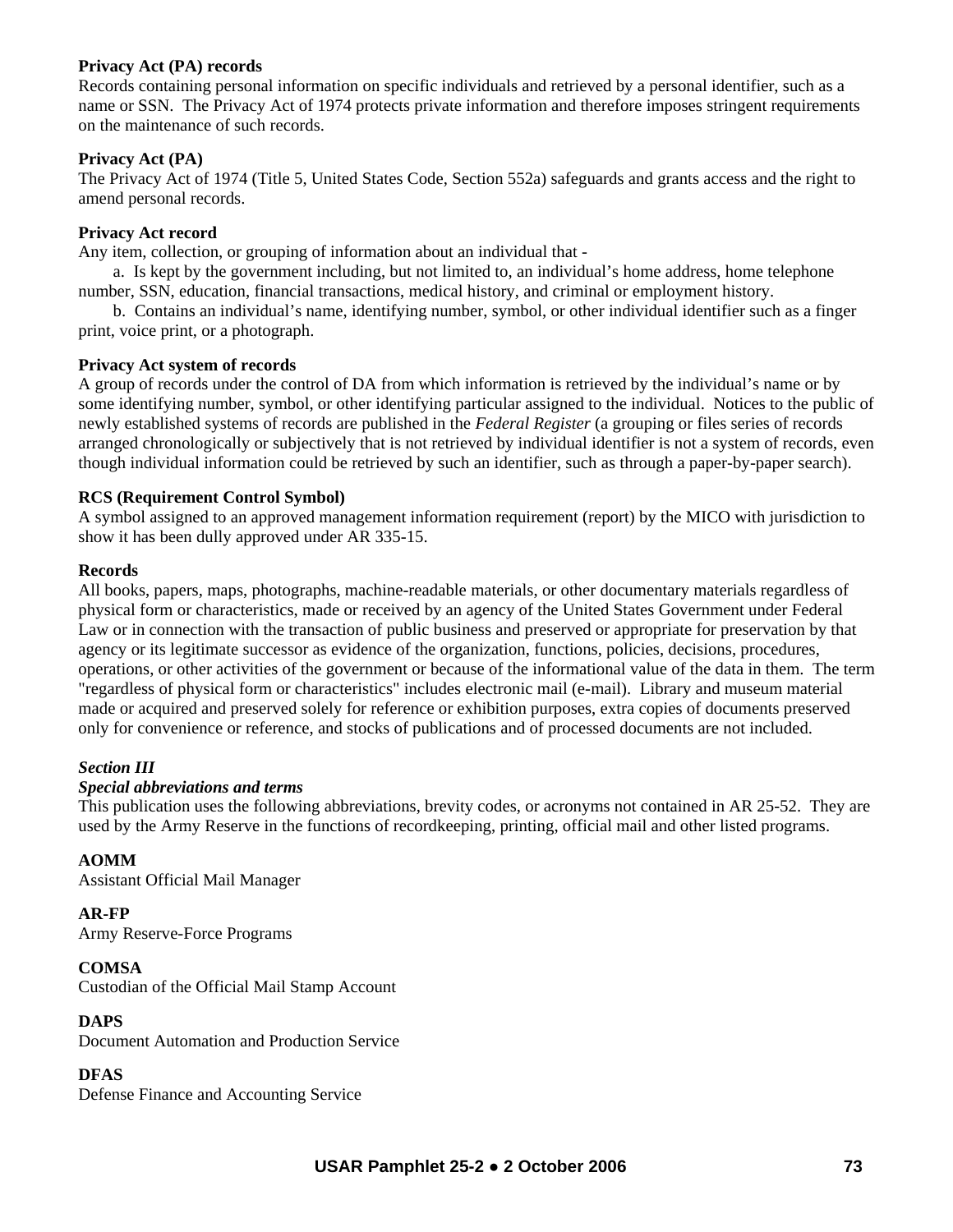**Privacy Act (PA) records**
Records containing personal information on specific individuals and retrieved by a personal identifier, such as a name or SSN. The Privacy Act of 1974 protects private information and therefore imposes stringent requirements on the maintenance of such records.

**Privacy Act (PA)**
The Privacy Act of 1974 (Title 5, United States Code, Section 552a) safeguards and grants access and the right to amend personal records.

**Privacy Act record**
Any item, collection, or grouping of information about an individual that -

a. Is kept by the government including, but not limited to, an individual's home address, home telephone number, SSN, education, financial transactions, medical history, and criminal or employment history.

b. Contains an individual's name, identifying number, symbol, or other individual identifier such as a finger print, voice print, or a photograph.

**Privacy Act system of records**
A group of records under the control of DA from which information is retrieved by the individual's name or by some identifying number, symbol, or other identifying particular assigned to the individual. Notices to the public of newly established systems of records are published in the *Federal Register* (a grouping or files series of records arranged chronologically or subjectively that is not retrieved by individual identifier is not a system of records, even though individual information could be retrieved by such an identifier, such as through a paper-by-paper search).

**RCS (Requirement Control Symbol)**
A symbol assigned to an approved management information requirement (report) by the MICO with jurisdiction to show it has been dully approved under AR 335-15.

**Records**
All books, papers, maps, photographs, machine-readable materials, or other documentary materials regardless of physical form or characteristics, made or received by an agency of the United States Government under Federal Law or in connection with the transaction of public business and preserved or appropriate for preservation by that agency or its legitimate successor as evidence of the organization, functions, policies, decisions, procedures, operations, or other activities of the government or because of the informational value of the data in them. The term "regardless of physical form or characteristics" includes electronic mail (e-mail). Library and museum material made or acquired and preserved solely for reference or exhibition purposes, extra copies of documents preserved only for convenience or reference, and stocks of publications and of processed documents are not included.

***Section III***
***Special abbreviations and terms***
This publication uses the following abbreviations, brevity codes, or acronyms not contained in AR 25-52. They are used by the Army Reserve in the functions of recordkeeping, printing, official mail and other listed programs.

**AOMM**
Assistant Official Mail Manager

**AR-FP**
Army Reserve-Force Programs

**COMSA**
Custodian of the Official Mail Stamp Account

**DAPS**
Document Automation and Production Service

**DFAS**
Defense Finance and Accounting Service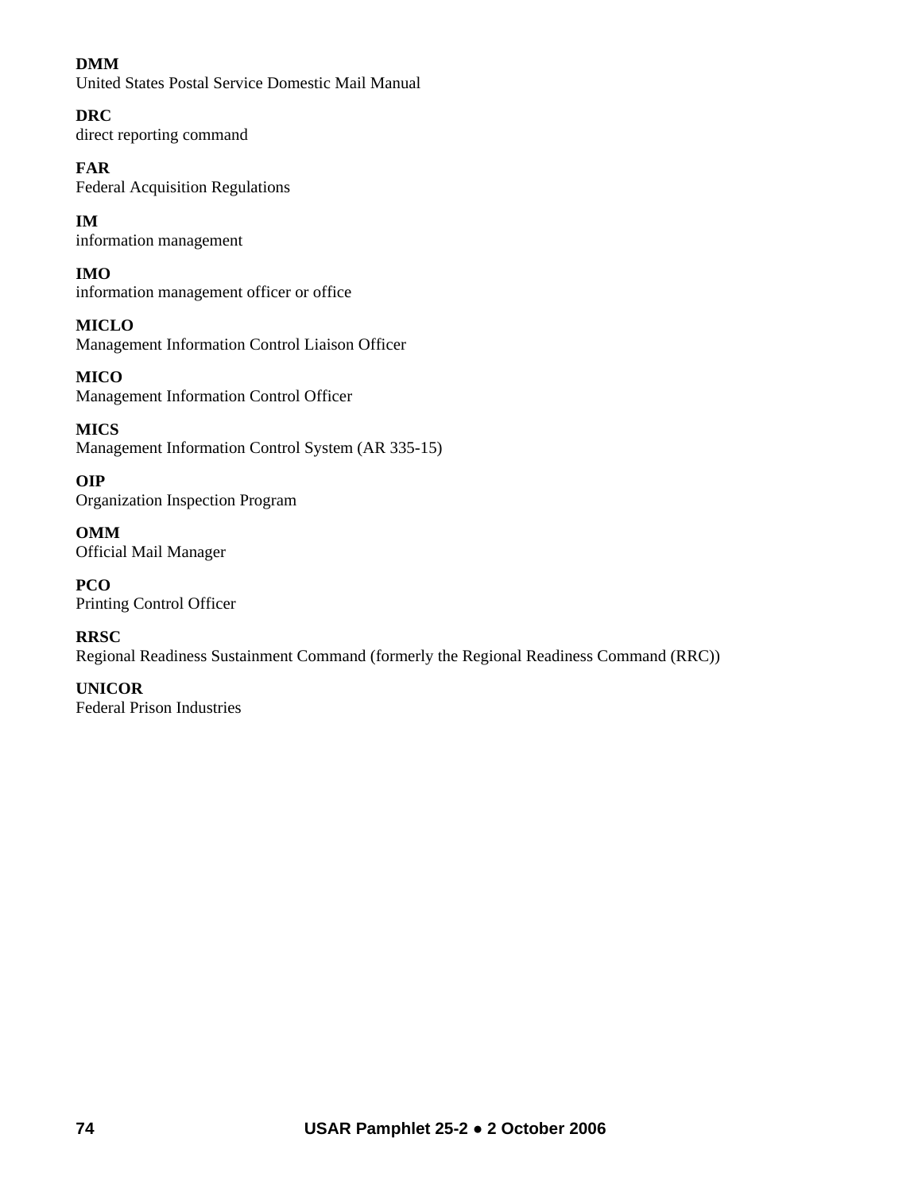**DMM**
United States Postal Service Domestic Mail Manual

**DRC**
direct reporting command

**FAR**
Federal Acquisition Regulations

**IM**
information management

**IMO**
information management officer or office

**MICLO**
Management Information Control Liaison Officer

**MICO**
Management Information Control Officer

**MICS**
Management Information Control System (AR 335-15)

**OIP**
Organization Inspection Program

**OMM**
Official Mail Manager

**PCO**
Printing Control Officer

**RRSC**
Regional Readiness Sustainment Command (formerly the Regional Readiness Command (RRC))

**UNICOR**
Federal Prison Industries